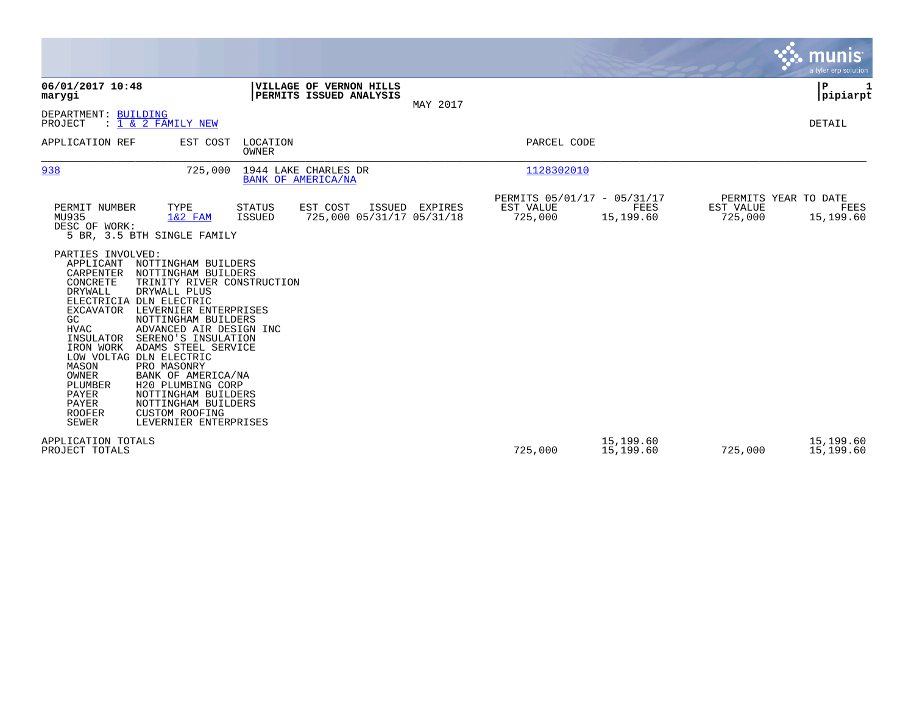**06/01/2017 10:48**
**marygi**

**VILLAGE OF VERNON HILLS**
**PERMITS ISSUED ANALYSIS**

MAY 2017

**P 1**
**pipiarpt**

DEPARTMENT: BUILDING
PROJECT : 1 & 2 FAMILY NEW

DETAIL

| APPLICATION REF | EST COST | LOCATION / OWNER | PARCEL CODE |
|---|---|---|---|
| 938 | 725,000 | 1944 LAKE CHARLES DR / BANK OF AMERICA/NA | 1128302010 |

| PERMIT NUMBER | TYPE | STATUS | EST COST | ISSUED | EXPIRES | PERMITS 05/01/17 - 05/31/17 EST VALUE | FEES | PERMITS YEAR TO DATE EST VALUE | FEES |
|---|---|---|---|---|---|---|---|---|---|
| MU935 | 1&2 FAM | ISSUED | 725,000 | 05/31/17 | 05/31/18 | 725,000 | 15,199.60 | 725,000 | 15,199.60 |

DESC OF WORK:
5 BR, 3.5 BTH SINGLE FAMILY

PARTIES INVOLVED:

| | |
|---|---|
| APPLICANT | NOTTINGHAM BUILDERS |
| CARPENTER | NOTTINGHAM BUILDERS |
| CONCRETE | TRINITY RIVER CONSTRUCTION |
| DRYWALL | DRYWALL PLUS |
| ELECTRICIA | DLN ELECTRIC |
| EXCAVATOR | LEVERNIER ENTERPRISES |
| GC | NOTTINGHAM BUILDERS |
| HVAC | ADVANCED AIR DESIGN INC |
| INSULATOR | SERENO'S INSULATION |
| IRON WORK | ADAMS STEEL SERVICE |
| LOW VOLTAG | DLN ELECTRIC |
| MASON | PRO MASONRY |
| OWNER | BANK OF AMERICA/NA |
| PLUMBER | H20 PLUMBING CORP |
| PAYER | NOTTINGHAM BUILDERS |
| PAYER | NOTTINGHAM BUILDERS |
| ROOFER | CUSTOM ROOFING |
| SEWER | LEVERNIER ENTERPRISES |

| | EST VALUE | FEES | YTD EST VALUE | YTD FEES |
|---|---|---|---|---|
| APPLICATION TOTALS | | 15,199.60 | | 15,199.60 |
| PROJECT TOTALS | 725,000 | 15,199.60 | 725,000 | 15,199.60 |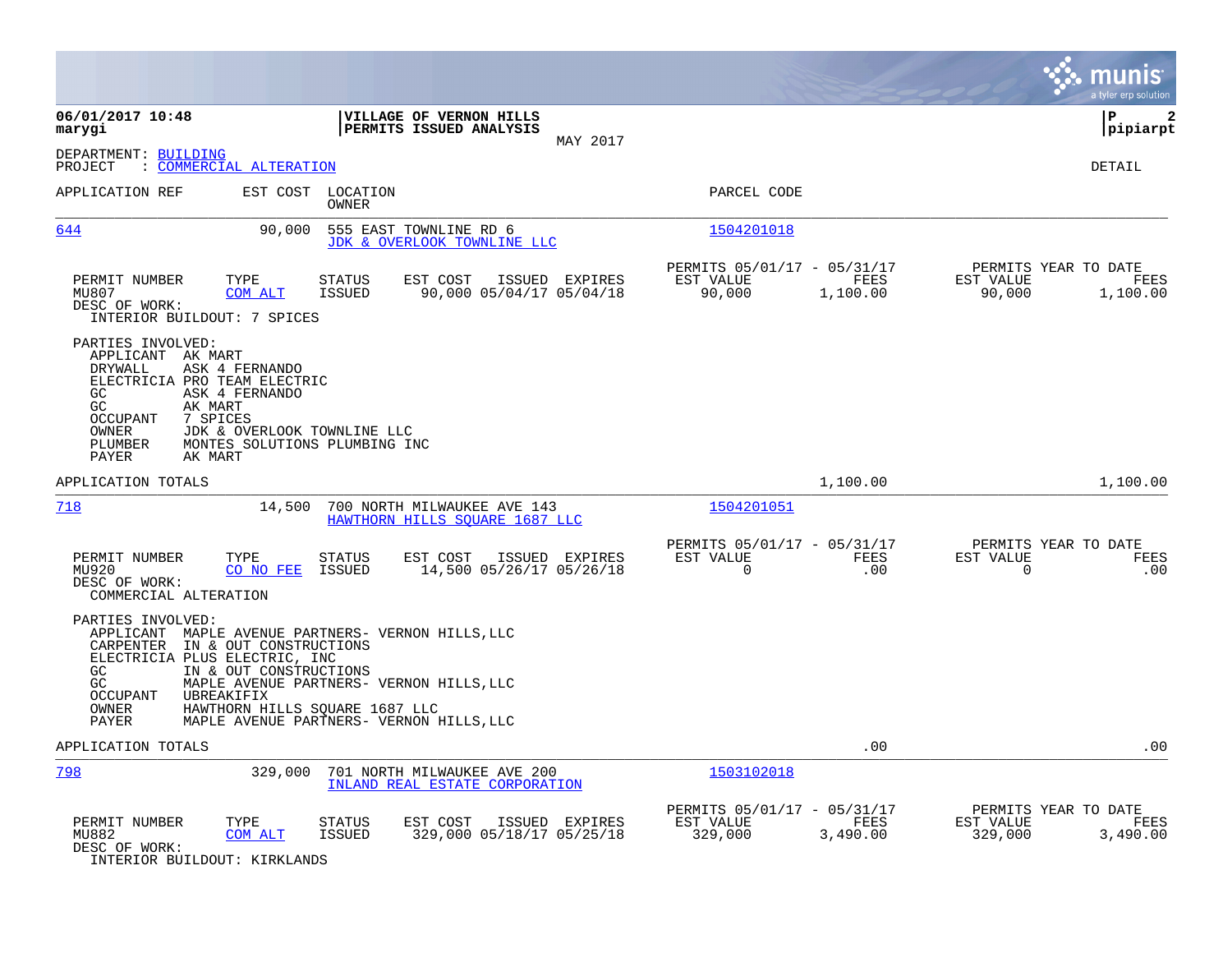06/01/2017 10:48
marygi

**VILLAGE OF VERNON HILLS**
**PERMITS ISSUED ANALYSIS**
MAY 2017

pipiarpt

DEPARTMENT: BUILDING
PROJECT : COMMERCIAL ALTERATION

DETAIL

| APPLICATION REF | EST COST | LOCATION / OWNER | PARCEL CODE |
|---|---|---|---|
| 644 | 90,000 | 555 EAST TOWNLINE RD 6 / JDK & OVERLOOK TOWNLINE LLC | 1504201018 |

| PERMIT NUMBER | TYPE | STATUS | EST COST | ISSUED | EXPIRES | PERMITS 05/01/17 - 05/31/17 EST VALUE | FEES | PERMITS YEAR TO DATE EST VALUE | FEES |
|---|---|---|---|---|---|---|---|---|---|
| MU807 | COM ALT | ISSUED | 90,000 | 05/04/17 | 05/04/18 | 90,000 | 1,100.00 | 90,000 | 1,100.00 |

DESC OF WORK:
INTERIOR BUILDOUT: 7 SPICES

PARTIES INVOLVED:
- APPLICANT AK MART
- DRYWALL ASK 4 FERNANDO
- ELECTRICIA PRO TEAM ELECTRIC
- GC ASK 4 FERNANDO
- GC AK MART
- OCCUPANT 7 SPICES
- OWNER JDK & OVERLOOK TOWNLINE LLC
- PLUMBER MONTES SOLUTIONS PLUMBING INC
- PAYER AK MART

APPLICATION TOTALS 1,100.00 1,100.00

| APPLICATION REF | EST COST | LOCATION / OWNER | PARCEL CODE |
|---|---|---|---|
| 718 | 14,500 | 700 NORTH MILWAUKEE AVE 143 / HAWTHORN HILLS SQUARE 1687 LLC | 1504201051 |

| PERMIT NUMBER | TYPE | STATUS | EST COST | ISSUED | EXPIRES | PERMITS 05/01/17 - 05/31/17 EST VALUE | FEES | PERMITS YEAR TO DATE EST VALUE | FEES |
|---|---|---|---|---|---|---|---|---|---|
| MU920 | CO NO FEE | ISSUED | 14,500 | 05/26/17 | 05/26/18 | 0 | .00 | 0 | .00 |

DESC OF WORK:
COMMERCIAL ALTERATION

PARTIES INVOLVED:
- APPLICANT MAPLE AVENUE PARTNERS- VERNON HILLS,LLC
- CARPENTER IN & OUT CONSTRUCTIONS
- ELECTRICIA PLUS ELECTRIC, INC
- GC IN & OUT CONSTRUCTIONS
- GC MAPLE AVENUE PARTNERS- VERNON HILLS,LLC
- OCCUPANT UBREAKIFIX
- OWNER HAWTHORN HILLS SQUARE 1687 LLC
- PAYER MAPLE AVENUE PARTNERS- VERNON HILLS,LLC

APPLICATION TOTALS .00 .00

| APPLICATION REF | EST COST | LOCATION / OWNER | PARCEL CODE |
|---|---|---|---|
| 798 | 329,000 | 701 NORTH MILWAUKEE AVE 200 / INLAND REAL ESTATE CORPORATION | 1503102018 |

| PERMIT NUMBER | TYPE | STATUS | EST COST | ISSUED | EXPIRES | PERMITS 05/01/17 - 05/31/17 EST VALUE | FEES | PERMITS YEAR TO DATE EST VALUE | FEES |
|---|---|---|---|---|---|---|---|---|---|
| MU882 | COM ALT | ISSUED | 329,000 | 05/18/17 | 05/25/18 | 329,000 | 3,490.00 | 329,000 | 3,490.00 |

DESC OF WORK:
INTERIOR BUILDOUT: KIRKLANDS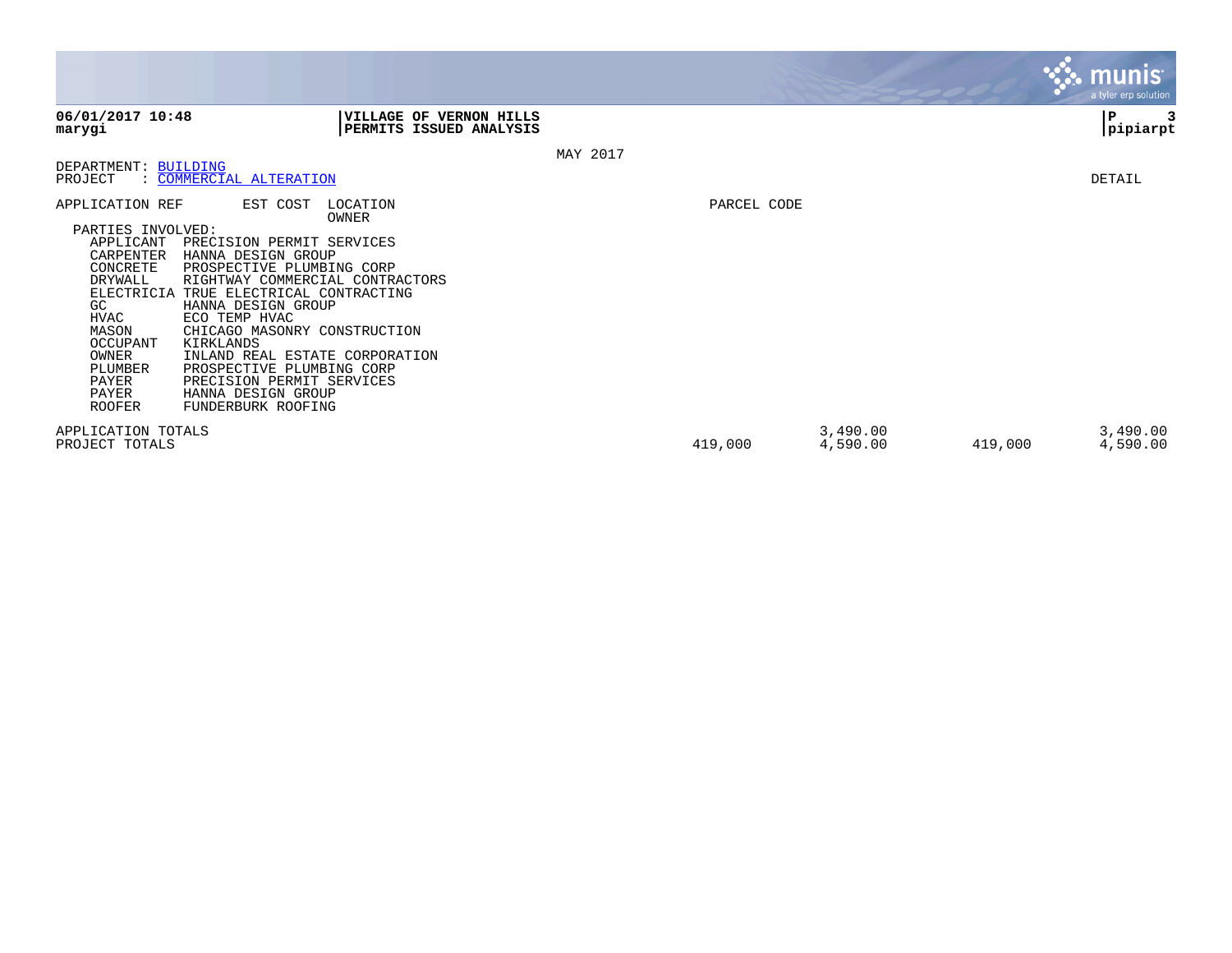**VILLAGE OF VERNON HILLS**
**PERMITS ISSUED ANALYSIS**

**06/01/2017 10:48**
**marygi**

**pipiarpt**

MAY 2017

DEPARTMENT: BUILDING
PROJECT : COMMERCIAL ALTERATION

DETAIL

APPLICATION REF EST COST LOCATION OWNER PARCEL CODE

PARTIES INVOLVED:

| | |
|---|---|
| APPLICANT | PRECISION PERMIT SERVICES |
| CARPENTER | HANNA DESIGN GROUP |
| CONCRETE | PROSPECTIVE PLUMBING CORP |
| DRYWALL | RIGHTWAY COMMERCIAL CONTRACTORS |
| ELECTRICIA | TRUE ELECTRICAL CONTRACTING |
| GC | HANNA DESIGN GROUP |
| HVAC | ECO TEMP HVAC |
| MASON | CHICAGO MASONRY CONSTRUCTION |
| OCCUPANT | KIRKLANDS |
| OWNER | INLAND REAL ESTATE CORPORATION |
| PLUMBER | PROSPECTIVE PLUMBING CORP |
| PAYER | PRECISION PERMIT SERVICES |
| PAYER | HANNA DESIGN GROUP |
| ROOFER | FUNDERBURK ROOFING |

| | | | | |
|---|---|---|---|---|
| APPLICATION TOTALS | | 3,490.00 | | 3,490.00 |
| PROJECT TOTALS | 419,000 | 4,590.00 | 419,000 | 4,590.00 |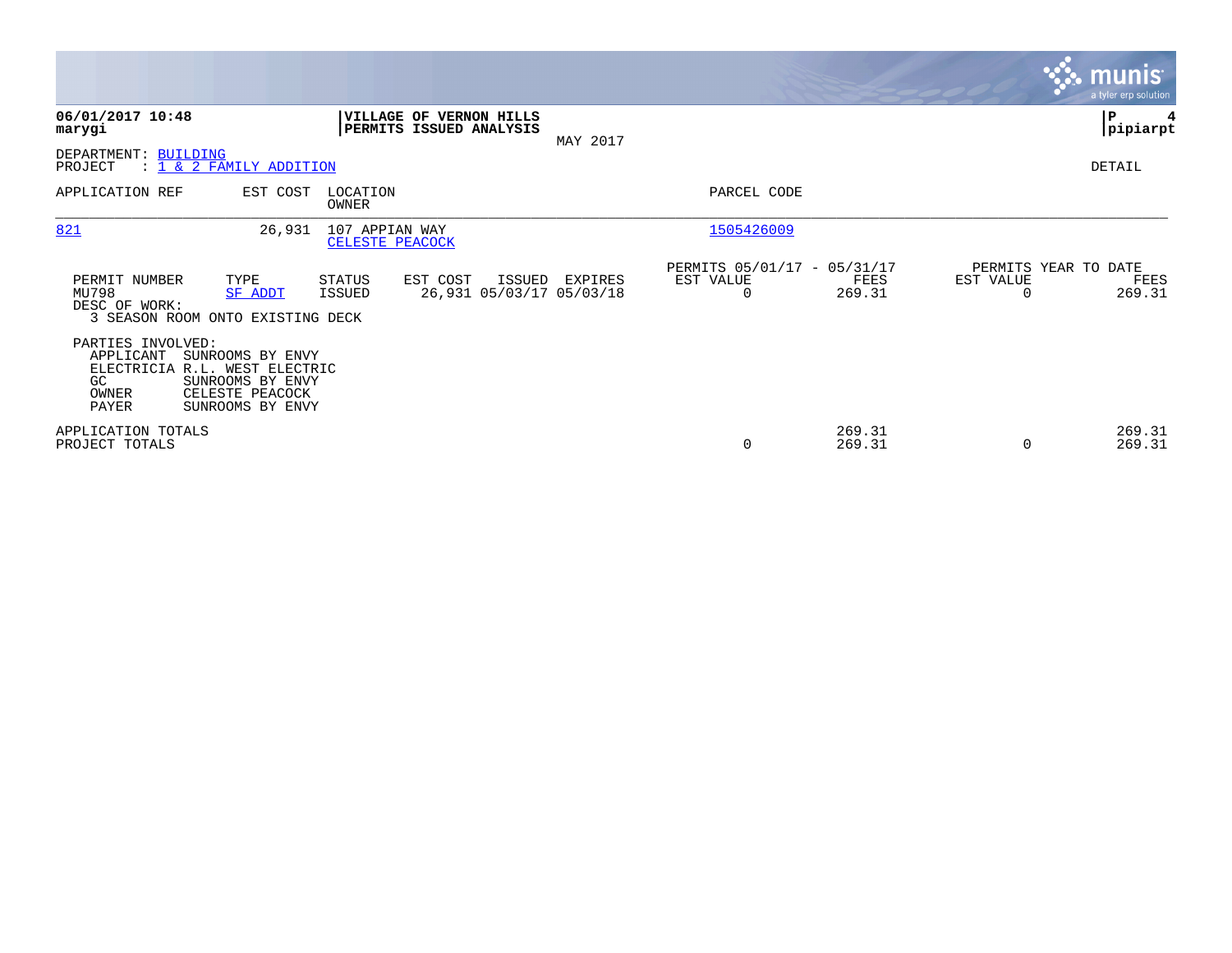**06/01/2017 10:48**
**marygi**

**VILLAGE OF VERNON HILLS**
**PERMITS ISSUED ANALYSIS**

MAY 2017

**pipiarpt**

DEPARTMENT: BUILDING
PROJECT : 1 & 2 FAMILY ADDITION

DETAIL

| APPLICATION REF | EST COST | LOCATION / OWNER | PARCEL CODE |
|---|---|---|---|
| 821 | 26,931 | 107 APPIAN WAY / CELESTE PEACOCK | 1505426009 |

| PERMIT NUMBER | TYPE | STATUS | EST COST | ISSUED | EXPIRES | PERMITS 05/01/17 - 05/31/17 EST VALUE | FEES | PERMITS YEAR TO DATE EST VALUE | FEES |
|---|---|---|---|---|---|---|---|---|---|
| MU798 | SF ADDT | ISSUED | 26,931 | 05/03/17 | 05/03/18 | 0 | 269.31 | 0 | 269.31 |

DESC OF WORK:
3 SEASON ROOM ONTO EXISTING DECK

PARTIES INVOLVED:

| | |
|---|---|
| APPLICANT | SUNROOMS BY ENVY |
| ELECTRICIA | R.L. WEST ELECTRIC |
| GC | SUNROOMS BY ENVY |
| OWNER | CELESTE PEACOCK |
| PAYER | SUNROOMS BY ENVY |

| | EST VALUE | FEES | YTD EST VALUE | YTD FEES |
|---|---|---|---|---|
| APPLICATION TOTALS | | 269.31 | | 269.31 |
| PROJECT TOTALS | 0 | 269.31 | 0 | 269.31 |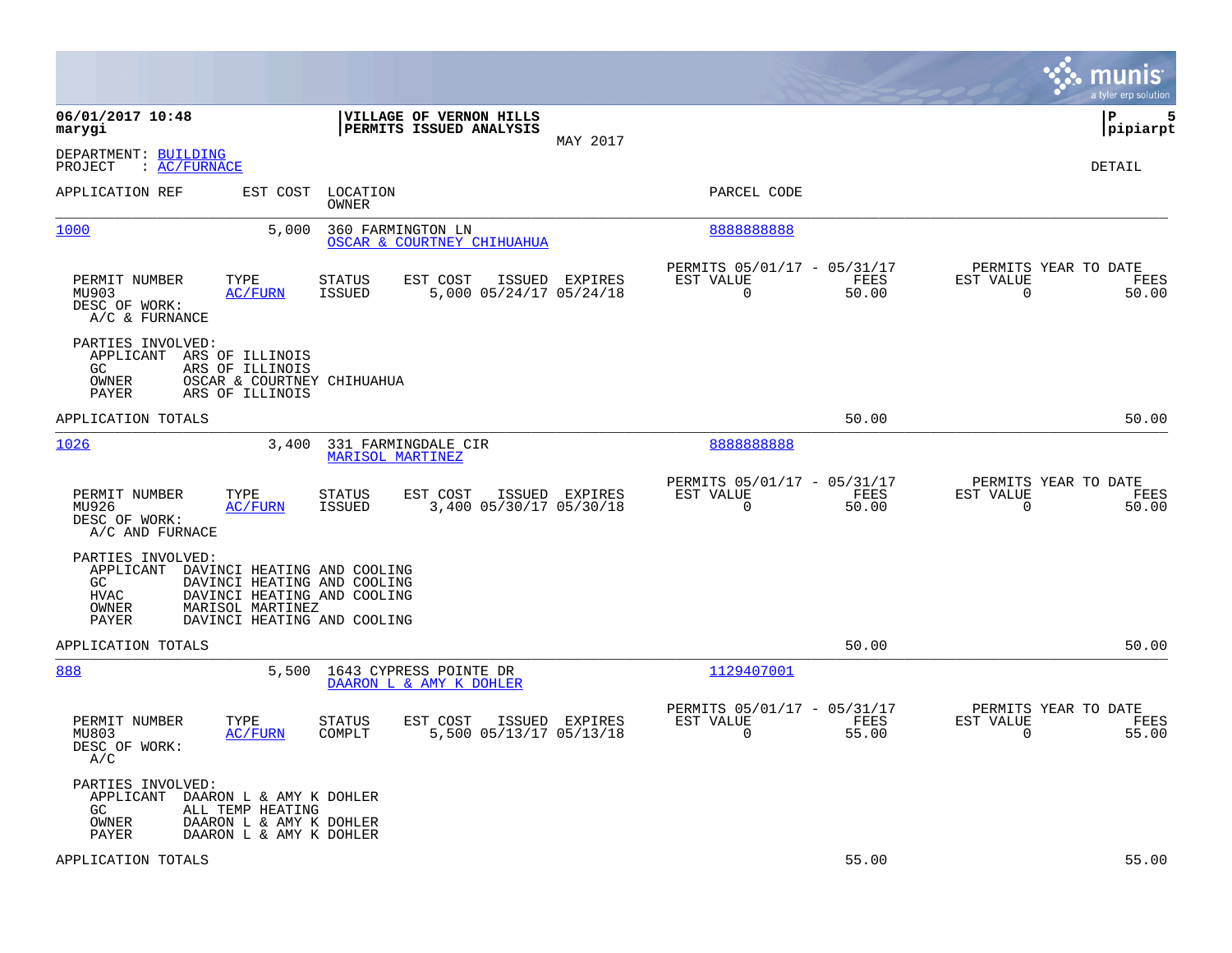06/01/2017 10:48
marygi

**VILLAGE OF VERNON HILLS**
**PERMITS ISSUED ANALYSIS**

MAY 2017

P 5
pipiarpt

DEPARTMENT: BUILDING
PROJECT : AC/FURNACE

DETAIL

| APPLICATION REF | EST COST | LOCATION / OWNER | PARCEL CODE |
|---|---|---|---|
| 1000 | 5,000 | 360 FARMINGTON LN / OSCAR & COURTNEY CHIHUAHUA | 8888888888 |

| PERMIT NUMBER | TYPE | STATUS | EST COST | ISSUED | EXPIRES | PERMITS 05/01/17 - 05/31/17 EST VALUE | FEES | PERMITS YEAR TO DATE EST VALUE | FEES |
|---|---|---|---|---|---|---|---|---|---|
| MU903 | AC/FURN | ISSUED | 5,000 | 05/24/17 | 05/24/18 | 0 | 50.00 | 0 | 50.00 |

DESC OF WORK:
A/C & FURNANCE

PARTIES INVOLVED:
- APPLICANT ARS OF ILLINOIS
- GC ARS OF ILLINOIS
- OWNER OSCAR & COURTNEY CHIHUAHUA
- PAYER ARS OF ILLINOIS

APPLICATION TOTALS 50.00 50.00

| APPLICATION REF | EST COST | LOCATION / OWNER | PARCEL CODE |
|---|---|---|---|
| 1026 | 3,400 | 331 FARMINGDALE CIR / MARISOL MARTINEZ | 8888888888 |

| PERMIT NUMBER | TYPE | STATUS | EST COST | ISSUED | EXPIRES | PERMITS 05/01/17 - 05/31/17 EST VALUE | FEES | PERMITS YEAR TO DATE EST VALUE | FEES |
|---|---|---|---|---|---|---|---|---|---|
| MU926 | AC/FURN | ISSUED | 3,400 | 05/30/17 | 05/30/18 | 0 | 50.00 | 0 | 50.00 |

DESC OF WORK:
A/C AND FURNACE

PARTIES INVOLVED:
- APPLICANT DAVINCI HEATING AND COOLING
- GC DAVINCI HEATING AND COOLING
- HVAC DAVINCI HEATING AND COOLING
- OWNER MARISOL MARTINEZ
- PAYER DAVINCI HEATING AND COOLING

APPLICATION TOTALS 50.00 50.00

| APPLICATION REF | EST COST | LOCATION / OWNER | PARCEL CODE |
|---|---|---|---|
| 888 | 5,500 | 1643 CYPRESS POINTE DR / DAARON L & AMY K DOHLER | 1129407001 |

| PERMIT NUMBER | TYPE | STATUS | EST COST | ISSUED | EXPIRES | PERMITS 05/01/17 - 05/31/17 EST VALUE | FEES | PERMITS YEAR TO DATE EST VALUE | FEES |
|---|---|---|---|---|---|---|---|---|---|
| MU803 | AC/FURN | COMPLT | 5,500 | 05/13/17 | 05/13/18 | 0 | 55.00 | 0 | 55.00 |

DESC OF WORK:
A/C

PARTIES INVOLVED:
- APPLICANT DAARON L & AMY K DOHLER
- GC ALL TEMP HEATING
- OWNER DAARON L & AMY K DOHLER
- PAYER DAARON L & AMY K DOHLER

APPLICATION TOTALS 55.00 55.00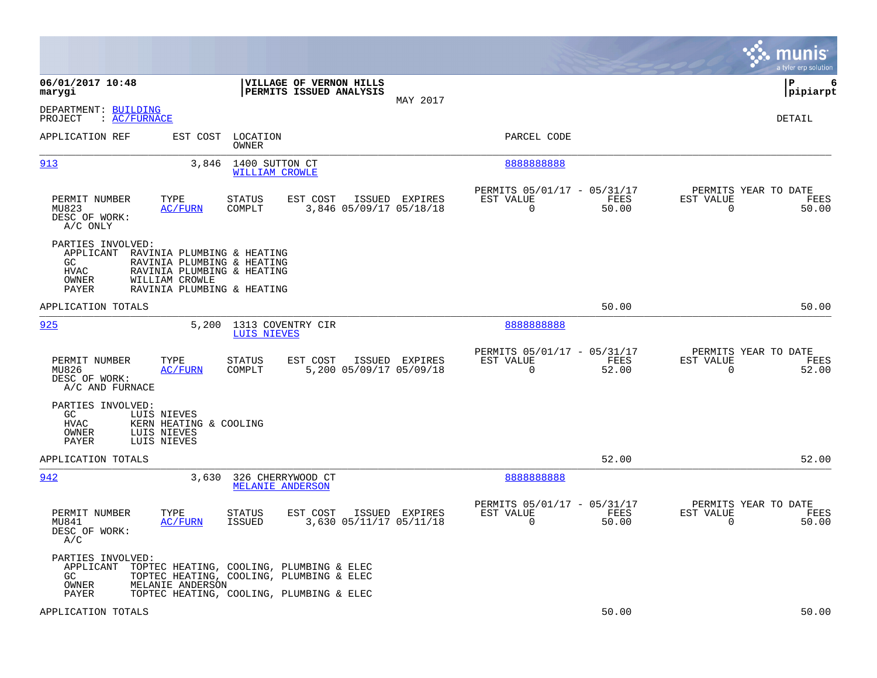**06/01/2017 10:48**
**marygi**

**VILLAGE OF VERNON HILLS**
**PERMITS ISSUED ANALYSIS**

MAY 2017

**P 6**
**pipiarpt**

DEPARTMENT: BUILDING
PROJECT : AC/FURNACE

DETAIL

| APPLICATION REF | EST COST | LOCATION / OWNER | PARCEL CODE |
|---|---|---|---|
| 913 | 3,846 | 1400 SUTTON CT / WILLIAM CROWLE | 8888888888 |

| PERMIT NUMBER | TYPE | STATUS | EST COST | ISSUED | EXPIRES | PERMITS 05/01/17 - 05/31/17 EST VALUE | FEES | PERMITS YEAR TO DATE EST VALUE | FEES |
|---|---|---|---|---|---|---|---|---|---|
| MU823 | AC/FURN | COMPLT | 3,846 | 05/09/17 | 05/18/18 | 0 | 50.00 | 0 | 50.00 |

DESC OF WORK:
A/C ONLY

PARTIES INVOLVED:
- APPLICANT RAVINIA PLUMBING & HEATING
- GC RAVINIA PLUMBING & HEATING
- HVAC RAVINIA PLUMBING & HEATING
- OWNER WILLIAM CROWLE
- PAYER RAVINIA PLUMBING & HEATING

APPLICATION TOTALS 50.00 50.00

| APPLICATION REF | EST COST | LOCATION / OWNER | PARCEL CODE |
|---|---|---|---|
| 925 | 5,200 | 1313 COVENTRY CIR / LUIS NIEVES | 8888888888 |

| PERMIT NUMBER | TYPE | STATUS | EST COST | ISSUED | EXPIRES | PERMITS 05/01/17 - 05/31/17 EST VALUE | FEES | PERMITS YEAR TO DATE EST VALUE | FEES |
|---|---|---|---|---|---|---|---|---|---|
| MU826 | AC/FURN | COMPLT | 5,200 | 05/09/17 | 05/09/18 | 0 | 52.00 | 0 | 52.00 |

DESC OF WORK:
A/C AND FURNACE

PARTIES INVOLVED:
- GC LUIS NIEVES
- HVAC KERN HEATING & COOLING
- OWNER LUIS NIEVES
- PAYER LUIS NIEVES

APPLICATION TOTALS 52.00 52.00

| APPLICATION REF | EST COST | LOCATION / OWNER | PARCEL CODE |
|---|---|---|---|
| 942 | 3,630 | 326 CHERRYWOOD CT / MELANIE ANDERSON | 8888888888 |

| PERMIT NUMBER | TYPE | STATUS | EST COST | ISSUED | EXPIRES | PERMITS 05/01/17 - 05/31/17 EST VALUE | FEES | PERMITS YEAR TO DATE EST VALUE | FEES |
|---|---|---|---|---|---|---|---|---|---|
| MU841 | AC/FURN | ISSUED | 3,630 | 05/11/17 | 05/11/18 | 0 | 50.00 | 0 | 50.00 |

DESC OF WORK:
A/C

PARTIES INVOLVED:
- APPLICANT TOPTEC HEATING, COOLING, PLUMBING & ELEC
- GC TOPTEC HEATING, COOLING, PLUMBING & ELEC
- OWNER MELANIE ANDERSON
- PAYER TOPTEC HEATING, COOLING, PLUMBING & ELEC

APPLICATION TOTALS 50.00 50.00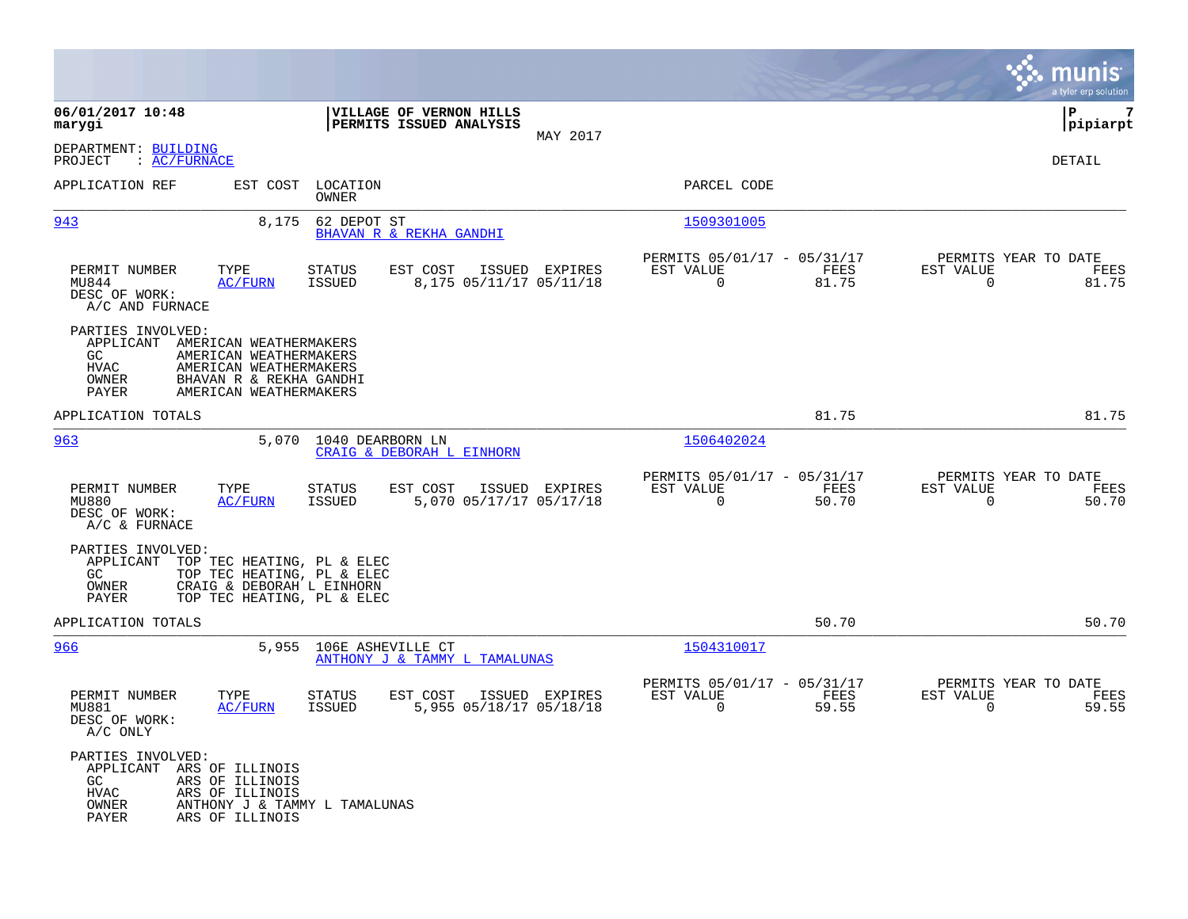06/01/2017 10:48
marygi

**VILLAGE OF VERNON HILLS**
**PERMITS ISSUED ANALYSIS**

MAY 2017

P 7
pipiarpt

DEPARTMENT: BUILDING
PROJECT : AC/FURNACE

DETAIL

| APPLICATION REF | EST COST | LOCATION / OWNER | PARCEL CODE |
|---|---|---|---|
| 943 | 8,175 | 62 DEPOT ST / BHAVAN R & REKHA GANDHI | 1509301005 |

| PERMIT NUMBER | TYPE | STATUS | EST COST | ISSUED | EXPIRES | PERMITS 05/01/17 - 05/31/17 EST VALUE | FEES | PERMITS YEAR TO DATE EST VALUE | FEES |
|---|---|---|---|---|---|---|---|---|---|
| MU844 | AC/FURN | ISSUED | 8,175 | 05/11/17 | 05/11/18 | 0 | 81.75 | 0 | 81.75 |

DESC OF WORK:
A/C AND FURNACE

PARTIES INVOLVED:
- APPLICANT AMERICAN WEATHERMAKERS
- GC AMERICAN WEATHERMAKERS
- HVAC AMERICAN WEATHERMAKERS
- OWNER BHAVAN R & REKHA GANDHI
- PAYER AMERICAN WEATHERMAKERS

APPLICATION TOTALS 81.75 81.75

| APPLICATION REF | EST COST | LOCATION / OWNER | PARCEL CODE |
|---|---|---|---|
| 963 | 5,070 | 1040 DEARBORN LN / CRAIG & DEBORAH L EINHORN | 1506402024 |

| PERMIT NUMBER | TYPE | STATUS | EST COST | ISSUED | EXPIRES | PERMITS 05/01/17 - 05/31/17 EST VALUE | FEES | PERMITS YEAR TO DATE EST VALUE | FEES |
|---|---|---|---|---|---|---|---|---|---|
| MU880 | AC/FURN | ISSUED | 5,070 | 05/17/17 | 05/17/18 | 0 | 50.70 | 0 | 50.70 |

DESC OF WORK:
A/C & FURNACE

PARTIES INVOLVED:
- APPLICANT TOP TEC HEATING, PL & ELEC
- GC TOP TEC HEATING, PL & ELEC
- OWNER CRAIG & DEBORAH L EINHORN
- PAYER TOP TEC HEATING, PL & ELEC

APPLICATION TOTALS 50.70 50.70

| APPLICATION REF | EST COST | LOCATION / OWNER | PARCEL CODE |
|---|---|---|---|
| 966 | 5,955 | 106E ASHEVILLE CT / ANTHONY J & TAMMY L TAMALUNAS | 1504310017 |

| PERMIT NUMBER | TYPE | STATUS | EST COST | ISSUED | EXPIRES | PERMITS 05/01/17 - 05/31/17 EST VALUE | FEES | PERMITS YEAR TO DATE EST VALUE | FEES |
|---|---|---|---|---|---|---|---|---|---|
| MU881 | AC/FURN | ISSUED | 5,955 | 05/18/17 | 05/18/18 | 0 | 59.55 | 0 | 59.55 |

DESC OF WORK:
A/C ONLY

PARTIES INVOLVED:
- APPLICANT ARS OF ILLINOIS
- GC ARS OF ILLINOIS
- HVAC ARS OF ILLINOIS
- OWNER ANTHONY J & TAMMY L TAMALUNAS
- PAYER ARS OF ILLINOIS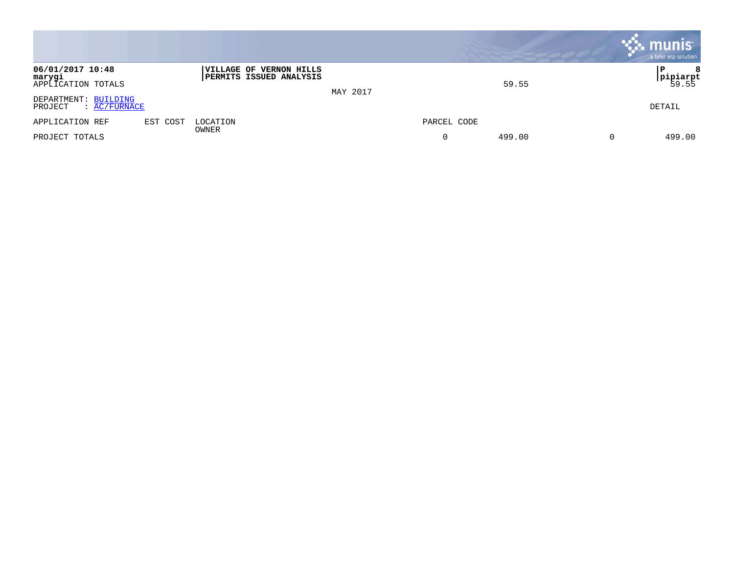06/01/2017 10:48 | **VILLAGE OF VERNON HILLS**
marygi | **PERMITS ISSUED ANALYSIS** | P 8
APPLICATION TOTALS | 59.55 | pipiarpt 59.55

MAY 2017

DEPARTMENT: BUILDING
PROJECT : AC/FURNACE

DETAIL

| APPLICATION REF | EST COST | LOCATION OWNER | PARCEL CODE | | | |
|---|---|---|---|---|---|---|
| PROJECT TOTALS | | | 0 | 499.00 | 0 | 499.00 |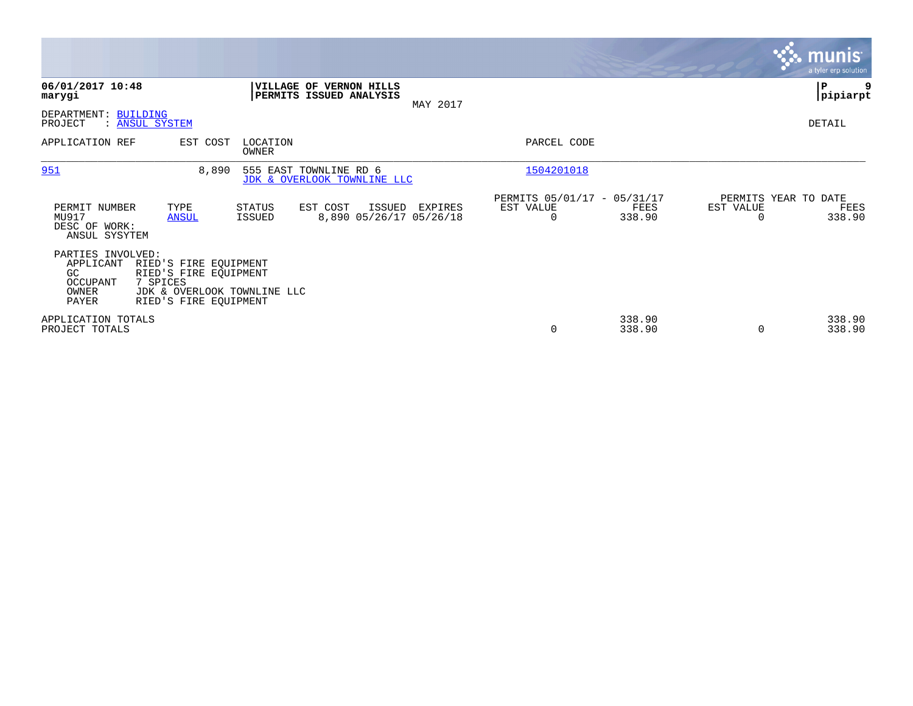**06/01/2017 10:48**
**marygi**

**VILLAGE OF VERNON HILLS**
**PERMITS ISSUED ANALYSIS**
MAY 2017

**P 9**
**pipiarpt**

DEPARTMENT: BUILDING
PROJECT : ANSUL SYSTEM

DETAIL

| APPLICATION REF | EST COST | LOCATION / OWNER | PARCEL CODE |
|---|---|---|---|
| 951 | 8,890 | 555 EAST TOWNLINE RD 6 / JDK & OVERLOOK TOWNLINE LLC | 1504201018 |

| PERMIT NUMBER | TYPE | STATUS | EST COST | ISSUED | EXPIRES | PERMITS 05/01/17 - 05/31/17 EST VALUE | FEES | PERMITS YEAR TO DATE EST VALUE | FEES |
|---|---|---|---|---|---|---|---|---|---|
| MU917 | ANSUL | ISSUED | 8,890 | 05/26/17 | 05/26/18 | 0 | 338.90 | 0 | 338.90 |

DESC OF WORK:
ANSUL SYSYTEM

PARTIES INVOLVED:

| | |
|---|---|
| APPLICANT | RIED'S FIRE EQUIPMENT |
| GC | RIED'S FIRE EQUIPMENT |
| OCCUPANT | 7 SPICES |
| OWNER | JDK & OVERLOOK TOWNLINE LLC |
| PAYER | RIED'S FIRE EQUIPMENT |

| | EST VALUE | FEES | YTD EST VALUE | YTD FEES |
|---|---|---|---|---|
| APPLICATION TOTALS | | 338.90 | | 338.90 |
| PROJECT TOTALS | 0 | 338.90 | 0 | 338.90 |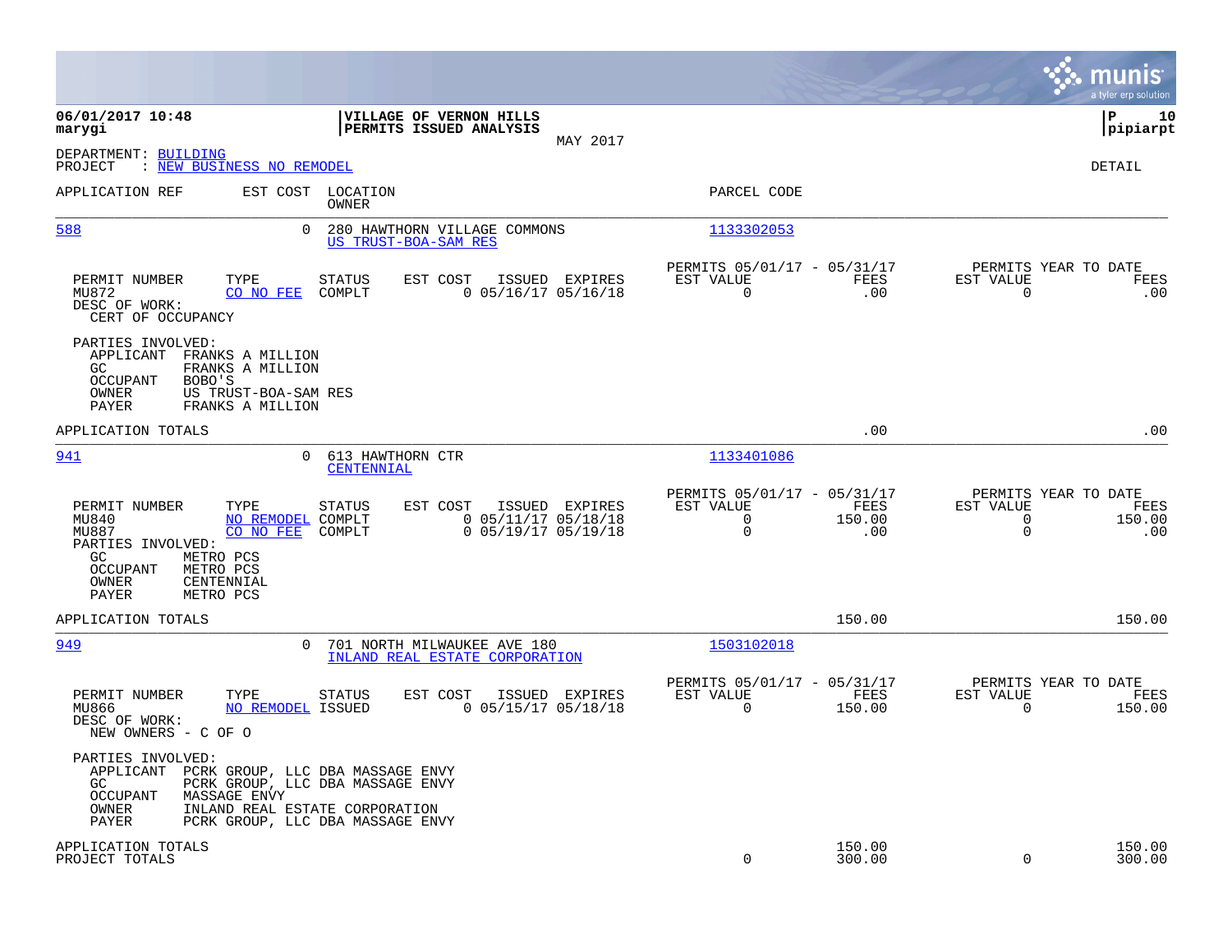06/01/2017 10:48
marygi

**VILLAGE OF VERNON HILLS**
**PERMITS ISSUED ANALYSIS**
MAY 2017

P 10
pipiarpt

DEPARTMENT: BUILDING
PROJECT : NEW BUSINESS NO REMODEL

DETAIL

| APPLICATION REF | EST COST | LOCATION / OWNER | PARCEL CODE |
|---|---|---|---|
| 588 | 0 | 280 HAWTHORN VILLAGE COMMONS / US TRUST-BOA-SAM RES | 1133302053 |

| PERMIT NUMBER | TYPE | STATUS | EST COST | ISSUED | EXPIRES | PERMITS 05/01/17 - 05/31/17 EST VALUE | FEES | PERMITS YEAR TO DATE EST VALUE | FEES |
|---|---|---|---|---|---|---|---|---|---|
| MU872 | CO NO FEE | COMPLT | 0 | 05/16/17 | 05/16/18 | 0 | .00 | 0 | .00 |

DESC OF WORK:
CERT OF OCCUPANCY

PARTIES INVOLVED:
- APPLICANT FRANKS A MILLION
- GC FRANKS A MILLION
- OCCUPANT BOBO'S
- OWNER US TRUST-BOA-SAM RES
- PAYER FRANKS A MILLION

APPLICATION TOTALS .00 .00

| APPLICATION REF | EST COST | LOCATION / OWNER | PARCEL CODE |
|---|---|---|---|
| 941 | 0 | 613 HAWTHORN CTR / CENTENNIAL | 1133401086 |

| PERMIT NUMBER | TYPE | STATUS | EST COST | ISSUED | EXPIRES | PERMITS 05/01/17 - 05/31/17 EST VALUE | FEES | PERMITS YEAR TO DATE EST VALUE | FEES |
|---|---|---|---|---|---|---|---|---|---|
| MU840 | NO REMODEL | COMPLT | 0 | 05/11/17 | 05/18/18 | 0 | 150.00 | 0 | 150.00 |
| MU887 | CO NO FEE | COMPLT | 0 | 05/19/17 | 05/19/18 | 0 | .00 | 0 | .00 |

PARTIES INVOLVED:
- GC METRO PCS
- OCCUPANT METRO PCS
- OWNER CENTENNIAL
- PAYER METRO PCS

APPLICATION TOTALS 150.00 150.00

| APPLICATION REF | EST COST | LOCATION / OWNER | PARCEL CODE |
|---|---|---|---|
| 949 | 0 | 701 NORTH MILWAUKEE AVE 180 / INLAND REAL ESTATE CORPORATION | 1503102018 |

| PERMIT NUMBER | TYPE | STATUS | EST COST | ISSUED | EXPIRES | PERMITS 05/01/17 - 05/31/17 EST VALUE | FEES | PERMITS YEAR TO DATE EST VALUE | FEES |
|---|---|---|---|---|---|---|---|---|---|
| MU866 | NO REMODEL | ISSUED | 0 | 05/15/17 | 05/18/18 | 0 | 150.00 | 0 | 150.00 |

DESC OF WORK:
NEW OWNERS - C OF O

PARTIES INVOLVED:
- APPLICANT PCRK GROUP, LLC DBA MASSAGE ENVY
- GC PCRK GROUP, LLC DBA MASSAGE ENVY
- OCCUPANT MASSAGE ENVY
- OWNER INLAND REAL ESTATE CORPORATION
- PAYER PCRK GROUP, LLC DBA MASSAGE ENVY

| | EST VALUE | FEES | YTD EST VALUE | YTD FEES |
|---|---|---|---|---|
| APPLICATION TOTALS | | 150.00 | | 150.00 |
| PROJECT TOTALS | 0 | 300.00 | 0 | 300.00 |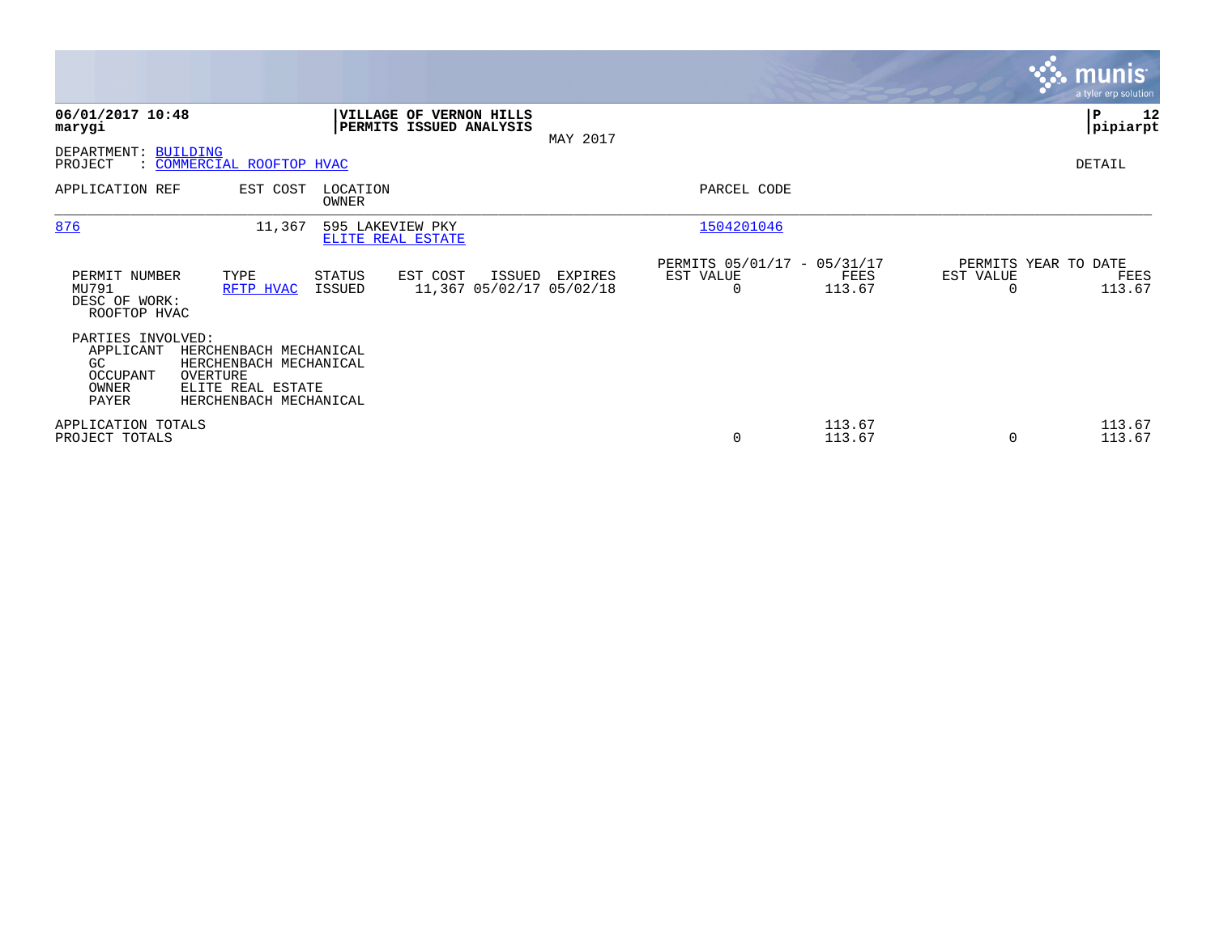**06/01/2017 10:48**
**marygi**

**VILLAGE OF VERNON HILLS**
**PERMITS ISSUED ANALYSIS**

MAY 2017

**P 12**
**pipiarpt**

DEPARTMENT: BUILDING
PROJECT : COMMERCIAL ROOFTOP HVAC

DETAIL

| APPLICATION REF | EST COST | LOCATION / OWNER | PARCEL CODE |
|---|---|---|---|
| 876 | 11,367 | 595 LAKEVIEW PKY / ELITE REAL ESTATE | 1504201046 |

| PERMIT NUMBER | TYPE | STATUS | EST COST | ISSUED | EXPIRES | PERMITS 05/01/17 - 05/31/17 EST VALUE | FEES | PERMITS YEAR TO DATE EST VALUE | FEES |
|---|---|---|---|---|---|---|---|---|---|
| MU791 | RFTP HVAC | ISSUED | 11,367 | 05/02/17 | 05/02/18 | 0 | 113.67 | 0 | 113.67 |

DESC OF WORK:
ROOFTOP HVAC

PARTIES INVOLVED:

| | |
|---|---|
| APPLICANT | HERCHENBACH MECHANICAL |
| GC | HERCHENBACH MECHANICAL |
| OCCUPANT | OVERTURE |
| OWNER | ELITE REAL ESTATE |
| PAYER | HERCHENBACH MECHANICAL |

| | EST VALUE | FEES | YTD EST VALUE | YTD FEES |
|---|---|---|---|---|
| APPLICATION TOTALS | | 113.67 | | 113.67 |
| PROJECT TOTALS | 0 | 113.67 | 0 | 113.67 |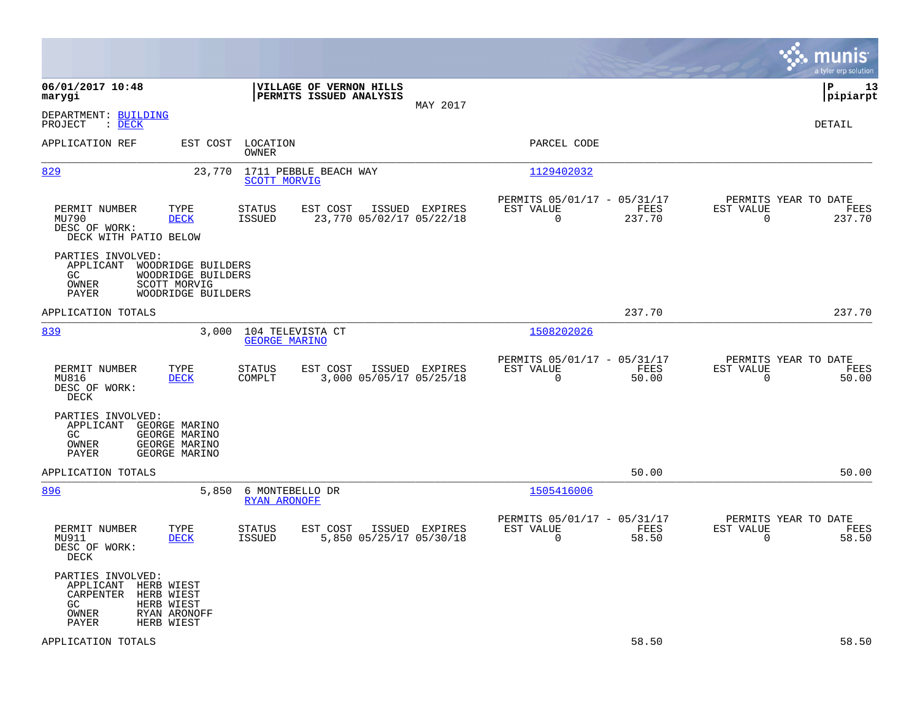06/01/2017 10:48
marygi

**VILLAGE OF VERNON HILLS**
**PERMITS ISSUED ANALYSIS**

MAY 2017

P 13
pipiarpt

DEPARTMENT: BUILDING
PROJECT : DECK

DETAIL

| APPLICATION REF | EST COST | LOCATION / OWNER | PARCEL CODE |
|---|---|---|---|
| 829 | 23,770 | 1711 PEBBLE BEACH WAY / SCOTT MORVIG | 1129402032 |

| PERMIT NUMBER | TYPE | STATUS | EST COST | ISSUED | EXPIRES | PERMITS 05/01/17 - 05/31/17 EST VALUE | FEES | PERMITS YEAR TO DATE EST VALUE | FEES |
|---|---|---|---|---|---|---|---|---|---|
| MU790 | DECK | ISSUED | 23,770 | 05/02/17 | 05/22/18 | 0 | 237.70 | 0 | 237.70 |

DESC OF WORK:
DECK WITH PATIO BELOW

PARTIES INVOLVED:
APPLICANT WOODRIDGE BUILDERS
GC WOODRIDGE BUILDERS
OWNER SCOTT MORVIG
PAYER WOODRIDGE BUILDERS

APPLICATION TOTALS 237.70 237.70

| APPLICATION REF | EST COST | LOCATION / OWNER | PARCEL CODE |
|---|---|---|---|
| 839 | 3,000 | 104 TELEVISTA CT / GEORGE MARINO | 1508202026 |

| PERMIT NUMBER | TYPE | STATUS | EST COST | ISSUED | EXPIRES | PERMITS 05/01/17 - 05/31/17 EST VALUE | FEES | PERMITS YEAR TO DATE EST VALUE | FEES |
|---|---|---|---|---|---|---|---|---|---|
| MU816 | DECK | COMPLT | 3,000 | 05/05/17 | 05/25/18 | 0 | 50.00 | 0 | 50.00 |

DESC OF WORK:
DECK

PARTIES INVOLVED:
APPLICANT GEORGE MARINO
GC GEORGE MARINO
OWNER GEORGE MARINO
PAYER GEORGE MARINO

APPLICATION TOTALS 50.00 50.00

| APPLICATION REF | EST COST | LOCATION / OWNER | PARCEL CODE |
|---|---|---|---|
| 896 | 5,850 | 6 MONTEBELLO DR / RYAN ARONOFF | 1505416006 |

| PERMIT NUMBER | TYPE | STATUS | EST COST | ISSUED | EXPIRES | PERMITS 05/01/17 - 05/31/17 EST VALUE | FEES | PERMITS YEAR TO DATE EST VALUE | FEES |
|---|---|---|---|---|---|---|---|---|---|
| MU911 | DECK | ISSUED | 5,850 | 05/25/17 | 05/30/18 | 0 | 58.50 | 0 | 58.50 |

DESC OF WORK:
DECK

PARTIES INVOLVED:
APPLICANT HERB WIEST
CARPENTER HERB WIEST
GC HERB WIEST
OWNER RYAN ARONOFF
PAYER HERB WIEST

APPLICATION TOTALS 58.50 58.50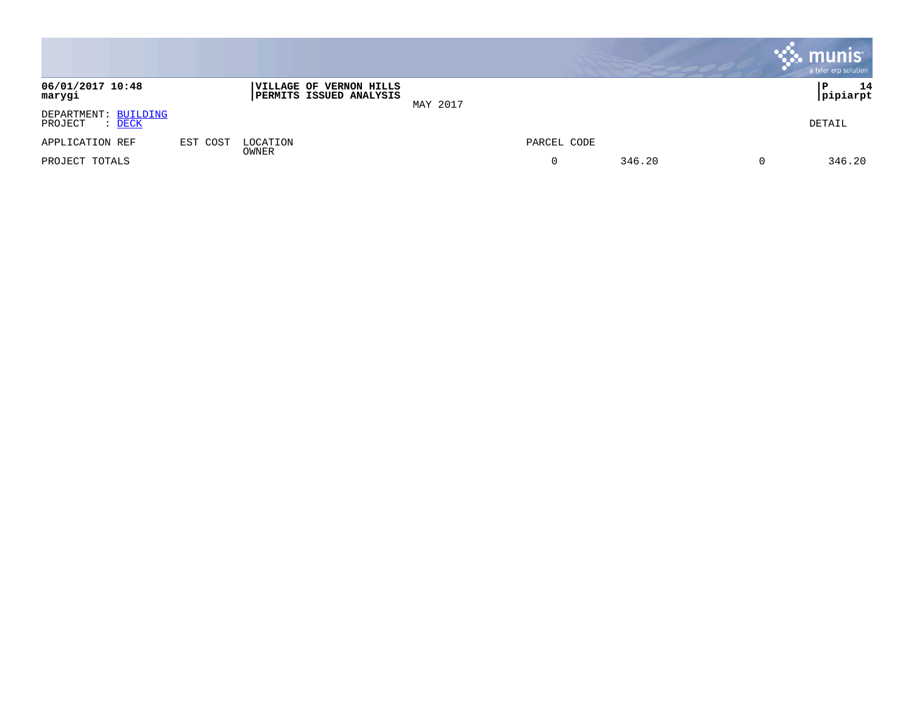**06/01/2017 10:48**
**marygi**

**VILLAGE OF VERNON HILLS**
**PERMITS ISSUED ANALYSIS**

MAY 2017

**P 14**
**pipiarpt**

DEPARTMENT: BUILDING
PROJECT : DECK

DETAIL

| APPLICATION REF | EST COST | LOCATION<br>OWNER | PARCEL CODE | | | |
|---|---|---|---|---|---|---|
| PROJECT TOTALS | | | 0 | 346.20 | 0 | 346.20 |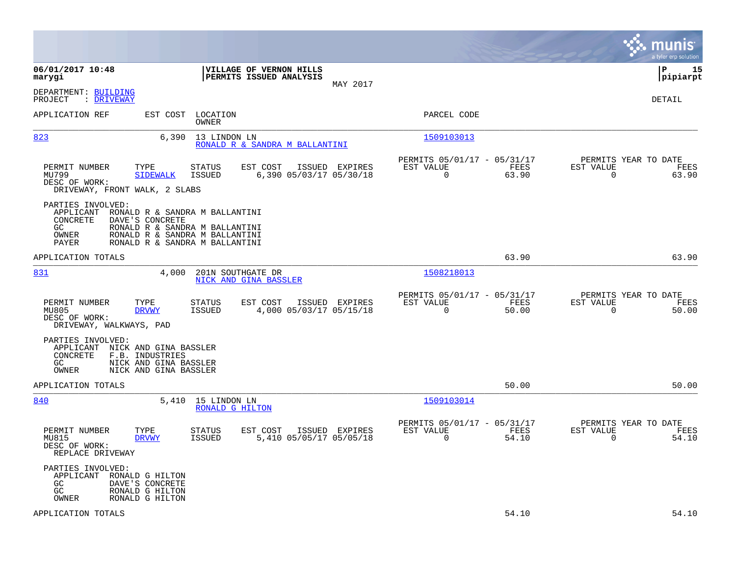06/01/2017 10:48
marygi

**VILLAGE OF VERNON HILLS**
**PERMITS ISSUED ANALYSIS**
MAY 2017

P 15
pipiarpt

DEPARTMENT: BUILDING
PROJECT : DRIVEWAY

DETAIL

| APPLICATION REF | EST COST | LOCATION / OWNER | PARCEL CODE |
|---|---|---|---|
| 823 | 6,390 | 13 LINDON LN / RONALD R & SANDRA M BALLANTINI | 1509103013 |

| PERMIT NUMBER | TYPE | STATUS | EST COST | ISSUED | EXPIRES | PERMITS 05/01/17 - 05/31/17 EST VALUE | FEES | PERMITS YEAR TO DATE EST VALUE | FEES |
|---|---|---|---|---|---|---|---|---|---|
| MU799 | SIDEWALK | ISSUED | 6,390 | 05/03/17 | 05/30/18 | 0 | 63.90 | 0 | 63.90 |

DESC OF WORK:
DRIVEWAY, FRONT WALK, 2 SLABS

PARTIES INVOLVED:
- APPLICANT RONALD R & SANDRA M BALLANTINI
- CONCRETE DAVE'S CONCRETE
- GC RONALD R & SANDRA M BALLANTINI
- OWNER RONALD R & SANDRA M BALLANTINI
- PAYER RONALD R & SANDRA M BALLANTINI

APPLICATION TOTALS 63.90 63.90

| APPLICATION REF | EST COST | LOCATION / OWNER | PARCEL CODE |
|---|---|---|---|
| 831 | 4,000 | 201N SOUTHGATE DR / NICK AND GINA BASSLER | 1508218013 |

| PERMIT NUMBER | TYPE | STATUS | EST COST | ISSUED | EXPIRES | PERMITS 05/01/17 - 05/31/17 EST VALUE | FEES | PERMITS YEAR TO DATE EST VALUE | FEES |
|---|---|---|---|---|---|---|---|---|---|
| MU805 | DRVWY | ISSUED | 4,000 | 05/03/17 | 05/15/18 | 0 | 50.00 | 0 | 50.00 |

DESC OF WORK:
DRIVEWAY, WALKWAYS, PAD

PARTIES INVOLVED:
- APPLICANT NICK AND GINA BASSLER
- CONCRETE F.B. INDUSTRIES
- GC NICK AND GINA BASSLER
- OWNER NICK AND GINA BASSLER

APPLICATION TOTALS 50.00 50.00

| APPLICATION REF | EST COST | LOCATION / OWNER | PARCEL CODE |
|---|---|---|---|
| 840 | 5,410 | 15 LINDON LN / RONALD G HILTON | 1509103014 |

| PERMIT NUMBER | TYPE | STATUS | EST COST | ISSUED | EXPIRES | PERMITS 05/01/17 - 05/31/17 EST VALUE | FEES | PERMITS YEAR TO DATE EST VALUE | FEES |
|---|---|---|---|---|---|---|---|---|---|
| MU815 | DRVWY | ISSUED | 5,410 | 05/05/17 | 05/05/18 | 0 | 54.10 | 0 | 54.10 |

DESC OF WORK:
REPLACE DRIVEWAY

PARTIES INVOLVED:
- APPLICANT RONALD G HILTON
- GC DAVE'S CONCRETE
- GC RONALD G HILTON
- OWNER RONALD G HILTON

APPLICATION TOTALS 54.10 54.10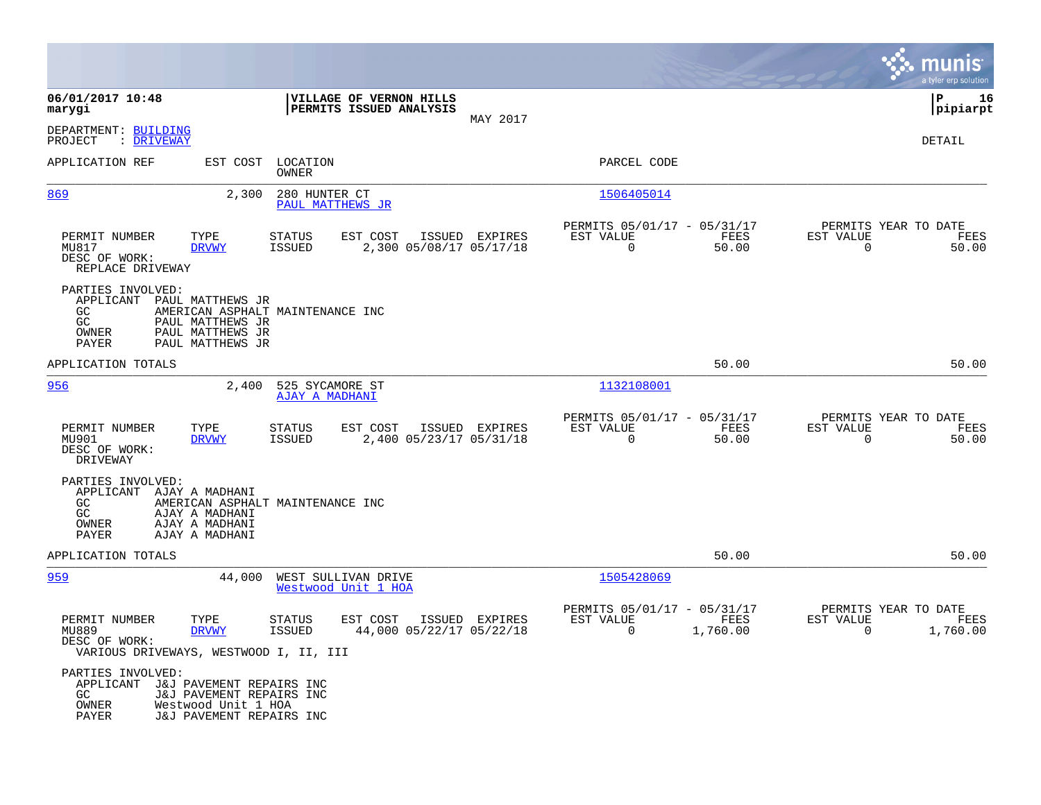06/01/2017 10:48
marygi

**VILLAGE OF VERNON HILLS**
**PERMITS ISSUED ANALYSIS**

MAY 2017

P 16
pipiarpt

DEPARTMENT: BUILDING
PROJECT : DRIVEWAY

DETAIL

| APPLICATION REF | EST COST | LOCATION / OWNER | PARCEL CODE |
|---|---|---|---|
| 869 | 2,300 | 280 HUNTER CT / PAUL MATTHEWS JR | 1506405014 |

| PERMIT NUMBER | TYPE | STATUS | EST COST | ISSUED | EXPIRES | PERMITS 05/01/17 - 05/31/17 EST VALUE | FEES | PERMITS YEAR TO DATE EST VALUE | FEES |
|---|---|---|---|---|---|---|---|---|---|
| MU817 | DRVWY | ISSUED | 2,300 | 05/08/17 | 05/17/18 | 0 | 50.00 | 0 | 50.00 |

DESC OF WORK:
REPLACE DRIVEWAY

PARTIES INVOLVED:
APPLICANT PAUL MATTHEWS JR
GC AMERICAN ASPHALT MAINTENANCE INC
GC PAUL MATTHEWS JR
OWNER PAUL MATTHEWS JR
PAYER PAUL MATTHEWS JR

APPLICATION TOTALS 50.00 50.00

| APPLICATION REF | EST COST | LOCATION / OWNER | PARCEL CODE |
|---|---|---|---|
| 956 | 2,400 | 525 SYCAMORE ST / AJAY A MADHANI | 1132108001 |

| PERMIT NUMBER | TYPE | STATUS | EST COST | ISSUED | EXPIRES | PERMITS 05/01/17 - 05/31/17 EST VALUE | FEES | PERMITS YEAR TO DATE EST VALUE | FEES |
|---|---|---|---|---|---|---|---|---|---|
| MU901 | DRVWY | ISSUED | 2,400 | 05/23/17 | 05/31/18 | 0 | 50.00 | 0 | 50.00 |

DESC OF WORK:
DRIVEWAY

PARTIES INVOLVED:
APPLICANT AJAY A MADHANI
GC AMERICAN ASPHALT MAINTENANCE INC
GC AJAY A MADHANI
OWNER AJAY A MADHANI
PAYER AJAY A MADHANI

APPLICATION TOTALS 50.00 50.00

| APPLICATION REF | EST COST | LOCATION / OWNER | PARCEL CODE |
|---|---|---|---|
| 959 | 44,000 | WEST SULLIVAN DRIVE / Westwood Unit 1 HOA | 1505428069 |

| PERMIT NUMBER | TYPE | STATUS | EST COST | ISSUED | EXPIRES | PERMITS 05/01/17 - 05/31/17 EST VALUE | FEES | PERMITS YEAR TO DATE EST VALUE | FEES |
|---|---|---|---|---|---|---|---|---|---|
| MU889 | DRVWY | ISSUED | 44,000 | 05/22/17 | 05/22/18 | 0 | 1,760.00 | 0 | 1,760.00 |

DESC OF WORK:
VARIOUS DRIVEWAYS, WESTWOOD I, II, III

PARTIES INVOLVED:
APPLICANT J&J PAVEMENT REPAIRS INC
GC J&J PAVEMENT REPAIRS INC
OWNER Westwood Unit 1 HOA
PAYER J&J PAVEMENT REPAIRS INC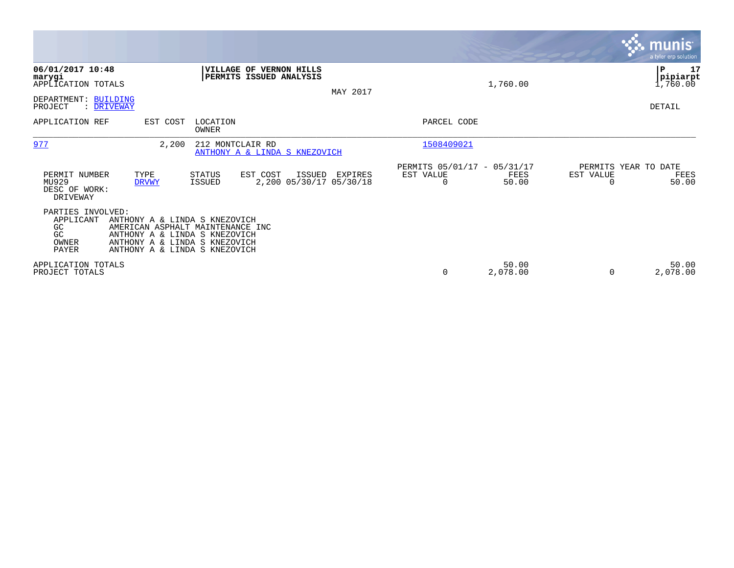**06/01/2017 10:48**
**marygi**
APPLICATION TOTALS 1,760.00 1,760.00

**VILLAGE OF VERNON HILLS**
**PERMITS ISSUED ANALYSIS**

MAY 2017

DEPARTMENT: BUILDING
PROJECT : DRIVEWAY

DETAIL

| APPLICATION REF | EST COST | LOCATION / OWNER | PARCEL CODE |
|---|---|---|---|
| 977 | 2,200 | 212 MONTCLAIR RD<br>ANTHONY A & LINDA S KNEZOVICH | 1508409021 |

| | | | | | | PERMITS 05/01/17 - 05/31/17 | | PERMITS YEAR TO DATE | |
|---|---|---|---|---|---|---|---|---|---|
| PERMIT NUMBER | TYPE | STATUS | EST COST | ISSUED | EXPIRES | EST VALUE | FEES | EST VALUE | FEES |
| MU929 | DRVWY | ISSUED | 2,200 | 05/30/17 | 05/30/18 | 0 | 50.00 | 0 | 50.00 |

DESC OF WORK:
DRIVEWAY

PARTIES INVOLVED:

| | |
|---|---|
| APPLICANT | ANTHONY A & LINDA S KNEZOVICH |
| GC | AMERICAN ASPHALT MAINTENANCE INC |
| GC | ANTHONY A & LINDA S KNEZOVICH |
| OWNER | ANTHONY A & LINDA S KNEZOVICH |
| PAYER | ANTHONY A & LINDA S KNEZOVICH |

| | EST VALUE | FEES | EST VALUE | FEES |
|---|---|---|---|---|
| APPLICATION TOTALS | | 50.00 | | 50.00 |
| PROJECT TOTALS | 0 | 2,078.00 | 0 | 2,078.00 |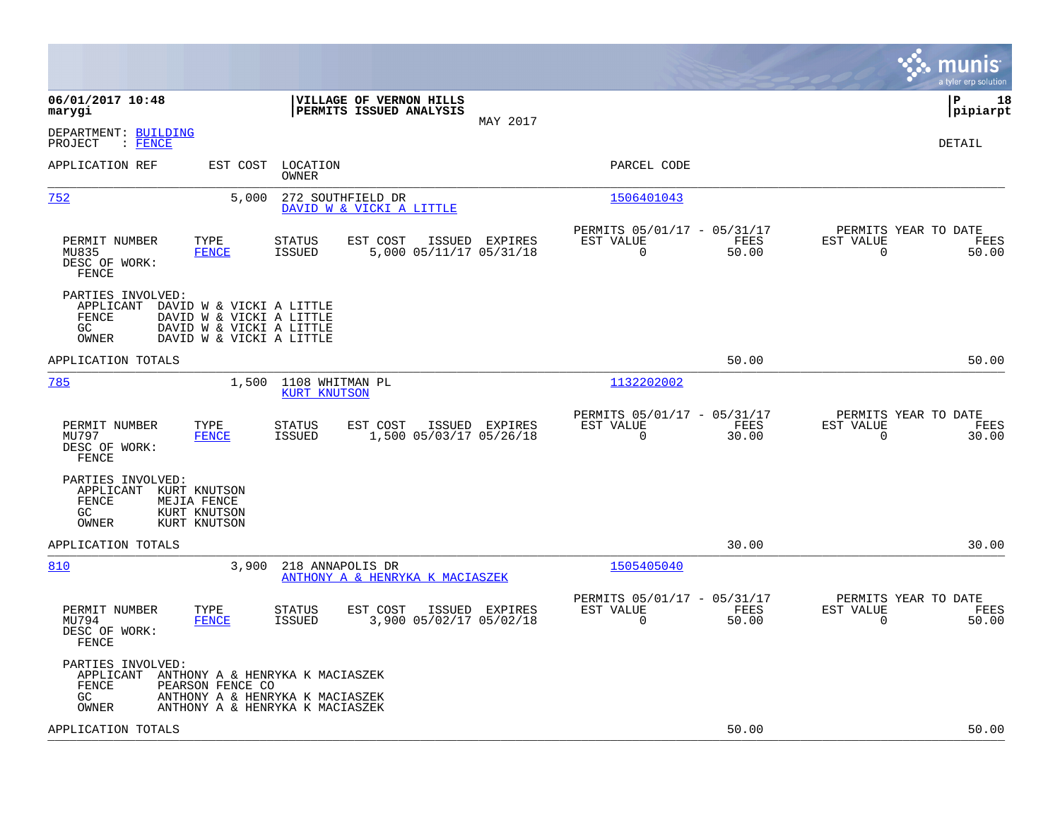06/01/2017 10:48
marygi

**VILLAGE OF VERNON HILLS**
**PERMITS ISSUED ANALYSIS**

MAY 2017

pipiarpt

DEPARTMENT: BUILDING
PROJECT : FENCE

DETAIL

| APPLICATION REF | EST COST | LOCATION / OWNER | PARCEL CODE |
|---|---|---|---|
| 752 | 5,000 | 272 SOUTHFIELD DR / DAVID W & VICKI A LITTLE | 1506401043 |

| PERMIT NUMBER | TYPE | STATUS | EST COST | ISSUED | EXPIRES | PERMITS 05/01/17 - 05/31/17 EST VALUE | FEES | PERMITS YEAR TO DATE EST VALUE | FEES |
|---|---|---|---|---|---|---|---|---|---|
| MU835 | FENCE | ISSUED | 5,000 | 05/11/17 | 05/31/18 | 0 | 50.00 | 0 | 50.00 |

DESC OF WORK:
FENCE

PARTIES INVOLVED:
APPLICANT DAVID W & VICKI A LITTLE
FENCE DAVID W & VICKI A LITTLE
GC DAVID W & VICKI A LITTLE
OWNER DAVID W & VICKI A LITTLE

APPLICATION TOTALS 50.00 50.00

| APPLICATION REF | EST COST | LOCATION / OWNER | PARCEL CODE |
|---|---|---|---|
| 785 | 1,500 | 1108 WHITMAN PL / KURT KNUTSON | 1132202002 |

| PERMIT NUMBER | TYPE | STATUS | EST COST | ISSUED | EXPIRES | PERMITS 05/01/17 - 05/31/17 EST VALUE | FEES | PERMITS YEAR TO DATE EST VALUE | FEES |
|---|---|---|---|---|---|---|---|---|---|
| MU797 | FENCE | ISSUED | 1,500 | 05/03/17 | 05/26/18 | 0 | 30.00 | 0 | 30.00 |

DESC OF WORK:
FENCE

PARTIES INVOLVED:
APPLICANT KURT KNUTSON
FENCE MEJIA FENCE
GC KURT KNUTSON
OWNER KURT KNUTSON

APPLICATION TOTALS 30.00 30.00

| APPLICATION REF | EST COST | LOCATION / OWNER | PARCEL CODE |
|---|---|---|---|
| 810 | 3,900 | 218 ANNAPOLIS DR / ANTHONY A & HENRYKA K MACIASZEK | 1505405040 |

| PERMIT NUMBER | TYPE | STATUS | EST COST | ISSUED | EXPIRES | PERMITS 05/01/17 - 05/31/17 EST VALUE | FEES | PERMITS YEAR TO DATE EST VALUE | FEES |
|---|---|---|---|---|---|---|---|---|---|
| MU794 | FENCE | ISSUED | 3,900 | 05/02/17 | 05/02/18 | 0 | 50.00 | 0 | 50.00 |

DESC OF WORK:
FENCE

PARTIES INVOLVED:
APPLICANT ANTHONY A & HENRYKA K MACIASZEK
FENCE PEARSON FENCE CO
GC ANTHONY A & HENRYKA K MACIASZEK
OWNER ANTHONY A & HENRYKA K MACIASZEK

APPLICATION TOTALS 50.00 50.00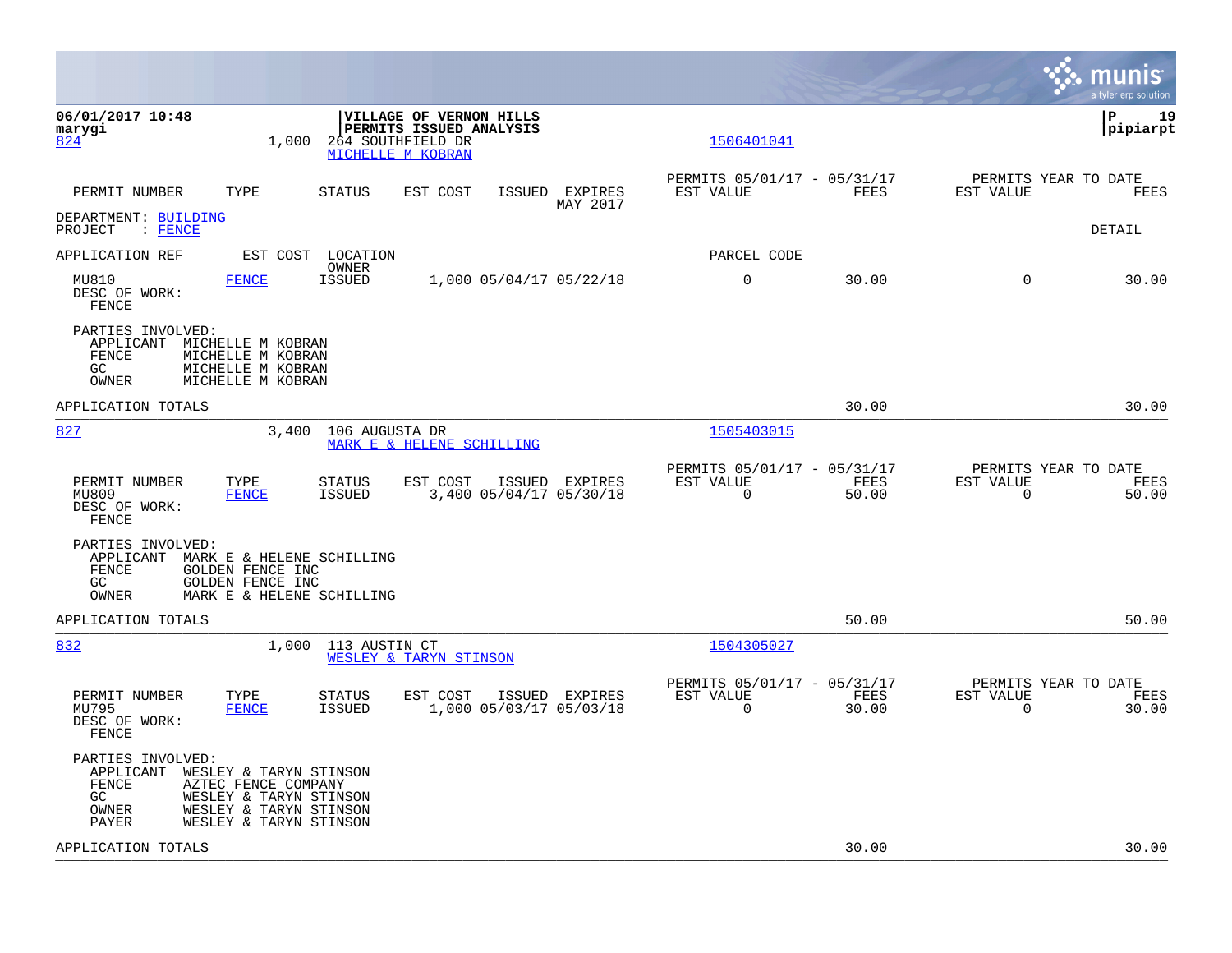06/01/2017 10:48
marygi

**VILLAGE OF VERNON HILLS**
**PERMITS ISSUED ANALYSIS**

P 19
pipiarpt

824 1,000 264 SOUTHFIELD DR 1506401041
MICHELLE M KOBRAN

| PERMIT NUMBER | TYPE | STATUS | EST COST | ISSUED | EXPIRES MAY 2017 | PERMITS 05/01/17 - 05/31/17 EST VALUE | FEES | PERMITS YEAR TO DATE EST VALUE | FEES |
|---|---|---|---|---|---|---|---|---|---|

DEPARTMENT: BUILDING
PROJECT : FENCE

DETAIL

APPLICATION REF EST COST LOCATION OWNER PARCEL CODE

| | | | | | | | | | |
|---|---|---|---|---|---|---|---|---|---|
| MU810 | FENCE | ISSUED | 1,000 | 05/04/17 | 05/22/18 | 0 | 30.00 | 0 | 30.00 |

DESC OF WORK:
FENCE

PARTIES INVOLVED:
APPLICANT MICHELLE M KOBRAN
FENCE MICHELLE M KOBRAN
GC MICHELLE M KOBRAN
OWNER MICHELLE M KOBRAN

APPLICATION TOTALS 30.00 30.00

---

827 3,400 106 AUGUSTA DR 1505403015
MARK E & HELENE SCHILLING

| PERMIT NUMBER | TYPE | STATUS | EST COST | ISSUED | EXPIRES | PERMITS 05/01/17 - 05/31/17 EST VALUE | FEES | PERMITS YEAR TO DATE EST VALUE | FEES |
|---|---|---|---|---|---|---|---|---|---|
| MU809 | FENCE | ISSUED | 3,400 | 05/04/17 | 05/30/18 | 0 | 50.00 | 0 | 50.00 |

DESC OF WORK:
FENCE

PARTIES INVOLVED:
APPLICANT MARK E & HELENE SCHILLING
FENCE GOLDEN FENCE INC
GC GOLDEN FENCE INC
OWNER MARK E & HELENE SCHILLING

APPLICATION TOTALS 50.00 50.00

---

832 1,000 113 AUSTIN CT 1504305027
WESLEY & TARYN STINSON

| PERMIT NUMBER | TYPE | STATUS | EST COST | ISSUED | EXPIRES | PERMITS 05/01/17 - 05/31/17 EST VALUE | FEES | PERMITS YEAR TO DATE EST VALUE | FEES |
|---|---|---|---|---|---|---|---|---|---|
| MU795 | FENCE | ISSUED | 1,000 | 05/03/17 | 05/03/18 | 0 | 30.00 | 0 | 30.00 |

DESC OF WORK:
FENCE

PARTIES INVOLVED:
APPLICANT WESLEY & TARYN STINSON
FENCE AZTEC FENCE COMPANY
GC WESLEY & TARYN STINSON
OWNER WESLEY & TARYN STINSON
PAYER WESLEY & TARYN STINSON

APPLICATION TOTALS 30.00 30.00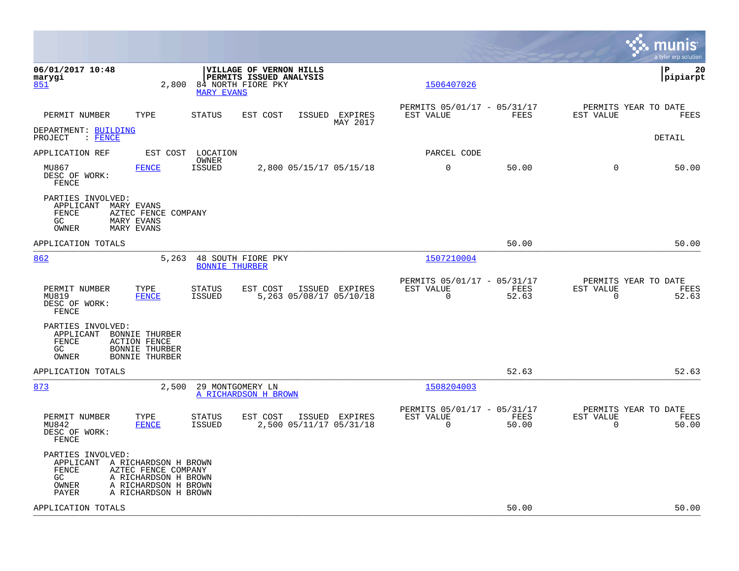**06/01/2017 10:48**
**marygi**

**VILLAGE OF VERNON HILLS**
**PERMITS ISSUED ANALYSIS**

**P 20**
**pipiarpt**

851 | 2,800 | 84 NORTH FIORE PKY | 1506407026
MARY EVANS

| PERMIT NUMBER | TYPE | STATUS | EST COST | ISSUED | EXPIRES | PERMITS 05/01/17 - 05/31/17 EST VALUE | FEES | PERMITS YEAR TO DATE EST VALUE | FEES |
|---|---|---|---|---|---|---|---|---|---|
| | | | | | MAY 2017 | | | | |

DEPARTMENT: BUILDING
PROJECT : FENCE

DETAIL

| APPLICATION REF | EST COST | LOCATION OWNER | | | | PARCEL CODE | | | |
|---|---|---|---|---|---|---|---|---|---|
| MU867 | FENCE | ISSUED | 2,800 | 05/15/17 | 05/15/18 | 0 | 50.00 | 0 | 50.00 |

DESC OF WORK:
FENCE

PARTIES INVOLVED:
APPLICANT MARY EVANS
FENCE AZTEC FENCE COMPANY
GC MARY EVANS
OWNER MARY EVANS

APPLICATION TOTALS 50.00 50.00

---

862 | 5,263 | 48 SOUTH FIORE PKY | 1507210004
BONNIE THURBER

| PERMIT NUMBER | TYPE | STATUS | EST COST | ISSUED | EXPIRES | PERMITS 05/01/17 - 05/31/17 EST VALUE | FEES | PERMITS YEAR TO DATE EST VALUE | FEES |
|---|---|---|---|---|---|---|---|---|---|
| MU819 | FENCE | ISSUED | 5,263 | 05/08/17 | 05/10/18 | 0 | 52.63 | 0 | 52.63 |

DESC OF WORK:
FENCE

PARTIES INVOLVED:
APPLICANT BONNIE THURBER
FENCE ACTION FENCE
GC BONNIE THURBER
OWNER BONNIE THURBER

APPLICATION TOTALS 52.63 52.63

---

873 | 2,500 | 29 MONTGOMERY LN | 1508204003
A RICHARDSON H BROWN

| PERMIT NUMBER | TYPE | STATUS | EST COST | ISSUED | EXPIRES | PERMITS 05/01/17 - 05/31/17 EST VALUE | FEES | PERMITS YEAR TO DATE EST VALUE | FEES |
|---|---|---|---|---|---|---|---|---|---|
| MU842 | FENCE | ISSUED | 2,500 | 05/11/17 | 05/31/18 | 0 | 50.00 | 0 | 50.00 |

DESC OF WORK:
FENCE

PARTIES INVOLVED:
APPLICANT A RICHARDSON H BROWN
FENCE AZTEC FENCE COMPANY
GC A RICHARDSON H BROWN
OWNER A RICHARDSON H BROWN
PAYER A RICHARDSON H BROWN

APPLICATION TOTALS 50.00 50.00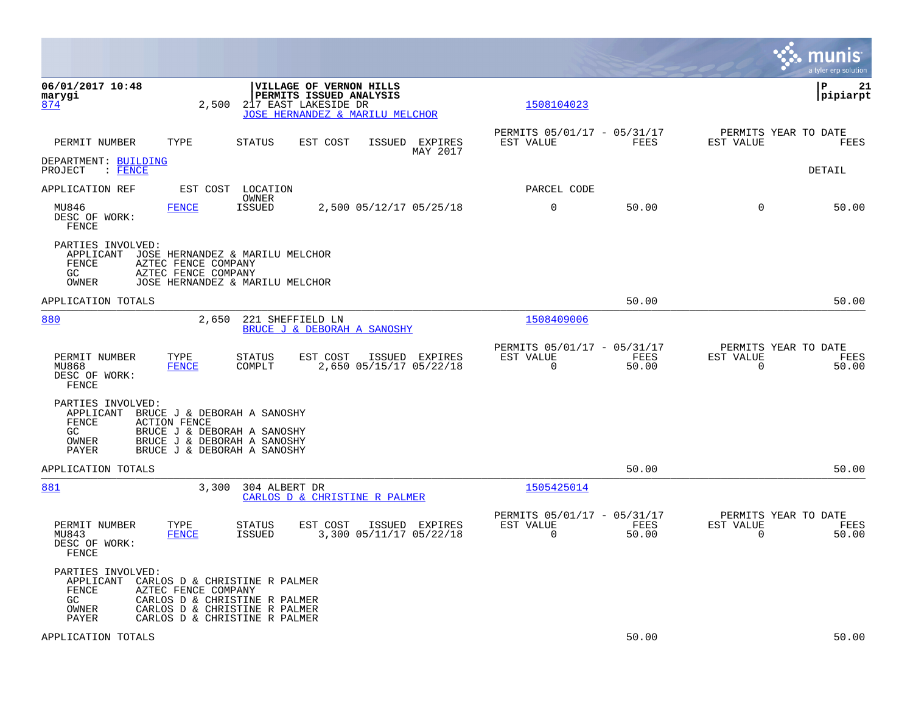06/01/2017 10:48
marygi

**VILLAGE OF VERNON HILLS**
**PERMITS ISSUED ANALYSIS**

P 21
pipiarpt

874 | 2,500 | 217 EAST LAKESIDE DR | 1508104023
JOSE HERNANDEZ & MARILU MELCHOR

| PERMIT NUMBER | TYPE | STATUS | EST COST | ISSUED | EXPIRES MAY 2017 | PERMITS 05/01/17 - 05/31/17 EST VALUE | FEES | PERMITS YEAR TO DATE EST VALUE | FEES |
|---|---|---|---|---|---|---|---|---|---|

DEPARTMENT: BUILDING
PROJECT : FENCE

DETAIL

APPLICATION REF | EST COST | LOCATION OWNER | PARCEL CODE

| | | | | | | | | | |
|---|---|---|---|---|---|---|---|---|---|
| MU846 | FENCE | ISSUED | 2,500 | 05/12/17 | 05/25/18 | 0 | 50.00 | 0 | 50.00 |

DESC OF WORK:
FENCE

PARTIES INVOLVED:
APPLICANT JOSE HERNANDEZ & MARILU MELCHOR
FENCE AZTEC FENCE COMPANY
GC AZTEC FENCE COMPANY
OWNER JOSE HERNANDEZ & MARILU MELCHOR

APPLICATION TOTALS 50.00 50.00

---

880 | 2,650 | 221 SHEFFIELD LN | 1508409006
BRUCE J & DEBORAH A SANOSHY

| PERMIT NUMBER | TYPE | STATUS | EST COST | ISSUED | EXPIRES | PERMITS 05/01/17 - 05/31/17 EST VALUE | FEES | PERMITS YEAR TO DATE EST VALUE | FEES |
|---|---|---|---|---|---|---|---|---|---|
| MU868 | FENCE | COMPLT | 2,650 | 05/15/17 | 05/22/18 | 0 | 50.00 | 0 | 50.00 |

DESC OF WORK:
FENCE

PARTIES INVOLVED:
APPLICANT BRUCE J & DEBORAH A SANOSHY
FENCE ACTION FENCE
GC BRUCE J & DEBORAH A SANOSHY
OWNER BRUCE J & DEBORAH A SANOSHY
PAYER BRUCE J & DEBORAH A SANOSHY

APPLICATION TOTALS 50.00 50.00

---

881 | 3,300 | 304 ALBERT DR | 1505425014
CARLOS D & CHRISTINE R PALMER

| PERMIT NUMBER | TYPE | STATUS | EST COST | ISSUED | EXPIRES | PERMITS 05/01/17 - 05/31/17 EST VALUE | FEES | PERMITS YEAR TO DATE EST VALUE | FEES |
|---|---|---|---|---|---|---|---|---|---|
| MU843 | FENCE | ISSUED | 3,300 | 05/11/17 | 05/22/18 | 0 | 50.00 | 0 | 50.00 |

DESC OF WORK:
FENCE

PARTIES INVOLVED:
APPLICANT CARLOS D & CHRISTINE R PALMER
FENCE AZTEC FENCE COMPANY
GC CARLOS D & CHRISTINE R PALMER
OWNER CARLOS D & CHRISTINE R PALMER
PAYER CARLOS D & CHRISTINE R PALMER

APPLICATION TOTALS 50.00 50.00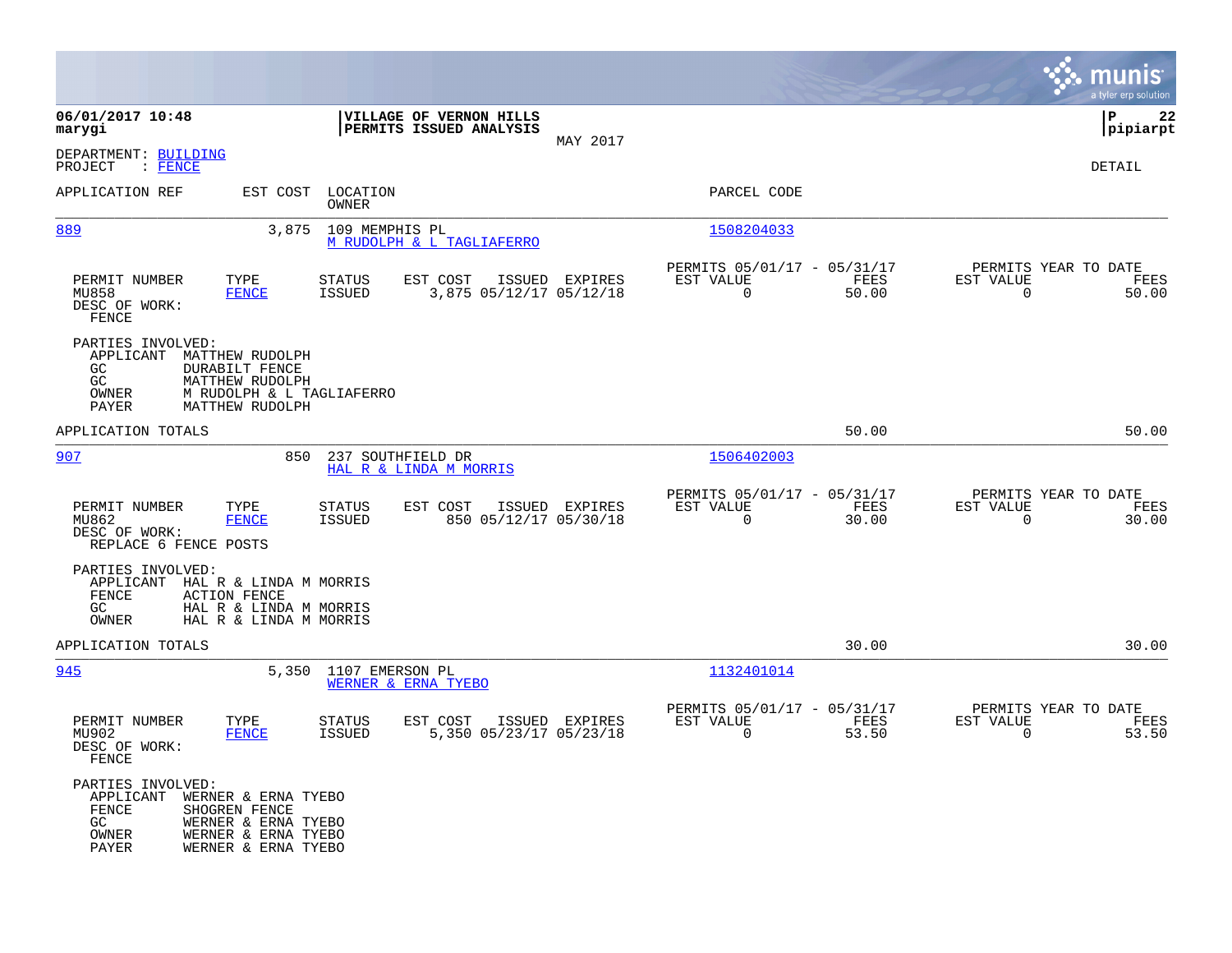06/01/2017 10:48
marygi

**VILLAGE OF VERNON HILLS**
**PERMITS ISSUED ANALYSIS**

MAY 2017

P 22
pipiarpt

DEPARTMENT: BUILDING
PROJECT : FENCE

DETAIL

| APPLICATION REF | EST COST | LOCATION / OWNER | PARCEL CODE |
|---|---|---|---|
| 889 | 3,875 | 109 MEMPHIS PL / M RUDOLPH & L TAGLIAFERRO | 1508204033 |

| PERMIT NUMBER | TYPE | STATUS | EST COST | ISSUED | EXPIRES | PERMITS 05/01/17 - 05/31/17 EST VALUE | FEES | PERMITS YEAR TO DATE EST VALUE | FEES |
|---|---|---|---|---|---|---|---|---|---|
| MU858 | FENCE | ISSUED | 3,875 | 05/12/17 | 05/12/18 | 0 | 50.00 | 0 | 50.00 |

DESC OF WORK:
FENCE

PARTIES INVOLVED:
- APPLICANT MATTHEW RUDOLPH
- GC DURABILT FENCE
- GC MATTHEW RUDOLPH
- OWNER M RUDOLPH & L TAGLIAFERRO
- PAYER MATTHEW RUDOLPH

APPLICATION TOTALS 50.00 50.00

| APPLICATION REF | EST COST | LOCATION / OWNER | PARCEL CODE |
|---|---|---|---|
| 907 | 850 | 237 SOUTHFIELD DR / HAL R & LINDA M MORRIS | 1506402003 |

| PERMIT NUMBER | TYPE | STATUS | EST COST | ISSUED | EXPIRES | PERMITS 05/01/17 - 05/31/17 EST VALUE | FEES | PERMITS YEAR TO DATE EST VALUE | FEES |
|---|---|---|---|---|---|---|---|---|---|
| MU862 | FENCE | ISSUED | 850 | 05/12/17 | 05/30/18 | 0 | 30.00 | 0 | 30.00 |

DESC OF WORK:
REPLACE 6 FENCE POSTS

PARTIES INVOLVED:
- APPLICANT HAL R & LINDA M MORRIS
- FENCE ACTION FENCE
- GC HAL R & LINDA M MORRIS
- OWNER HAL R & LINDA M MORRIS

APPLICATION TOTALS 30.00 30.00

| APPLICATION REF | EST COST | LOCATION / OWNER | PARCEL CODE |
|---|---|---|---|
| 945 | 5,350 | 1107 EMERSON PL / WERNER & ERNA TYEBO | 1132401014 |

| PERMIT NUMBER | TYPE | STATUS | EST COST | ISSUED | EXPIRES | PERMITS 05/01/17 - 05/31/17 EST VALUE | FEES | PERMITS YEAR TO DATE EST VALUE | FEES |
|---|---|---|---|---|---|---|---|---|---|
| MU902 | FENCE | ISSUED | 5,350 | 05/23/17 | 05/23/18 | 0 | 53.50 | 0 | 53.50 |

DESC OF WORK:
FENCE

PARTIES INVOLVED:
- APPLICANT WERNER & ERNA TYEBO
- FENCE SHOGREN FENCE
- GC WERNER & ERNA TYEBO
- OWNER WERNER & ERNA TYEBO
- PAYER WERNER & ERNA TYEBO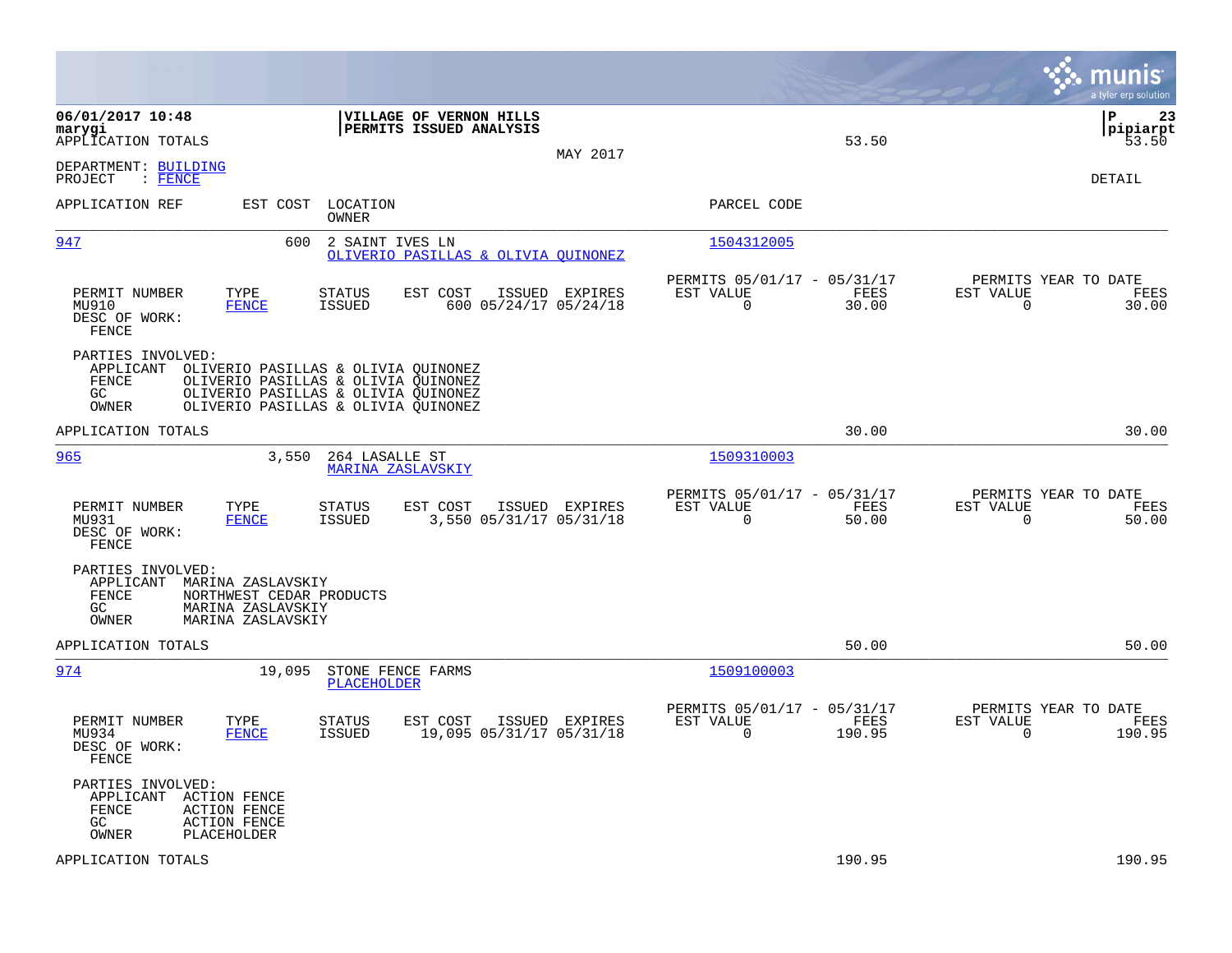06/01/2017 10:48
marygi

**VILLAGE OF VERNON HILLS**
**PERMITS ISSUED ANALYSIS**

MAY 2017

APPLICATION TOTALS 53.50 53.50

P 23
pipiarpt

DEPARTMENT: BUILDING
PROJECT : FENCE

DETAIL

| APPLICATION REF | EST COST | LOCATION / OWNER | PARCEL CODE |
|---|---|---|---|
| 947 | 600 | 2 SAINT IVES LN / OLIVERIO PASILLAS & OLIVIA QUINONEZ | 1504312005 |

| PERMIT NUMBER | TYPE | STATUS | EST COST | ISSUED | EXPIRES | PERMITS 05/01/17 - 05/31/17 EST VALUE | FEES | PERMITS YEAR TO DATE EST VALUE | FEES |
|---|---|---|---|---|---|---|---|---|---|
| MU910 | FENCE | ISSUED | 600 | 05/24/17 | 05/24/18 | 0 | 30.00 | 0 | 30.00 |

DESC OF WORK:
FENCE

PARTIES INVOLVED:
APPLICANT OLIVERIO PASILLAS & OLIVIA QUINONEZ
FENCE OLIVERIO PASILLAS & OLIVIA QUINONEZ
GC OLIVERIO PASILLAS & OLIVIA QUINONEZ
OWNER OLIVERIO PASILLAS & OLIVIA QUINONEZ

APPLICATION TOTALS 30.00 30.00

| APPLICATION REF | EST COST | LOCATION / OWNER | PARCEL CODE |
|---|---|---|---|
| 965 | 3,550 | 264 LASALLE ST / MARINA ZASLAVSKIY | 1509310003 |

| PERMIT NUMBER | TYPE | STATUS | EST COST | ISSUED | EXPIRES | PERMITS 05/01/17 - 05/31/17 EST VALUE | FEES | PERMITS YEAR TO DATE EST VALUE | FEES |
|---|---|---|---|---|---|---|---|---|---|
| MU931 | FENCE | ISSUED | 3,550 | 05/31/17 | 05/31/18 | 0 | 50.00 | 0 | 50.00 |

DESC OF WORK:
FENCE

PARTIES INVOLVED:
APPLICANT MARINA ZASLAVSKIY
FENCE NORTHWEST CEDAR PRODUCTS
GC MARINA ZASLAVSKIY
OWNER MARINA ZASLAVSKIY

APPLICATION TOTALS 50.00 50.00

| APPLICATION REF | EST COST | LOCATION / OWNER | PARCEL CODE |
|---|---|---|---|
| 974 | 19,095 | STONE FENCE FARMS / PLACEHOLDER | 1509100003 |

| PERMIT NUMBER | TYPE | STATUS | EST COST | ISSUED | EXPIRES | PERMITS 05/01/17 - 05/31/17 EST VALUE | FEES | PERMITS YEAR TO DATE EST VALUE | FEES |
|---|---|---|---|---|---|---|---|---|---|
| MU934 | FENCE | ISSUED | 19,095 | 05/31/17 | 05/31/18 | 0 | 190.95 | 0 | 190.95 |

DESC OF WORK:
FENCE

PARTIES INVOLVED:
APPLICANT ACTION FENCE
FENCE ACTION FENCE
GC ACTION FENCE
OWNER PLACEHOLDER

APPLICATION TOTALS 190.95 190.95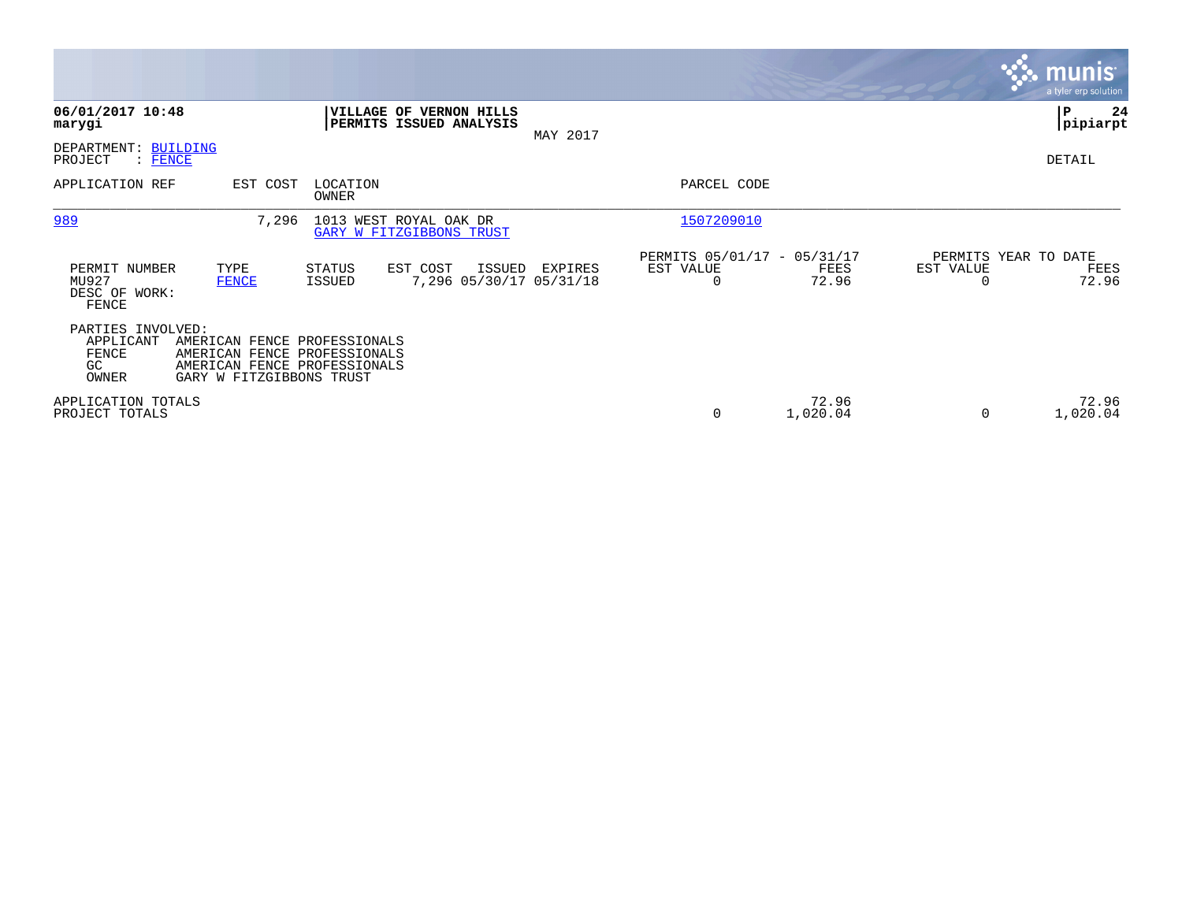06/01/2017 10:48
marygi

**VILLAGE OF VERNON HILLS**
**PERMITS ISSUED ANALYSIS**

MAY 2017

P 24
pipiarpt

DEPARTMENT: BUILDING
PROJECT : FENCE

DETAIL

| APPLICATION REF | EST COST | LOCATION / OWNER | PARCEL CODE |
|---|---|---|---|
| 989 | 7,296 | 1013 WEST ROYAL OAK DR / GARY W FITZGIBBONS TRUST | 1507209010 |

| PERMIT NUMBER | TYPE | STATUS | EST COST | ISSUED | EXPIRES | PERMITS 05/01/17 - 05/31/17 EST VALUE | FEES | PERMITS YEAR TO DATE EST VALUE | FEES |
|---|---|---|---|---|---|---|---|---|---|
| MU927 | FENCE | ISSUED | 7,296 | 05/30/17 | 05/31/18 | 0 | 72.96 | 0 | 72.96 |

DESC OF WORK:
FENCE

PARTIES INVOLVED:

| | |
|---|---|
| APPLICANT | AMERICAN FENCE PROFESSIONALS |
| FENCE | AMERICAN FENCE PROFESSIONALS |
| GC | AMERICAN FENCE PROFESSIONALS |
| OWNER | GARY W FITZGIBBONS TRUST |

| | EST VALUE | FEES | EST VALUE | FEES |
|---|---|---|---|---|
| APPLICATION TOTALS | | 72.96 | | 72.96 |
| PROJECT TOTALS | 0 | 1,020.04 | 0 | 1,020.04 |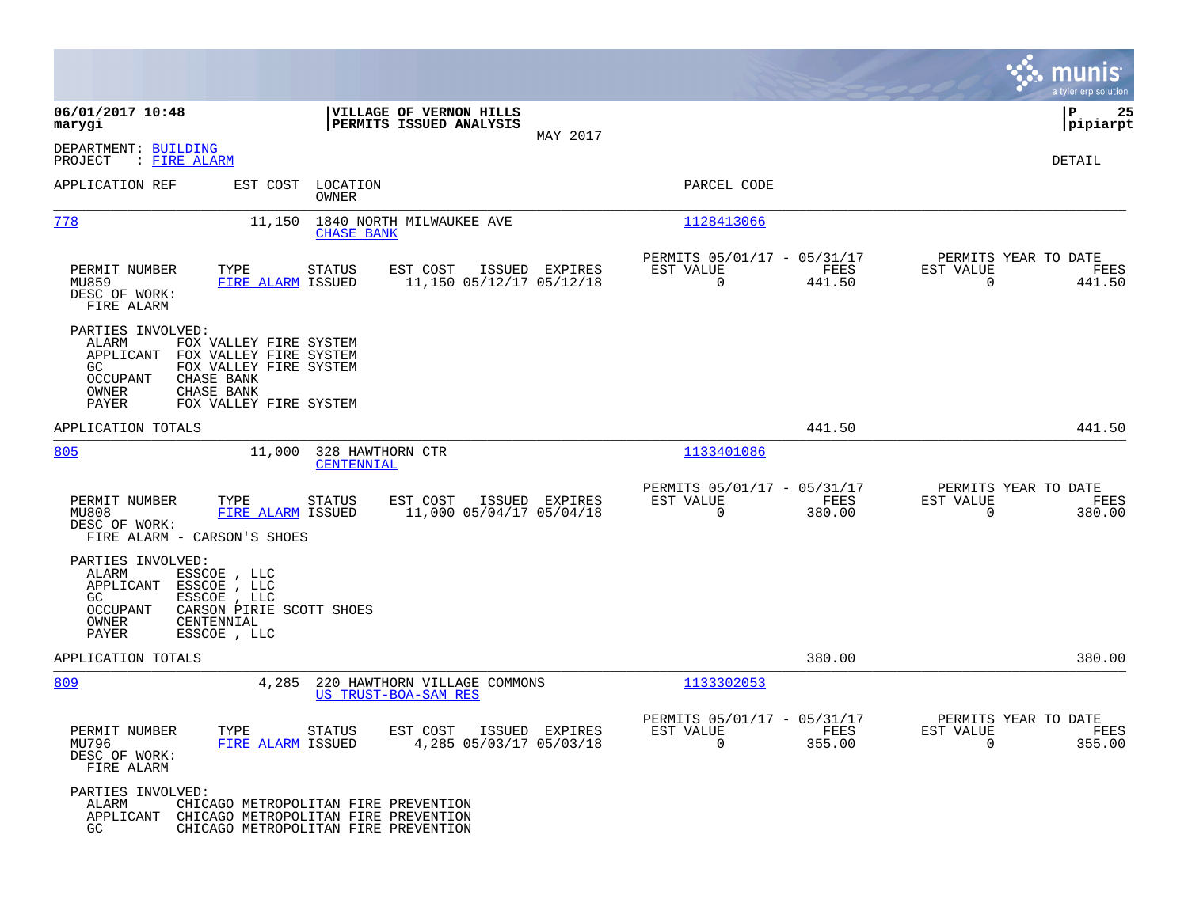**06/01/2017 10:48**
**marygi**

**VILLAGE OF VERNON HILLS**
**PERMITS ISSUED ANALYSIS**
MAY 2017

**P 25**
**pipiarpt**

DEPARTMENT: BUILDING
PROJECT : FIRE ALARM

DETAIL

| APPLICATION REF | EST COST | LOCATION / OWNER | PARCEL CODE |
|---|---|---|---|
| 778 | 11,150 | 1840 NORTH MILWAUKEE AVE / CHASE BANK | 1128413066 |

| PERMIT NUMBER | TYPE | STATUS | EST COST | ISSUED | EXPIRES | PERMITS 05/01/17 - 05/31/17 EST VALUE | FEES | PERMITS YEAR TO DATE EST VALUE | FEES |
|---|---|---|---|---|---|---|---|---|---|
| MU859 | FIRE ALARM | ISSUED | 11,150 | 05/12/17 | 05/12/18 | 0 | 441.50 | 0 | 441.50 |

DESC OF WORK:
FIRE ALARM

PARTIES INVOLVED:
- ALARM FOX VALLEY FIRE SYSTEM
- APPLICANT FOX VALLEY FIRE SYSTEM
- GC FOX VALLEY FIRE SYSTEM
- OCCUPANT CHASE BANK
- OWNER CHASE BANK
- PAYER FOX VALLEY FIRE SYSTEM

APPLICATION TOTALS 441.50 441.50

| APPLICATION REF | EST COST | LOCATION / OWNER | PARCEL CODE |
|---|---|---|---|
| 805 | 11,000 | 328 HAWTHORN CTR / CENTENNIAL | 1133401086 |

| PERMIT NUMBER | TYPE | STATUS | EST COST | ISSUED | EXPIRES | PERMITS 05/01/17 - 05/31/17 EST VALUE | FEES | PERMITS YEAR TO DATE EST VALUE | FEES |
|---|---|---|---|---|---|---|---|---|---|
| MU808 | FIRE ALARM | ISSUED | 11,000 | 05/04/17 | 05/04/18 | 0 | 380.00 | 0 | 380.00 |

DESC OF WORK:
FIRE ALARM - CARSON'S SHOES

PARTIES INVOLVED:
- ALARM ESSCOE , LLC
- APPLICANT ESSCOE , LLC
- GC ESSCOE , LLC
- OCCUPANT CARSON PIRIE SCOTT SHOES
- OWNER CENTENNIAL
- PAYER ESSCOE , LLC

APPLICATION TOTALS 380.00 380.00

| APPLICATION REF | EST COST | LOCATION / OWNER | PARCEL CODE |
|---|---|---|---|
| 809 | 4,285 | 220 HAWTHORN VILLAGE COMMONS / US TRUST-BOA-SAM RES | 1133302053 |

| PERMIT NUMBER | TYPE | STATUS | EST COST | ISSUED | EXPIRES | PERMITS 05/01/17 - 05/31/17 EST VALUE | FEES | PERMITS YEAR TO DATE EST VALUE | FEES |
|---|---|---|---|---|---|---|---|---|---|
| MU796 | FIRE ALARM | ISSUED | 4,285 | 05/03/17 | 05/03/18 | 0 | 355.00 | 0 | 355.00 |

DESC OF WORK:
FIRE ALARM

PARTIES INVOLVED:
- ALARM CHICAGO METROPOLITAN FIRE PREVENTION
- APPLICANT CHICAGO METROPOLITAN FIRE PREVENTION
- GC CHICAGO METROPOLITAN FIRE PREVENTION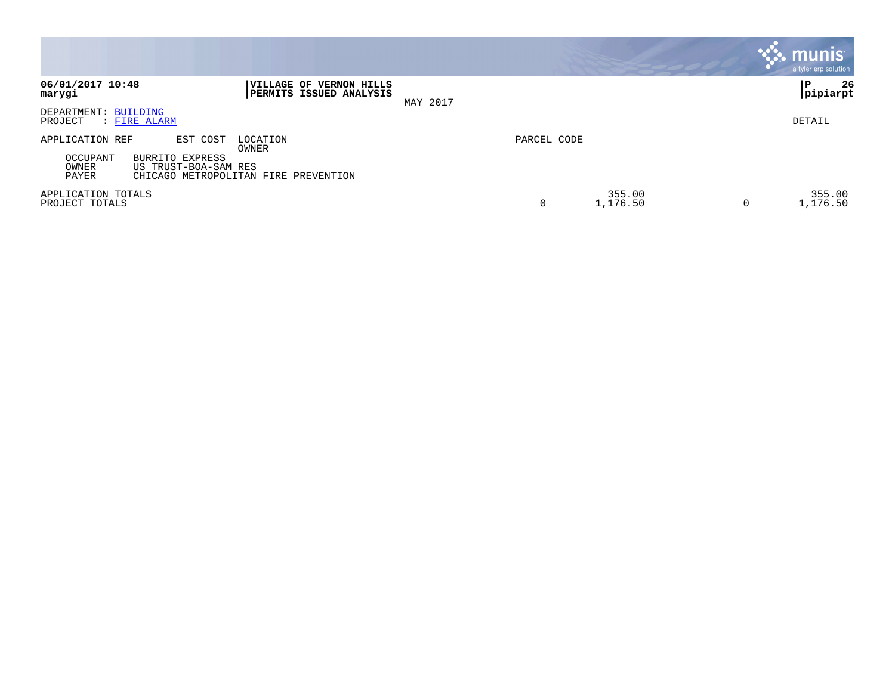**06/01/2017 10:48**
**marygi**

**VILLAGE OF VERNON HILLS**
**PERMITS ISSUED ANALYSIS**

MAY 2017

**P 26**
**pipiarpt**

DEPARTMENT: BUILDING
PROJECT : FIRE ALARM

DETAIL

| APPLICATION REF | EST COST | LOCATION / OWNER | PARCEL CODE | | | | |
|---|---|---|---|---|---|---|---|
| OCCUPANT | BURRITO EXPRESS | | | | | | |
| OWNER | US TRUST-BOA-SAM RES | | | | | | |
| PAYER | CHICAGO METROPOLITAN FIRE PREVENTION | | | | | | |
| APPLICATION TOTALS | | | | 355.00 | | 355.00 | |
| PROJECT TOTALS | | | 0 | 1,176.50 | 0 | 1,176.50 | |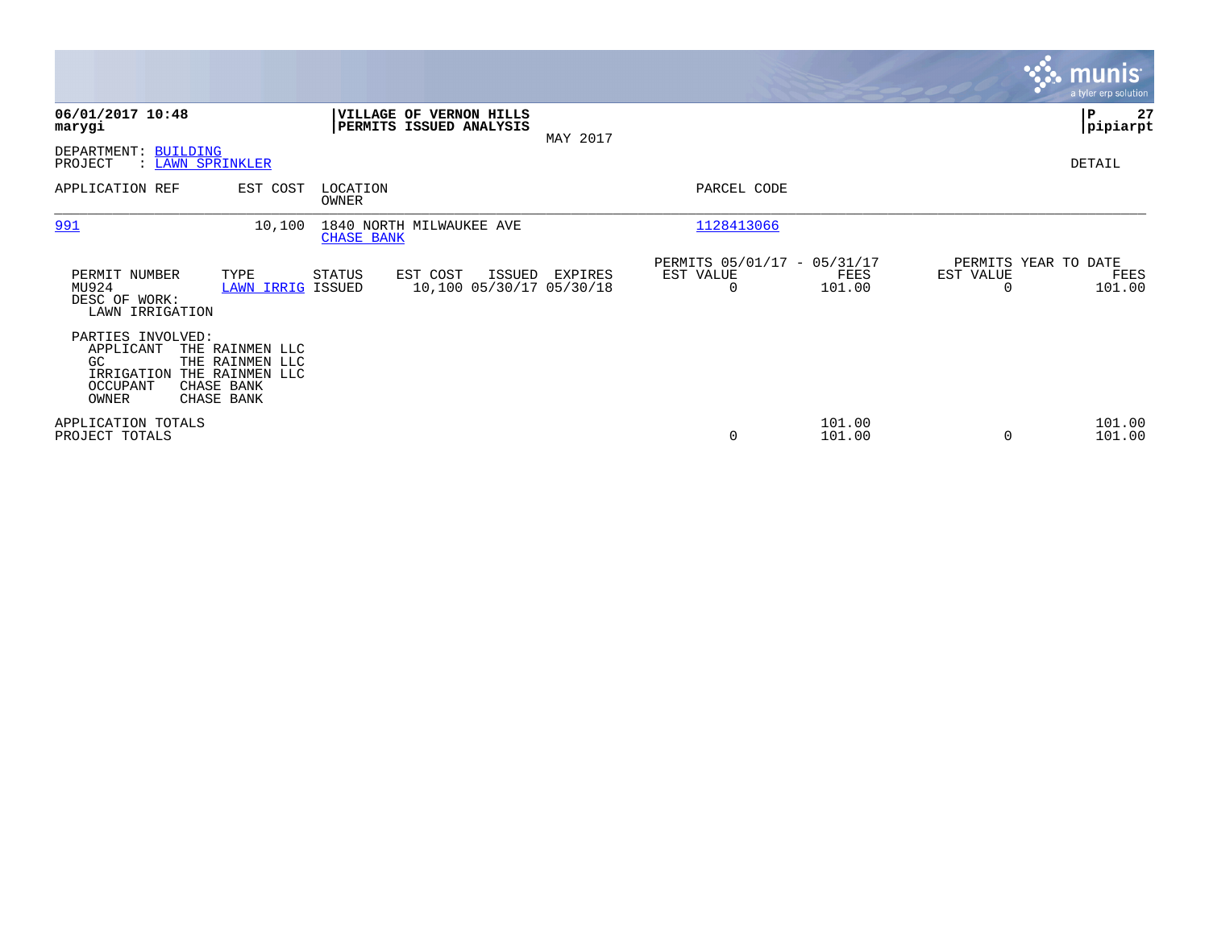**06/01/2017 10:48**
**marygi**

**VILLAGE OF VERNON HILLS**
**PERMITS ISSUED ANALYSIS**

MAY 2017

**P 27**
**pipiarpt**

DEPARTMENT: BUILDING
PROJECT : LAWN SPRINKLER

DETAIL

| APPLICATION REF | EST COST | LOCATION / OWNER | PARCEL CODE |
|---|---|---|---|
| 991 | 10,100 | 1840 NORTH MILWAUKEE AVE / CHASE BANK | 1128413066 |

| PERMIT NUMBER | TYPE | STATUS | EST COST | ISSUED | EXPIRES | PERMITS 05/01/17 - 05/31/17 EST VALUE | FEES | PERMITS YEAR TO DATE EST VALUE | FEES |
|---|---|---|---|---|---|---|---|---|---|
| MU924 | LAWN IRRIG | ISSUED | 10,100 | 05/30/17 | 05/30/18 | 0 | 101.00 | 0 | 101.00 |

DESC OF WORK:
LAWN IRRIGATION

PARTIES INVOLVED:

| | |
|---|---|
| APPLICANT | THE RAINMEN LLC |
| GC | THE RAINMEN LLC |
| IRRIGATION | THE RAINMEN LLC |
| OCCUPANT | CHASE BANK |
| OWNER | CHASE BANK |

| | EST VALUE | FEES | YTD EST VALUE | YTD FEES |
|---|---|---|---|---|
| APPLICATION TOTALS | | 101.00 | | 101.00 |
| PROJECT TOTALS | 0 | 101.00 | 0 | 101.00 |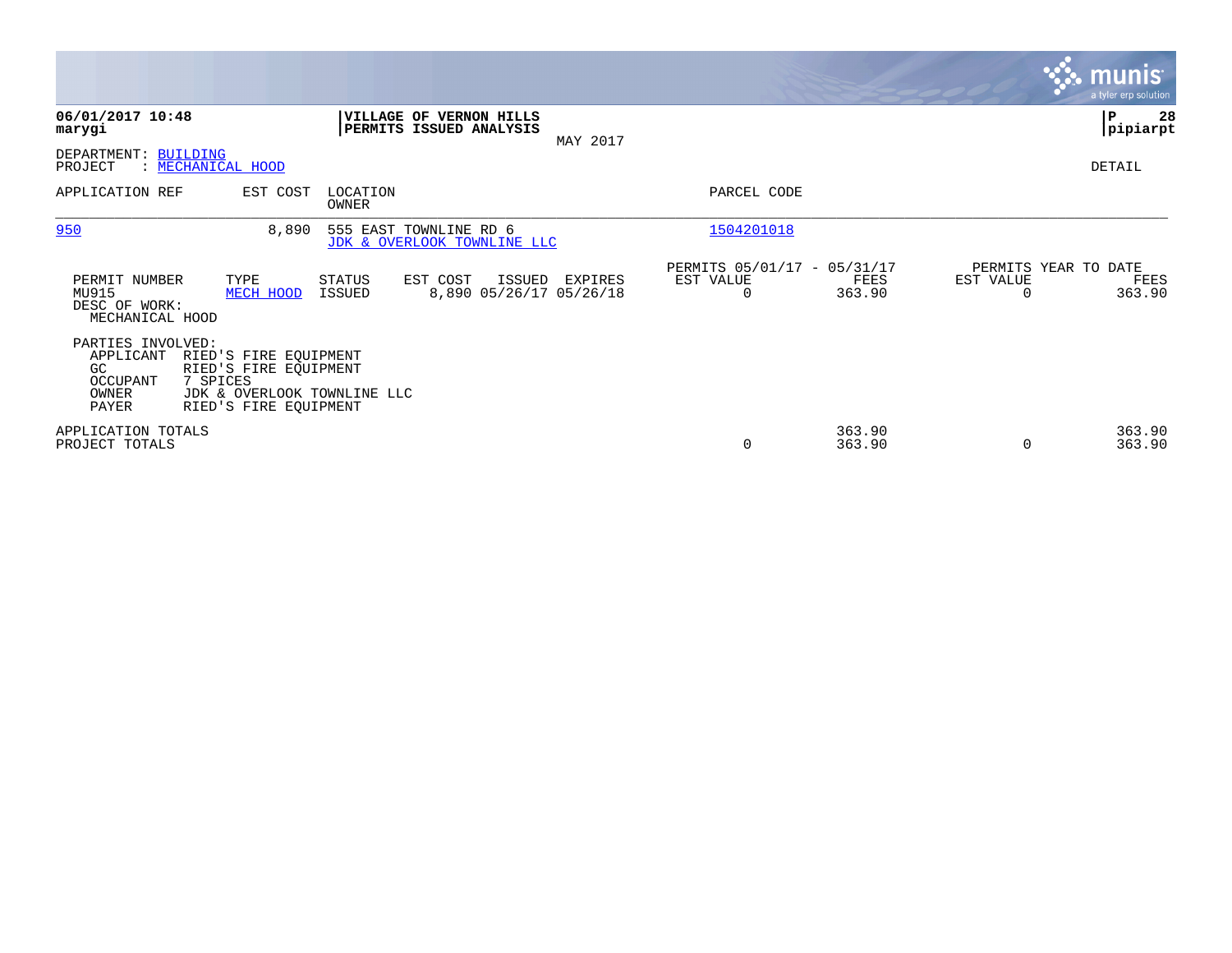**06/01/2017 10:48**
**marygi**

**VILLAGE OF VERNON HILLS**
**PERMITS ISSUED ANALYSIS**

MAY 2017

**P 28**
**pipiarpt**

DEPARTMENT: BUILDING
PROJECT : MECHANICAL HOOD

DETAIL

| APPLICATION REF | EST COST | LOCATION / OWNER | PARCEL CODE |
|---|---|---|---|
| 950 | 8,890 | 555 EAST TOWNLINE RD 6 / JDK & OVERLOOK TOWNLINE LLC | 1504201018 |

| PERMIT NUMBER | TYPE | STATUS | EST COST | ISSUED | EXPIRES | PERMITS 05/01/17 - 05/31/17 EST VALUE | FEES | PERMITS YEAR TO DATE EST VALUE | FEES |
|---|---|---|---|---|---|---|---|---|---|
| MU915 | MECH HOOD | ISSUED | 8,890 | 05/26/17 | 05/26/18 | 0 | 363.90 | 0 | 363.90 |

DESC OF WORK:
MECHANICAL HOOD

PARTIES INVOLVED:

| | |
|---|---|
| APPLICANT | RIED'S FIRE EQUIPMENT |
| GC | RIED'S FIRE EQUIPMENT |
| OCCUPANT | 7 SPICES |
| OWNER | JDK & OVERLOOK TOWNLINE LLC |
| PAYER | RIED'S FIRE EQUIPMENT |

| | EST VALUE | FEES | YTD EST VALUE | YTD FEES |
|---|---|---|---|---|
| APPLICATION TOTALS | | 363.90 | | 363.90 |
| PROJECT TOTALS | 0 | 363.90 | 0 | 363.90 |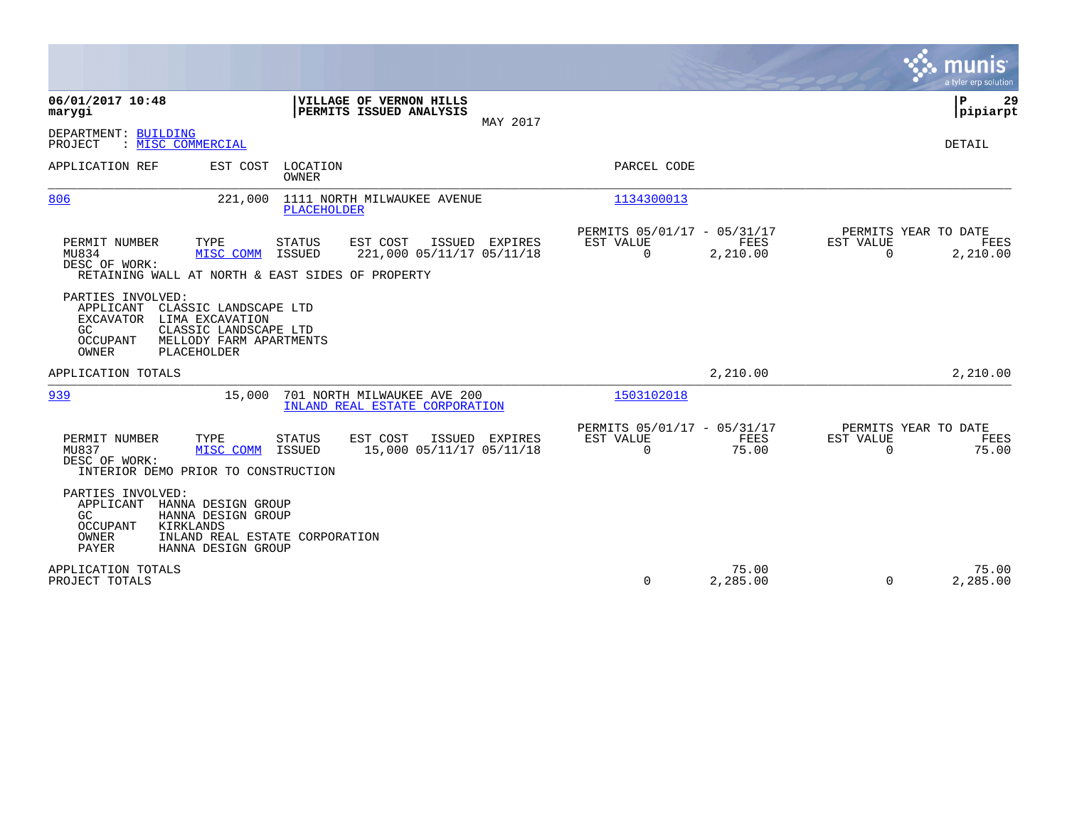**06/01/2017 10:48**
**marygi**

**VILLAGE OF VERNON HILLS**
**PERMITS ISSUED ANALYSIS**
MAY 2017

**pipiarpt**

DEPARTMENT: BUILDING
PROJECT : MISC COMMERCIAL

DETAIL

| APPLICATION REF | EST COST | LOCATION / OWNER | PARCEL CODE |
|---|---|---|---|
| 806 | 221,000 | 1111 NORTH MILWAUKEE AVENUE / PLACEHOLDER | 1134300013 |

| PERMIT NUMBER | TYPE | STATUS | EST COST | ISSUED | EXPIRES | PERMITS 05/01/17 - 05/31/17 EST VALUE | FEES | PERMITS YEAR TO DATE EST VALUE | FEES |
|---|---|---|---|---|---|---|---|---|---|
| MU834 | MISC COMM | ISSUED | 221,000 | 05/11/17 | 05/11/18 | 0 | 2,210.00 | 0 | 2,210.00 |

DESC OF WORK:
RETAINING WALL AT NORTH & EAST SIDES OF PROPERTY

PARTIES INVOLVED:
- APPLICANT CLASSIC LANDSCAPE LTD
- EXCAVATOR LIMA EXCAVATION
- GC CLASSIC LANDSCAPE LTD
- OCCUPANT MELLODY FARM APARTMENTS
- OWNER PLACEHOLDER

APPLICATION TOTALS — FEES: 2,210.00 — YEAR TO DATE FEES: 2,210.00

| APPLICATION REF | EST COST | LOCATION / OWNER | PARCEL CODE |
|---|---|---|---|
| 939 | 15,000 | 701 NORTH MILWAUKEE AVE 200 / INLAND REAL ESTATE CORPORATION | 1503102018 |

| PERMIT NUMBER | TYPE | STATUS | EST COST | ISSUED | EXPIRES | PERMITS 05/01/17 - 05/31/17 EST VALUE | FEES | PERMITS YEAR TO DATE EST VALUE | FEES |
|---|---|---|---|---|---|---|---|---|---|
| MU837 | MISC COMM | ISSUED | 15,000 | 05/11/17 | 05/11/18 | 0 | 75.00 | 0 | 75.00 |

DESC OF WORK:
INTERIOR DEMO PRIOR TO CONSTRUCTION

PARTIES INVOLVED:
- APPLICANT HANNA DESIGN GROUP
- GC HANNA DESIGN GROUP
- OCCUPANT KIRKLANDS
- OWNER INLAND REAL ESTATE CORPORATION
- PAYER HANNA DESIGN GROUP

| | EST VALUE | FEES | YTD EST VALUE | YTD FEES |
|---|---|---|---|---|
| APPLICATION TOTALS | | 75.00 | | 75.00 |
| PROJECT TOTALS | 0 | 2,285.00 | 0 | 2,285.00 |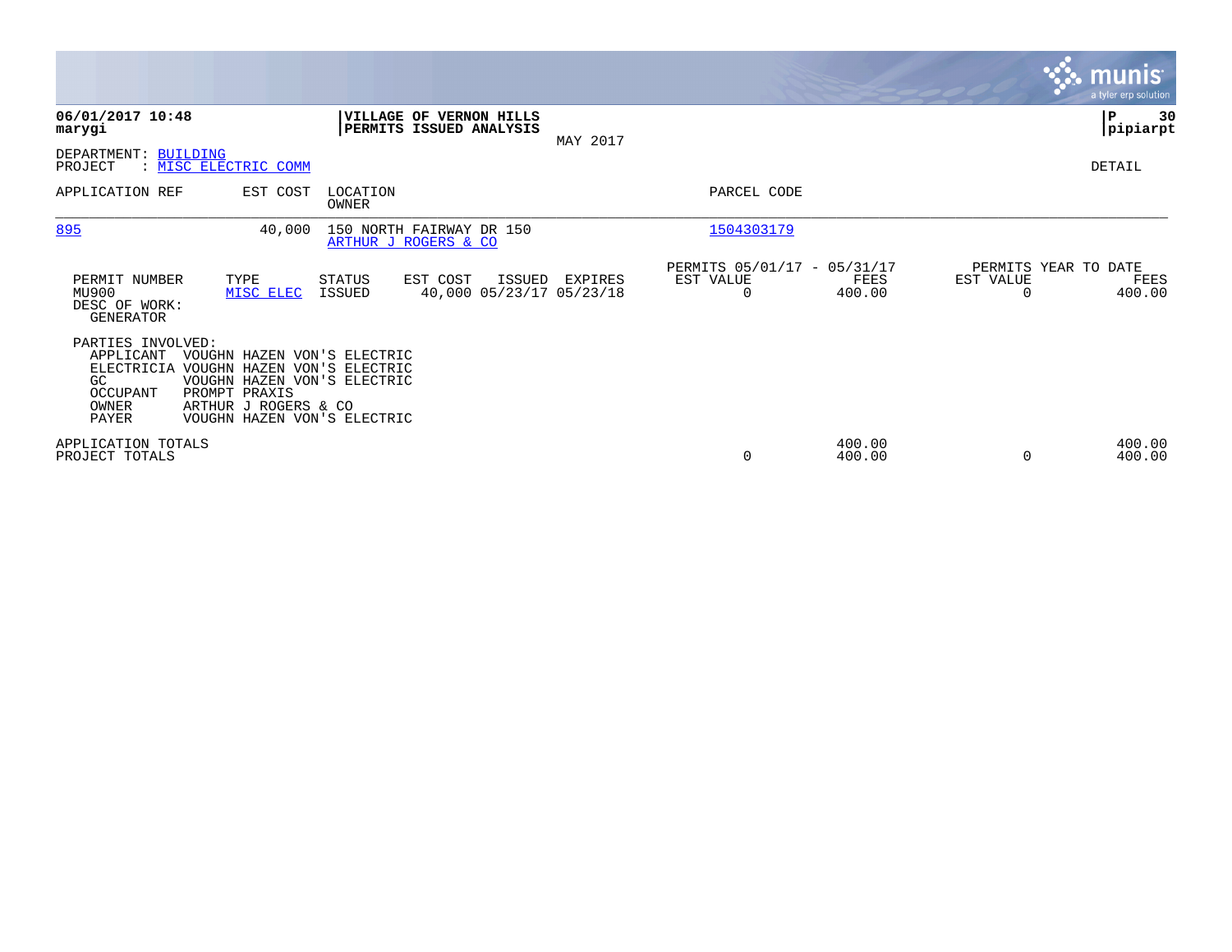**06/01/2017 10:48**
**marygi**

**VILLAGE OF VERNON HILLS**
**PERMITS ISSUED ANALYSIS**

MAY 2017

**P 30**
**pipiarpt**

DEPARTMENT: BUILDING
PROJECT : MISC ELECTRIC COMM

DETAIL

| APPLICATION REF | EST COST | LOCATION / OWNER | PARCEL CODE |
|---|---|---|---|
| 895 | 40,000 | 150 NORTH FAIRWAY DR 150 / ARTHUR J ROGERS & CO | 1504303179 |

| PERMIT NUMBER | TYPE | STATUS | EST COST | ISSUED | EXPIRES | PERMITS 05/01/17 - 05/31/17 EST VALUE | FEES | PERMITS YEAR TO DATE EST VALUE | FEES |
|---|---|---|---|---|---|---|---|---|---|
| MU900 | MISC ELEC | ISSUED | 40,000 | 05/23/17 | 05/23/18 | 0 | 400.00 | 0 | 400.00 |

DESC OF WORK:
GENERATOR

PARTIES INVOLVED:

| | |
|---|---|
| APPLICANT | VOUGHN HAZEN VON'S ELECTRIC |
| ELECTRICIA | VOUGHN HAZEN VON'S ELECTRIC |
| GC | VOUGHN HAZEN VON'S ELECTRIC |
| OCCUPANT | PROMPT PRAXIS |
| OWNER | ARTHUR J ROGERS & CO |
| PAYER | VOUGHN HAZEN VON'S ELECTRIC |

| | EST VALUE | FEES | YTD EST VALUE | YTD FEES |
|---|---|---|---|---|
| APPLICATION TOTALS | | 400.00 | | 400.00 |
| PROJECT TOTALS | 0 | 400.00 | 0 | 400.00 |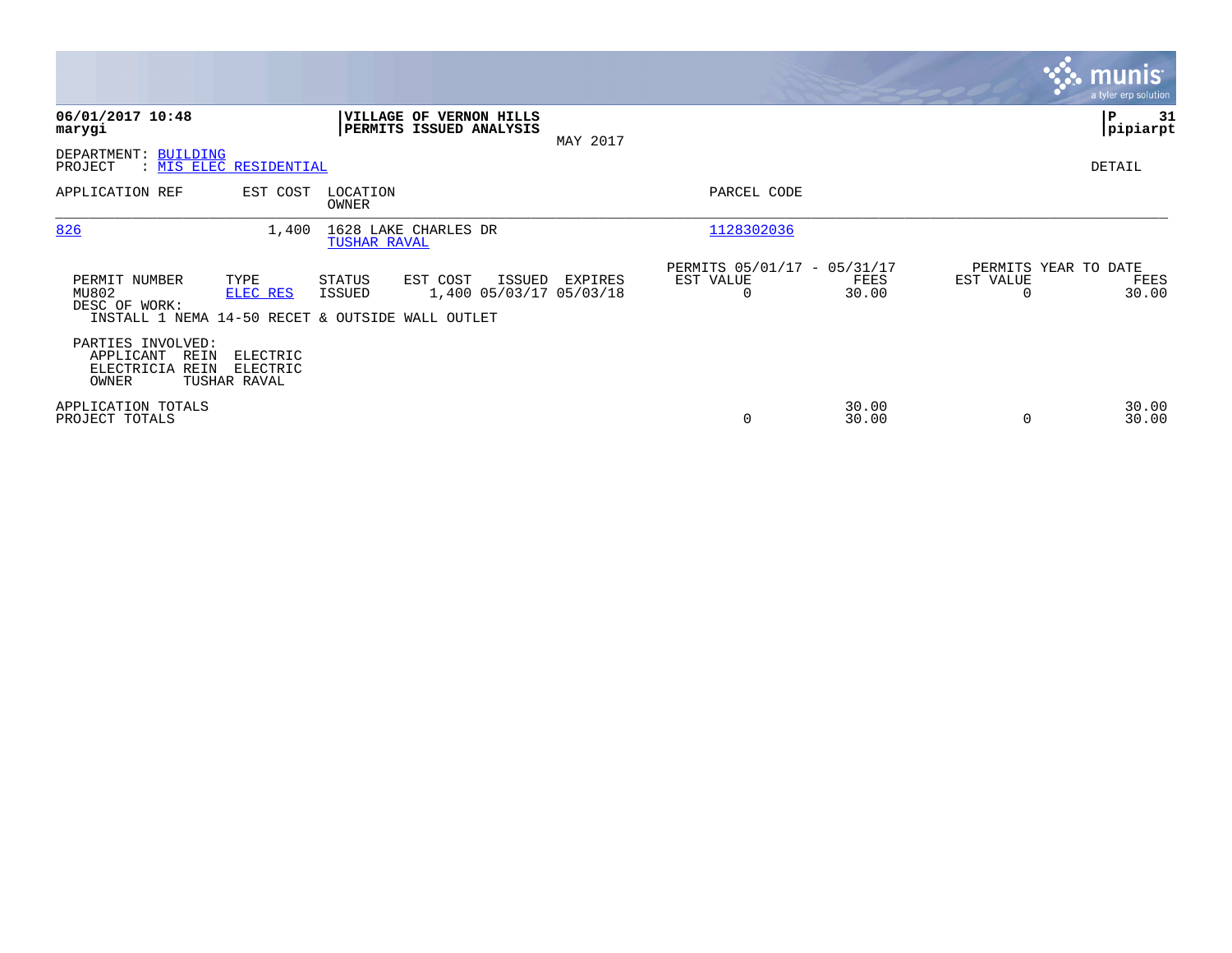**06/01/2017 10:48**
**marygi**

**VILLAGE OF VERNON HILLS**
**PERMITS ISSUED ANALYSIS**

MAY 2017

**P 31**
**pipiarpt**

DEPARTMENT: BUILDING
PROJECT : MIS ELEC RESIDENTIAL

DETAIL

| APPLICATION REF | EST COST | LOCATION / OWNER | PARCEL CODE |
|---|---|---|---|
| 826 | 1,400 | 1628 LAKE CHARLES DR / TUSHAR RAVAL | 1128302036 |

| PERMIT NUMBER | TYPE | STATUS | EST COST | ISSUED | EXPIRES | PERMITS 05/01/17 - 05/31/17 EST VALUE | FEES | PERMITS YEAR TO DATE EST VALUE | FEES |
|---|---|---|---|---|---|---|---|---|---|
| MU802 | ELEC RES | ISSUED | 1,400 | 05/03/17 | 05/03/18 | 0 | 30.00 | 0 | 30.00 |

DESC OF WORK:
INSTALL 1 NEMA 14-50 RECET & OUTSIDE WALL OUTLET

PARTIES INVOLVED:
APPLICANT REIN ELECTRIC
ELECTRICIA REIN ELECTRIC
OWNER TUSHAR RAVAL

| | EST VALUE | FEES | EST VALUE | FEES |
|---|---|---|---|---|
| APPLICATION TOTALS | | 30.00 | | 30.00 |
| PROJECT TOTALS | 0 | 30.00 | 0 | 30.00 |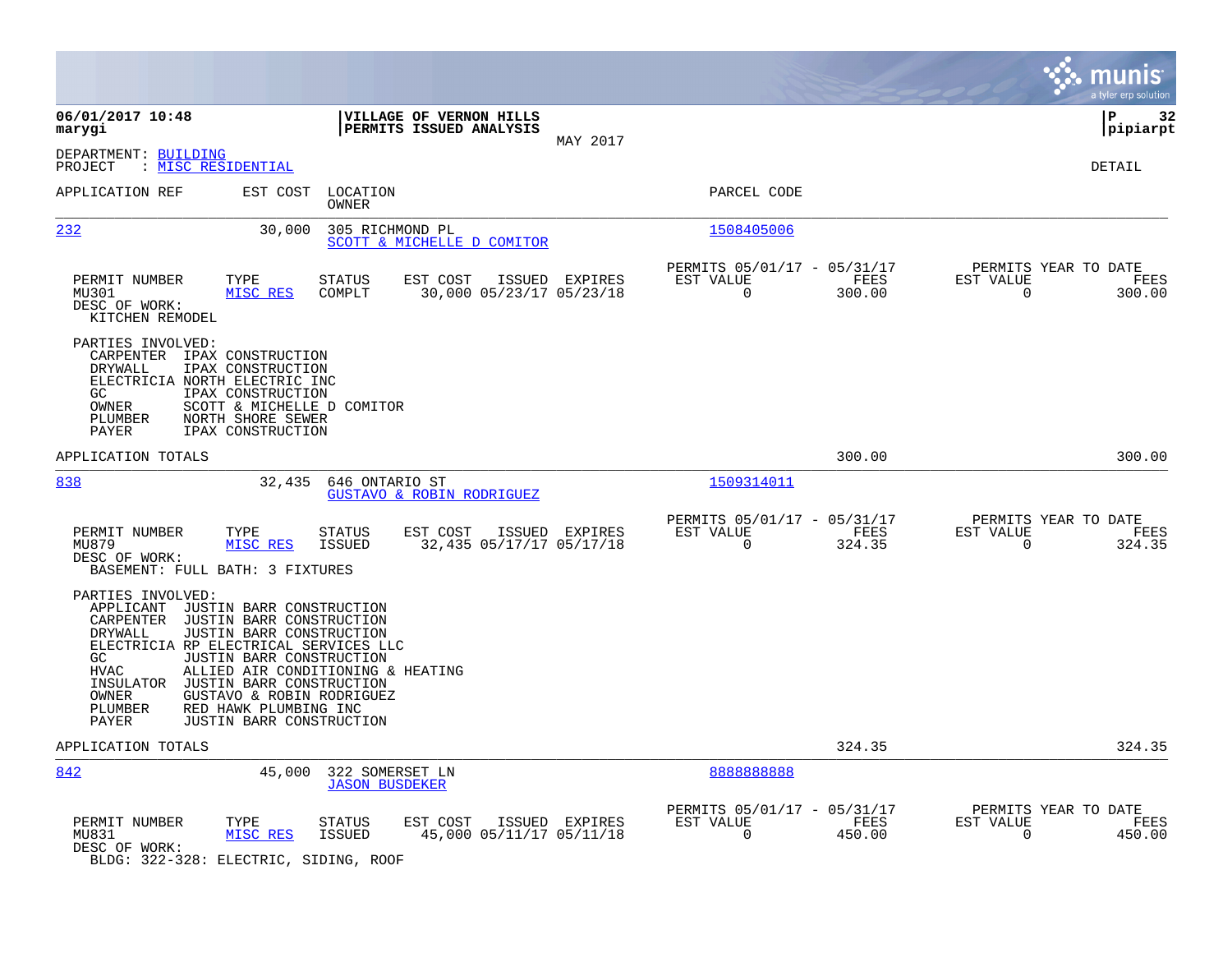**06/01/2017 10:48**
**marygi**

**VILLAGE OF VERNON HILLS**
**PERMITS ISSUED ANALYSIS**

MAY 2017

**P 32**
**pipiarpt**

DEPARTMENT: BUILDING
PROJECT : MISC RESIDENTIAL

DETAIL

| APPLICATION REF | EST COST | LOCATION / OWNER | PARCEL CODE |
|---|---|---|---|
| 232 | 30,000 | 305 RICHMOND PL / SCOTT & MICHELLE D COMITOR | 1508405006 |

| PERMIT NUMBER | TYPE | STATUS | EST COST | ISSUED | EXPIRES | PERMITS 05/01/17 - 05/31/17 EST VALUE | FEES | PERMITS YEAR TO DATE EST VALUE | FEES |
|---|---|---|---|---|---|---|---|---|---|
| MU301 | MISC RES | COMPLT | 30,000 | 05/23/17 | 05/23/18 | 0 | 300.00 | 0 | 300.00 |

DESC OF WORK:
KITCHEN REMODEL

PARTIES INVOLVED:
- CARPENTER IPAX CONSTRUCTION
- DRYWALL IPAX CONSTRUCTION
- ELECTRICIA NORTH ELECTRIC INC
- GC IPAX CONSTRUCTION
- OWNER SCOTT & MICHELLE D COMITOR
- PLUMBER NORTH SHORE SEWER
- PAYER IPAX CONSTRUCTION

APPLICATION TOTALS: 300.00 | 300.00

| APPLICATION REF | EST COST | LOCATION / OWNER | PARCEL CODE |
|---|---|---|---|
| 838 | 32,435 | 646 ONTARIO ST / GUSTAVO & ROBIN RODRIGUEZ | 1509314011 |

| PERMIT NUMBER | TYPE | STATUS | EST COST | ISSUED | EXPIRES | PERMITS 05/01/17 - 05/31/17 EST VALUE | FEES | PERMITS YEAR TO DATE EST VALUE | FEES |
|---|---|---|---|---|---|---|---|---|---|
| MU879 | MISC RES | ISSUED | 32,435 | 05/17/17 | 05/17/18 | 0 | 324.35 | 0 | 324.35 |

DESC OF WORK:
BASEMENT: FULL BATH: 3 FIXTURES

PARTIES INVOLVED:
- APPLICANT JUSTIN BARR CONSTRUCTION
- CARPENTER JUSTIN BARR CONSTRUCTION
- DRYWALL JUSTIN BARR CONSTRUCTION
- ELECTRICIA RP ELECTRICAL SERVICES LLC
- GC JUSTIN BARR CONSTRUCTION
- HVAC ALLIED AIR CONDITIONING & HEATING
- INSULATOR JUSTIN BARR CONSTRUCTION
- OWNER GUSTAVO & ROBIN RODRIGUEZ
- PLUMBER RED HAWK PLUMBING INC
- PAYER JUSTIN BARR CONSTRUCTION

APPLICATION TOTALS: 324.35 | 324.35

| APPLICATION REF | EST COST | LOCATION / OWNER | PARCEL CODE |
|---|---|---|---|
| 842 | 45,000 | 322 SOMERSET LN / JASON BUSDEKER | 8888888888 |

| PERMIT NUMBER | TYPE | STATUS | EST COST | ISSUED | EXPIRES | PERMITS 05/01/17 - 05/31/17 EST VALUE | FEES | PERMITS YEAR TO DATE EST VALUE | FEES |
|---|---|---|---|---|---|---|---|---|---|
| MU831 | MISC RES | ISSUED | 45,000 | 05/11/17 | 05/11/18 | 0 | 450.00 | 0 | 450.00 |

DESC OF WORK:
BLDG: 322-328: ELECTRIC, SIDING, ROOF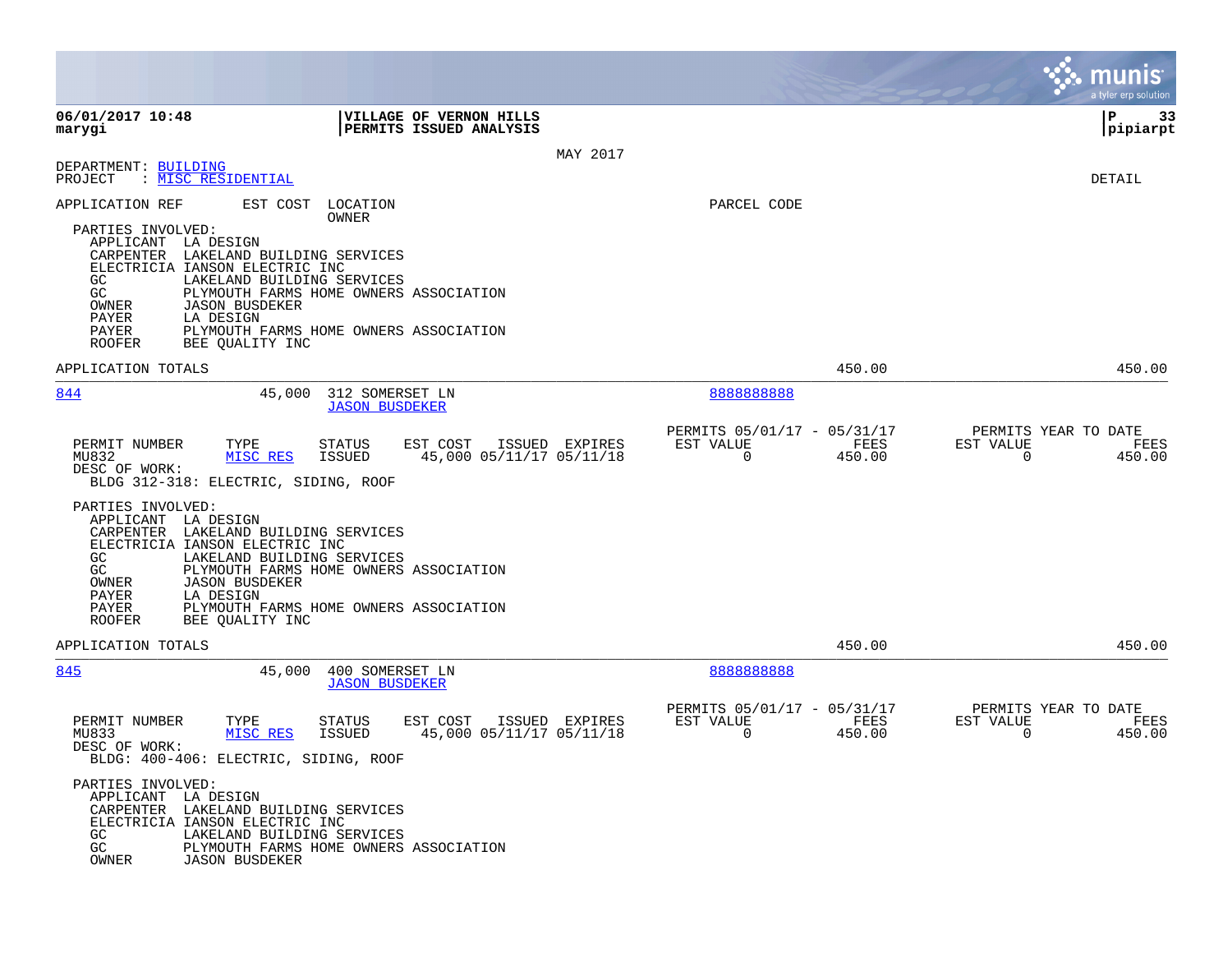**VILLAGE OF VERNON HILLS**
**PERMITS ISSUED ANALYSIS**

MAY 2017

DEPARTMENT: BUILDING
PROJECT : MISC RESIDENTIAL

DETAIL

APPLICATION REF EST COST LOCATION
OWNER
PARCEL CODE

PARTIES INVOLVED:
APPLICANT LA DESIGN
CARPENTER LAKELAND BUILDING SERVICES
ELECTRICIA IANSON ELECTRIC INC
GC LAKELAND BUILDING SERVICES
GC PLYMOUTH FARMS HOME OWNERS ASSOCIATION
OWNER JASON BUSDEKER
PAYER LA DESIGN
PAYER PLYMOUTH FARMS HOME OWNERS ASSOCIATION
ROOFER BEE QUALITY INC

APPLICATION TOTALS 450.00 450.00

---

844 45,000 312 SOMERSET LN 8888888888
JASON BUSDEKER

| PERMIT NUMBER | TYPE | STATUS | EST COST | ISSUED | EXPIRES | PERMITS 05/01/17 - 05/31/17 EST VALUE | FEES | PERMITS YEAR TO DATE EST VALUE | FEES |
|---|---|---|---|---|---|---|---|---|---|
| MU832 | MISC RES | ISSUED | 45,000 | 05/11/17 | 05/11/18 | 0 | 450.00 | 0 | 450.00 |

DESC OF WORK:
BLDG 312-318: ELECTRIC, SIDING, ROOF

PARTIES INVOLVED:
APPLICANT LA DESIGN
CARPENTER LAKELAND BUILDING SERVICES
ELECTRICIA IANSON ELECTRIC INC
GC LAKELAND BUILDING SERVICES
GC PLYMOUTH FARMS HOME OWNERS ASSOCIATION
OWNER JASON BUSDEKER
PAYER LA DESIGN
PAYER PLYMOUTH FARMS HOME OWNERS ASSOCIATION
ROOFER BEE QUALITY INC

APPLICATION TOTALS 450.00 450.00

---

845 45,000 400 SOMERSET LN 8888888888
JASON BUSDEKER

| PERMIT NUMBER | TYPE | STATUS | EST COST | ISSUED | EXPIRES | PERMITS 05/01/17 - 05/31/17 EST VALUE | FEES | PERMITS YEAR TO DATE EST VALUE | FEES |
|---|---|---|---|---|---|---|---|---|---|
| MU833 | MISC RES | ISSUED | 45,000 | 05/11/17 | 05/11/18 | 0 | 450.00 | 0 | 450.00 |

DESC OF WORK:
BLDG: 400-406: ELECTRIC, SIDING, ROOF

PARTIES INVOLVED:
APPLICANT LA DESIGN
CARPENTER LAKELAND BUILDING SERVICES
ELECTRICIA IANSON ELECTRIC INC
GC LAKELAND BUILDING SERVICES
GC PLYMOUTH FARMS HOME OWNERS ASSOCIATION
OWNER JASON BUSDEKER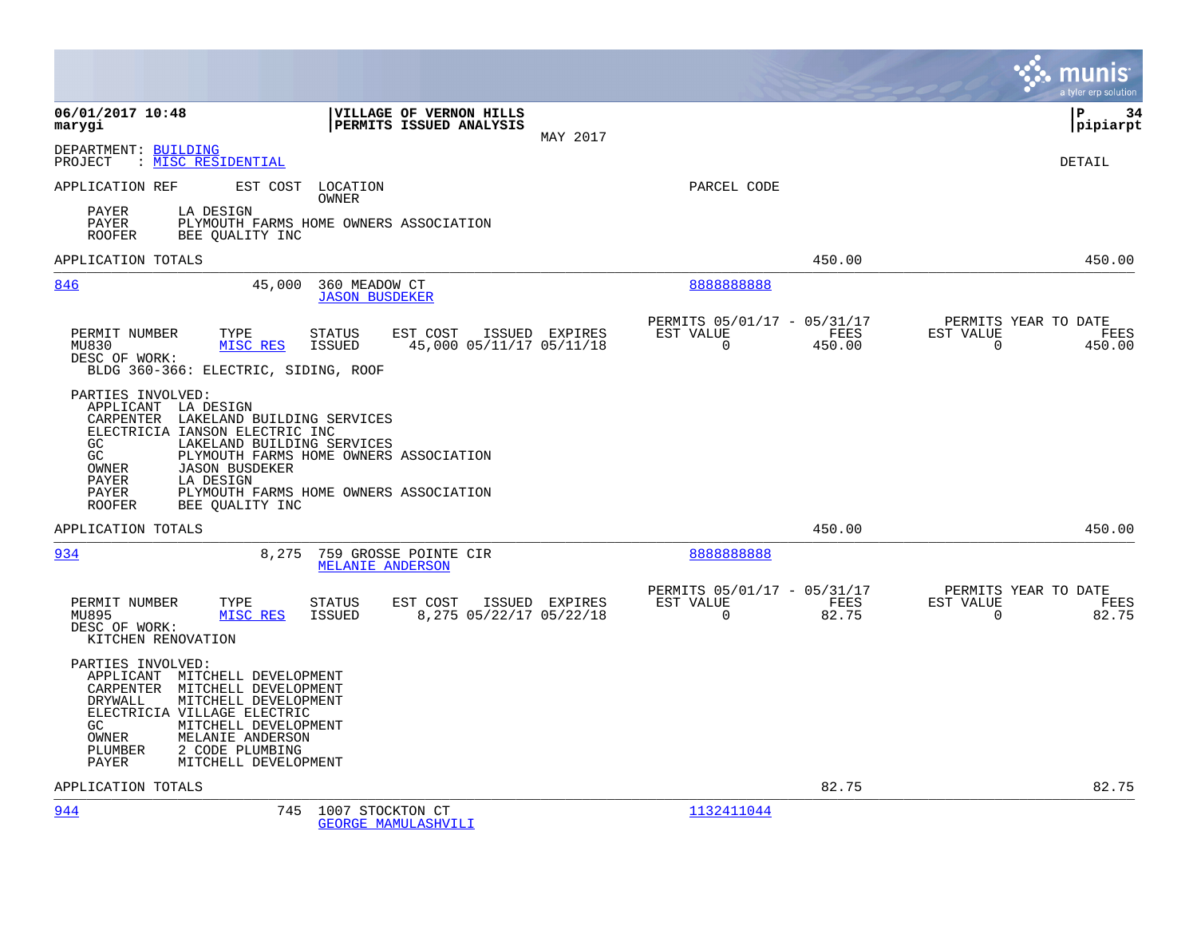06/01/2017 10:48 marygi

VILLAGE OF VERNON HILLS
PERMITS ISSUED ANALYSIS
MAY 2017

P 34 pipiarpt

DEPARTMENT: BUILDING
PROJECT : MISC RESIDENTIAL

DETAIL

APPLICATION REF | EST COST | LOCATION OWNER | PARCEL CODE

PAYER LA DESIGN
PAYER PLYMOUTH FARMS HOME OWNERS ASSOCIATION
ROOFER BEE QUALITY INC

APPLICATION TOTALS 450.00 450.00

---

846 | 45,000 | 360 MEADOW CT / JASON BUSDEKER | 8888888888

| PERMIT NUMBER | TYPE | STATUS | EST COST | ISSUED | EXPIRES | PERMITS 05/01/17 - 05/31/17 EST VALUE | FEES | PERMITS YEAR TO DATE EST VALUE | FEES |
|---|---|---|---|---|---|---|---|---|---|
| MU830 | MISC RES | ISSUED | 45,000 | 05/11/17 | 05/11/18 | 0 | 450.00 | 0 | 450.00 |

DESC OF WORK:
BLDG 360-366: ELECTRIC, SIDING, ROOF

PARTIES INVOLVED:
APPLICANT LA DESIGN
CARPENTER LAKELAND BUILDING SERVICES
ELECTRICIA IANSON ELECTRIC INC
GC LAKELAND BUILDING SERVICES
GC PLYMOUTH FARMS HOME OWNERS ASSOCIATION
OWNER JASON BUSDEKER
PAYER LA DESIGN
PAYER PLYMOUTH FARMS HOME OWNERS ASSOCIATION
ROOFER BEE QUALITY INC

APPLICATION TOTALS 450.00 450.00

---

934 | 8,275 | 759 GROSSE POINTE CIR / MELANIE ANDERSON | 8888888888

| PERMIT NUMBER | TYPE | STATUS | EST COST | ISSUED | EXPIRES | PERMITS 05/01/17 - 05/31/17 EST VALUE | FEES | PERMITS YEAR TO DATE EST VALUE | FEES |
|---|---|---|---|---|---|---|---|---|---|
| MU895 | MISC RES | ISSUED | 8,275 | 05/22/17 | 05/22/18 | 0 | 82.75 | 0 | 82.75 |

DESC OF WORK:
KITCHEN RENOVATION

PARTIES INVOLVED:
APPLICANT MITCHELL DEVELOPMENT
CARPENTER MITCHELL DEVELOPMENT
DRYWALL MITCHELL DEVELOPMENT
ELECTRICIA VILLAGE ELECTRIC
GC MITCHELL DEVELOPMENT
OWNER MELANIE ANDERSON
PLUMBER 2 CODE PLUMBING
PAYER MITCHELL DEVELOPMENT

APPLICATION TOTALS 82.75 82.75

---

944 | 745 | 1007 STOCKTON CT / GEORGE MAMULASHVILI | 1132411044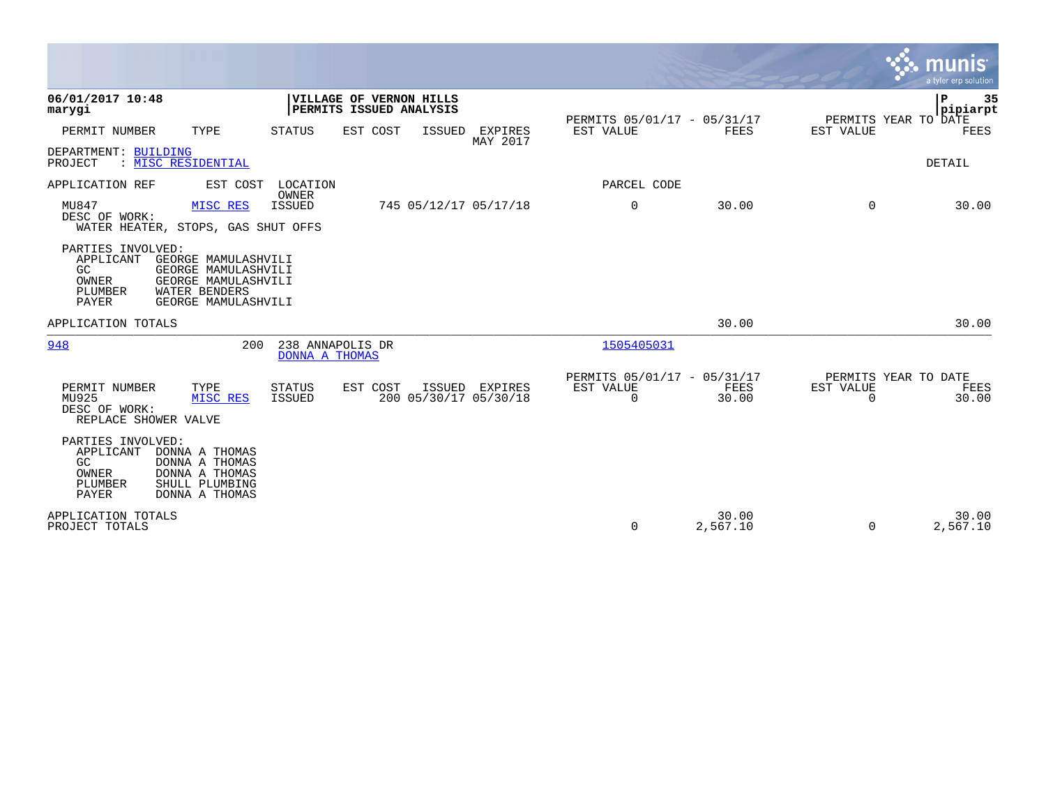**06/01/2017 10:48**
**marygi**

**VILLAGE OF VERNON HILLS**
**PERMITS ISSUED ANALYSIS**

**P 35**
**pipiarpt**

| PERMIT NUMBER | TYPE | STATUS | EST COST | ISSUED | EXPIRES | PERMITS 05/01/17 - 05/31/17 EST VALUE | FEES | PERMITS YEAR TO DATE EST VALUE | FEES |
|---|---|---|---|---|---|---|---|---|---|
| | | | | | MAY 2017 | | | | |

DEPARTMENT: BUILDING
PROJECT : MISC RESIDENTIAL

DETAIL

| APPLICATION REF | EST COST | LOCATION OWNER | | PARCEL CODE | | | |
|---|---|---|---|---|---|---|---|
| MU847 | MISC RES | ISSUED | 745 05/12/17 05/17/18 | 0 | 30.00 | 0 | 30.00 |

DESC OF WORK:
WATER HEATER, STOPS, GAS SHUT OFFS

PARTIES INVOLVED:
APPLICANT GEORGE MAMULASHVILI
GC GEORGE MAMULASHVILI
OWNER GEORGE MAMULASHVILI
PLUMBER WATER BENDERS
PAYER GEORGE MAMULASHVILI

APPLICATION TOTALS 30.00 30.00

---

948 200 238 ANNAPOLIS DR
DONNA A THOMAS
PARCEL CODE: 1505405031

| PERMIT NUMBER | TYPE | STATUS | EST COST | ISSUED | EXPIRES | PERMITS 05/01/17 - 05/31/17 EST VALUE | FEES | PERMITS YEAR TO DATE EST VALUE | FEES |
|---|---|---|---|---|---|---|---|---|---|
| MU925 | MISC RES | ISSUED | 200 | 05/30/17 | 05/30/18 | 0 | 30.00 | 0 | 30.00 |

DESC OF WORK:
REPLACE SHOWER VALVE

PARTIES INVOLVED:
APPLICANT DONNA A THOMAS
GC DONNA A THOMAS
OWNER DONNA A THOMAS
PLUMBER SHULL PLUMBING
PAYER DONNA A THOMAS

| | EST VALUE | FEES | EST VALUE | FEES |
|---|---|---|---|---|
| APPLICATION TOTALS | | 30.00 | | 30.00 |
| PROJECT TOTALS | 0 | 2,567.10 | 0 | 2,567.10 |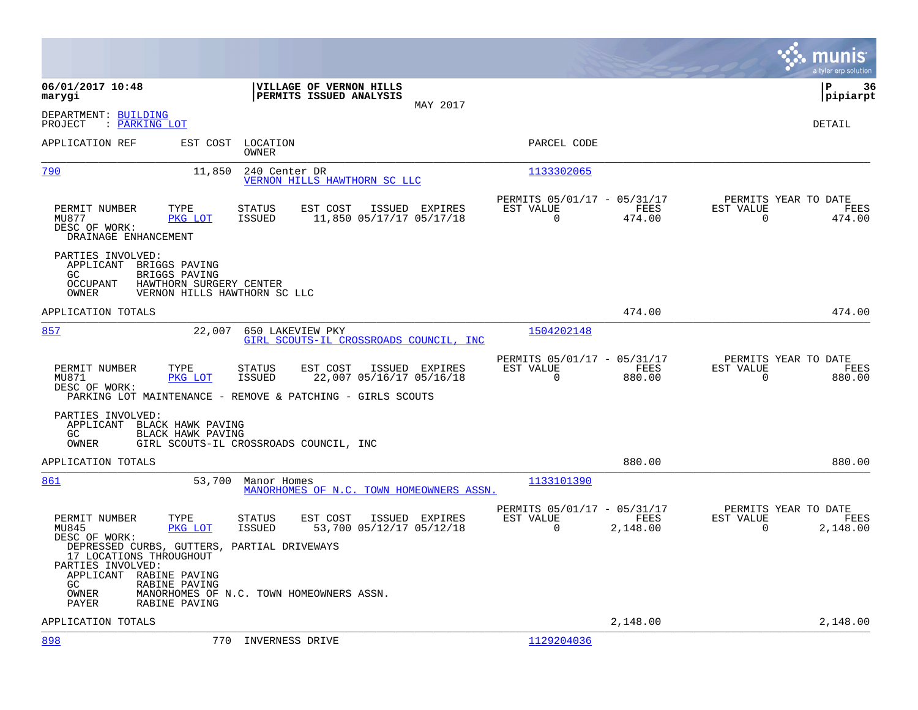06/01/2017 10:48
marygi

**VILLAGE OF VERNON HILLS**
**PERMITS ISSUED ANALYSIS**

MAY 2017

P 36
pipiarpt

DEPARTMENT: BUILDING
PROJECT : PARKING LOT

DETAIL

| APPLICATION REF | EST COST | LOCATION / OWNER | PARCEL CODE |
|---|---|---|---|
| 790 | 11,850 | 240 Center DR / VERNON HILLS HAWTHORN SC LLC | 1133302065 |

| PERMIT NUMBER | TYPE | STATUS | EST COST | ISSUED | EXPIRES | PERMITS 05/01/17 - 05/31/17 EST VALUE | FEES | PERMITS YEAR TO DATE EST VALUE | FEES |
|---|---|---|---|---|---|---|---|---|---|
| MU877 | PKG LOT | ISSUED | 11,850 | 05/17/17 | 05/17/18 | 0 | 474.00 | 0 | 474.00 |

DESC OF WORK:
DRAINAGE ENHANCEMENT

PARTIES INVOLVED:
APPLICANT BRIGGS PAVING
GC BRIGGS PAVING
OCCUPANT HAWTHORN SURGERY CENTER
OWNER VERNON HILLS HAWTHORN SC LLC

APPLICATION TOTALS 474.00 474.00

| APPLICATION REF | EST COST | LOCATION / OWNER | PARCEL CODE |
|---|---|---|---|
| 857 | 22,007 | 650 LAKEVIEW PKY / GIRL SCOUTS-IL CROSSROADS COUNCIL, INC | 1504202148 |

| PERMIT NUMBER | TYPE | STATUS | EST COST | ISSUED | EXPIRES | PERMITS 05/01/17 - 05/31/17 EST VALUE | FEES | PERMITS YEAR TO DATE EST VALUE | FEES |
|---|---|---|---|---|---|---|---|---|---|
| MU871 | PKG LOT | ISSUED | 22,007 | 05/16/17 | 05/16/18 | 0 | 880.00 | 0 | 880.00 |

DESC OF WORK:
PARKING LOT MAINTENANCE - REMOVE & PATCHING - GIRLS SCOUTS

PARTIES INVOLVED:
APPLICANT BLACK HAWK PAVING
GC BLACK HAWK PAVING
OWNER GIRL SCOUTS-IL CROSSROADS COUNCIL, INC

APPLICATION TOTALS 880.00 880.00

| APPLICATION REF | EST COST | LOCATION / OWNER | PARCEL CODE |
|---|---|---|---|
| 861 | 53,700 | Manor Homes / MANORHOMES OF N.C. TOWN HOMEOWNERS ASSN. | 1133101390 |

| PERMIT NUMBER | TYPE | STATUS | EST COST | ISSUED | EXPIRES | PERMITS 05/01/17 - 05/31/17 EST VALUE | FEES | PERMITS YEAR TO DATE EST VALUE | FEES |
|---|---|---|---|---|---|---|---|---|---|
| MU845 | PKG LOT | ISSUED | 53,700 | 05/12/17 | 05/12/18 | 0 | 2,148.00 | 0 | 2,148.00 |

DESC OF WORK:
DEPRESSED CURBS, GUTTERS, PARTIAL DRIVEWAYS
17 LOCATIONS THROUGHOUT

PARTIES INVOLVED:
APPLICANT RABINE PAVING
GC RABINE PAVING
OWNER MANORHOMES OF N.C. TOWN HOMEOWNERS ASSN.
PAYER RABINE PAVING

APPLICATION TOTALS 2,148.00 2,148.00

| APPLICATION REF | EST COST | LOCATION / OWNER | PARCEL CODE |
|---|---|---|---|
| 898 | 770 | INVERNESS DRIVE | 1129204036 |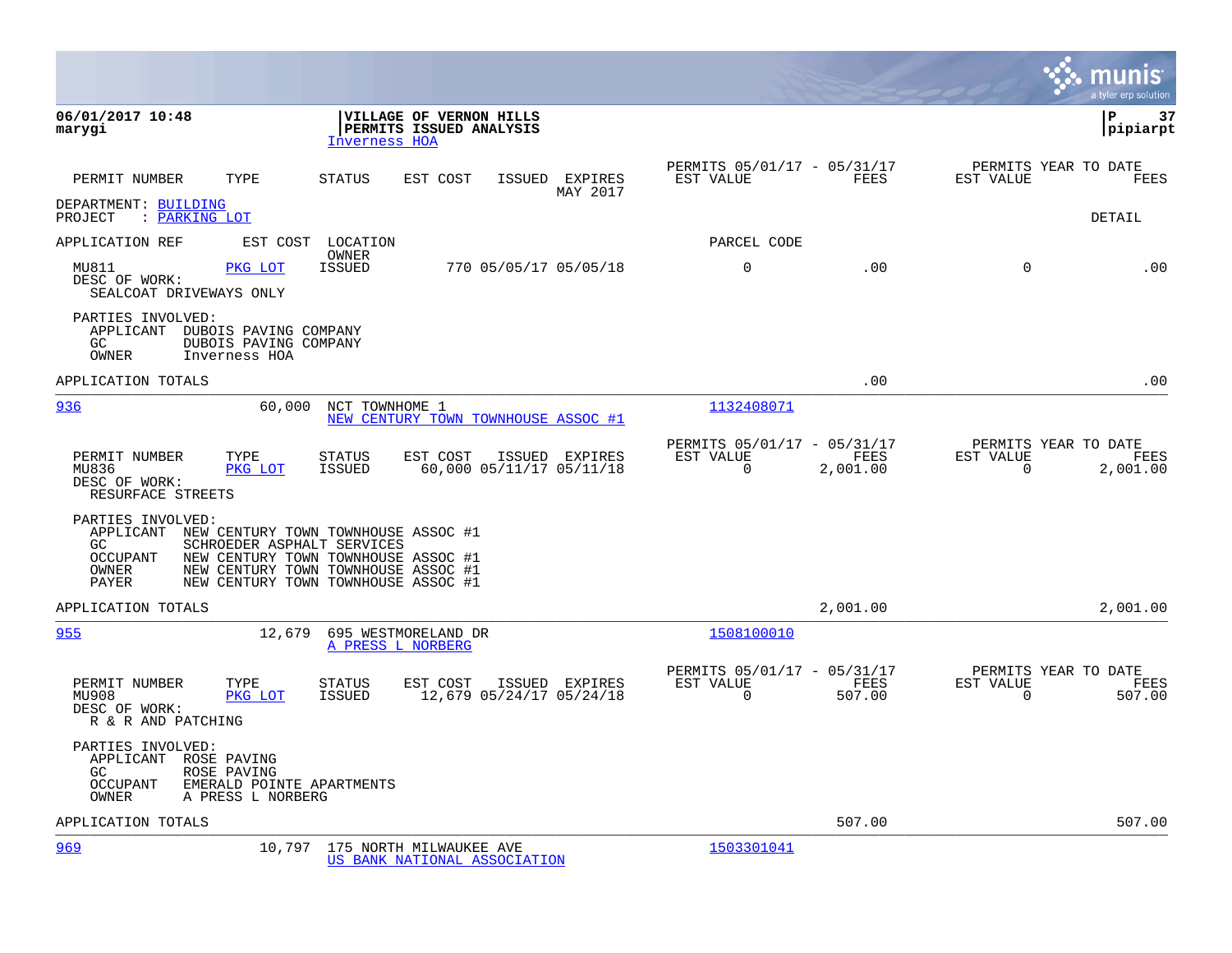**06/01/2017 10:48**
**marygi**

**VILLAGE OF VERNON HILLS**
**PERMITS ISSUED ANALYSIS**
Inverness HOA

**P 37**
**pipiarpt**

| PERMIT NUMBER | TYPE | STATUS | EST COST | ISSUED | EXPIRES MAY 2017 | PERMITS 05/01/17 - 05/31/17 EST VALUE | FEES | PERMITS YEAR TO DATE EST VALUE | FEES |
|---|---|---|---|---|---|---|---|---|---|

DEPARTMENT: BUILDING
PROJECT : PARKING LOT

DETAIL

| APPLICATION REF | EST COST | LOCATION / OWNER | | | | PARCEL CODE | | | |
|---|---|---|---|---|---|---|---|---|---|
| MU811 | PKG LOT | ISSUED | 770 | 05/05/17 | 05/05/18 | 0 | .00 | 0 | .00 |

DESC OF WORK:
SEALCOAT DRIVEWAYS ONLY

PARTIES INVOLVED:
APPLICANT DUBOIS PAVING COMPANY
GC DUBOIS PAVING COMPANY
OWNER Inverness HOA

APPLICATION TOTALS .00 .00

---

936 — 60,000 — NCT TOWNHOME 1 — NEW CENTURY TOWN TOWNHOUSE ASSOC #1 — 1132408071

| PERMIT NUMBER | TYPE | STATUS | EST COST | ISSUED | EXPIRES | PERMITS 05/01/17 - 05/31/17 EST VALUE | FEES | PERMITS YEAR TO DATE EST VALUE | FEES |
|---|---|---|---|---|---|---|---|---|---|
| MU836 | PKG LOT | ISSUED | 60,000 | 05/11/17 | 05/11/18 | 0 | 2,001.00 | 0 | 2,001.00 |

DESC OF WORK:
RESURFACE STREETS

PARTIES INVOLVED:
APPLICANT NEW CENTURY TOWN TOWNHOUSE ASSOC #1
GC SCHROEDER ASPHALT SERVICES
OCCUPANT NEW CENTURY TOWN TOWNHOUSE ASSOC #1
OWNER NEW CENTURY TOWN TOWNHOUSE ASSOC #1
PAYER NEW CENTURY TOWN TOWNHOUSE ASSOC #1

APPLICATION TOTALS 2,001.00 2,001.00

---

955 — 12,679 — 695 WESTMORELAND DR — A PRESS L NORBERG — 1508100010

| PERMIT NUMBER | TYPE | STATUS | EST COST | ISSUED | EXPIRES | PERMITS 05/01/17 - 05/31/17 EST VALUE | FEES | PERMITS YEAR TO DATE EST VALUE | FEES |
|---|---|---|---|---|---|---|---|---|---|
| MU908 | PKG LOT | ISSUED | 12,679 | 05/24/17 | 05/24/18 | 0 | 507.00 | 0 | 507.00 |

DESC OF WORK:
R & R AND PATCHING

PARTIES INVOLVED:
APPLICANT ROSE PAVING
GC ROSE PAVING
OCCUPANT EMERALD POINTE APARTMENTS
OWNER A PRESS L NORBERG

APPLICATION TOTALS 507.00 507.00

---

969 — 10,797 — 175 NORTH MILWAUKEE AVE — US BANK NATIONAL ASSOCIATION — 1503301041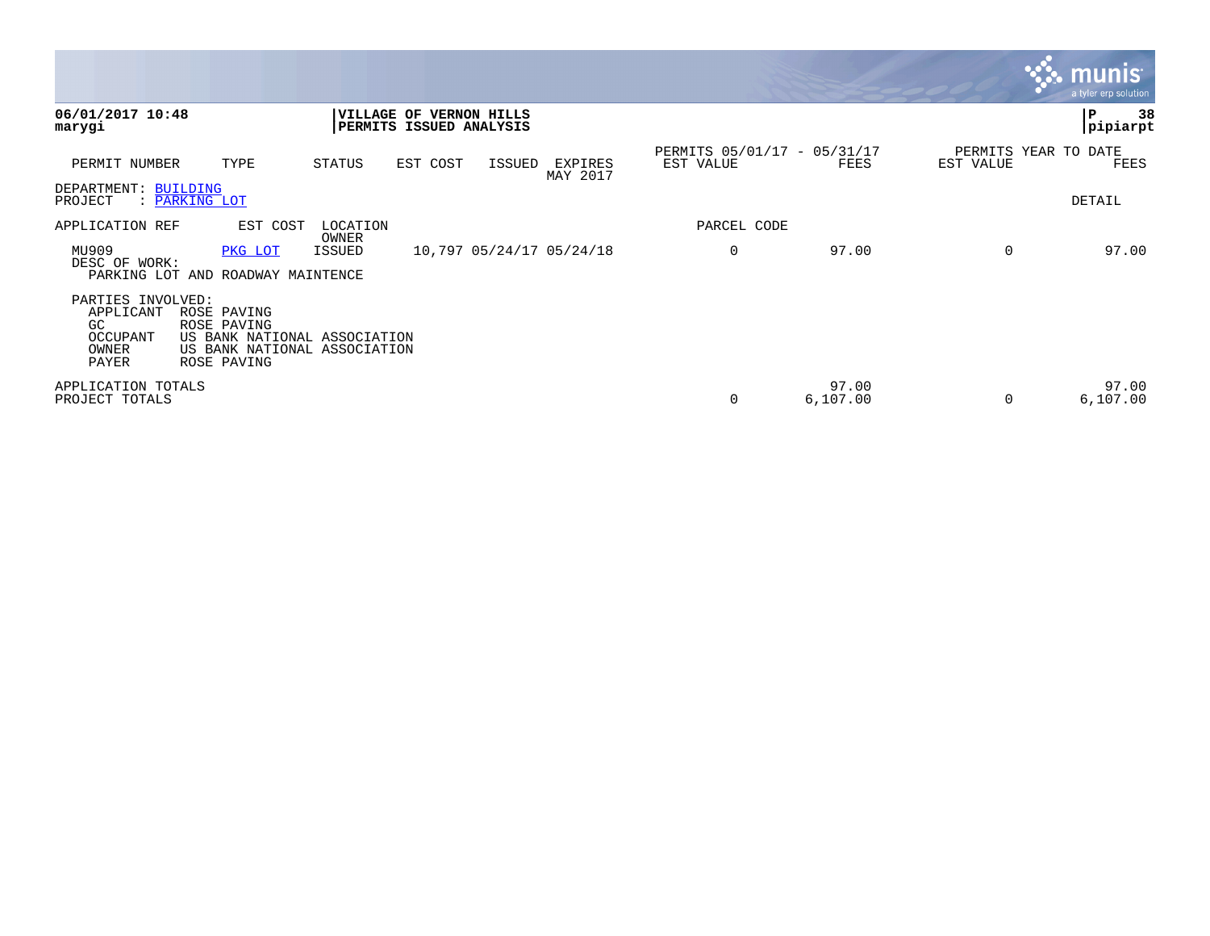**06/01/2017 10:48**
**marygi**

**VILLAGE OF VERNON HILLS**
**PERMITS ISSUED ANALYSIS**

**P 38**
**pipiarpt**

| PERMIT NUMBER | TYPE | STATUS | EST COST | ISSUED | EXPIRES MAY 2017 | PERMITS 05/01/17 - 05/31/17 EST VALUE | FEES | PERMITS YEAR TO DATE EST VALUE | FEES |
|---|---|---|---|---|---|---|---|---|---|

DEPARTMENT: BUILDING
PROJECT : PARKING LOT

DETAIL

| APPLICATION REF | EST COST | LOCATION OWNER | | | | PARCEL CODE | | | |
|---|---|---|---|---|---|---|---|---|---|
| MU909 | PKG LOT | ISSUED | 10,797 | 05/24/17 | 05/24/18 | 0 | 97.00 | 0 | 97.00 |

DESC OF WORK:
PARKING LOT AND ROADWAY MAINTENCE

PARTIES INVOLVED:

| | |
|---|---|
| APPLICANT | ROSE PAVING |
| GC | ROSE PAVING |
| OCCUPANT | US BANK NATIONAL ASSOCIATION |
| OWNER | US BANK NATIONAL ASSOCIATION |
| PAYER | ROSE PAVING |

| | EST VALUE | FEES | EST VALUE | FEES |
|---|---|---|---|---|
| APPLICATION TOTALS | | 97.00 | | 97.00 |
| PROJECT TOTALS | 0 | 6,107.00 | 0 | 6,107.00 |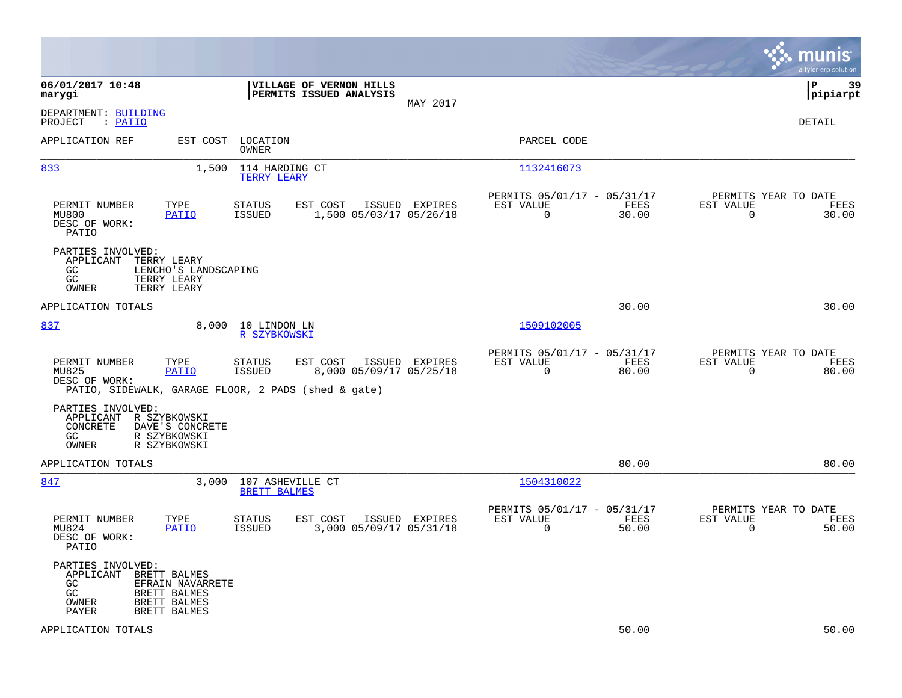**06/01/2017 10:48** | **VILLAGE OF VERNON HILLS**
**marygi** | **PERMITS ISSUED ANALYSIS** | MAY 2017 | **P 39** | **pipiarpt**

DEPARTMENT: BUILDING
PROJECT : PATIO

DETAIL

| APPLICATION REF | EST COST | LOCATION / OWNER | PARCEL CODE |
|---|---|---|---|
| 833 | 1,500 | 114 HARDING CT / TERRY LEARY | 1132416073 |

| PERMIT NUMBER | TYPE | STATUS | EST COST | ISSUED | EXPIRES | PERMITS 05/01/17 - 05/31/17 EST VALUE | FEES | PERMITS YEAR TO DATE EST VALUE | FEES |
|---|---|---|---|---|---|---|---|---|---|
| MU800 | PATIO | ISSUED | 1,500 | 05/03/17 | 05/26/18 | 0 | 30.00 | 0 | 30.00 |

DESC OF WORK:
PATIO

PARTIES INVOLVED:
- APPLICANT TERRY LEARY
- GC LENCHO'S LANDSCAPING
- GC TERRY LEARY
- OWNER TERRY LEARY

APPLICATION TOTALS 30.00 30.00

| APPLICATION REF | EST COST | LOCATION / OWNER | PARCEL CODE |
|---|---|---|---|
| 837 | 8,000 | 10 LINDON LN / R SZYBKOWSKI | 1509102005 |

| PERMIT NUMBER | TYPE | STATUS | EST COST | ISSUED | EXPIRES | PERMITS 05/01/17 - 05/31/17 EST VALUE | FEES | PERMITS YEAR TO DATE EST VALUE | FEES |
|---|---|---|---|---|---|---|---|---|---|
| MU825 | PATIO | ISSUED | 8,000 | 05/09/17 | 05/25/18 | 0 | 80.00 | 0 | 80.00 |

DESC OF WORK:
PATIO, SIDEWALK, GARAGE FLOOR, 2 PADS (shed & gate)

PARTIES INVOLVED:
- APPLICANT R SZYBKOWSKI
- CONCRETE DAVE'S CONCRETE
- GC R SZYBKOWSKI
- OWNER R SZYBKOWSKI

APPLICATION TOTALS 80.00 80.00

| APPLICATION REF | EST COST | LOCATION / OWNER | PARCEL CODE |
|---|---|---|---|
| 847 | 3,000 | 107 ASHEVILLE CT / BRETT BALMES | 1504310022 |

| PERMIT NUMBER | TYPE | STATUS | EST COST | ISSUED | EXPIRES | PERMITS 05/01/17 - 05/31/17 EST VALUE | FEES | PERMITS YEAR TO DATE EST VALUE | FEES |
|---|---|---|---|---|---|---|---|---|---|
| MU824 | PATIO | ISSUED | 3,000 | 05/09/17 | 05/31/18 | 0 | 50.00 | 0 | 50.00 |

DESC OF WORK:
PATIO

PARTIES INVOLVED:
- APPLICANT BRETT BALMES
- GC EFRAIN NAVARRETE
- GC BRETT BALMES
- OWNER BRETT BALMES
- PAYER BRETT BALMES

APPLICATION TOTALS 50.00 50.00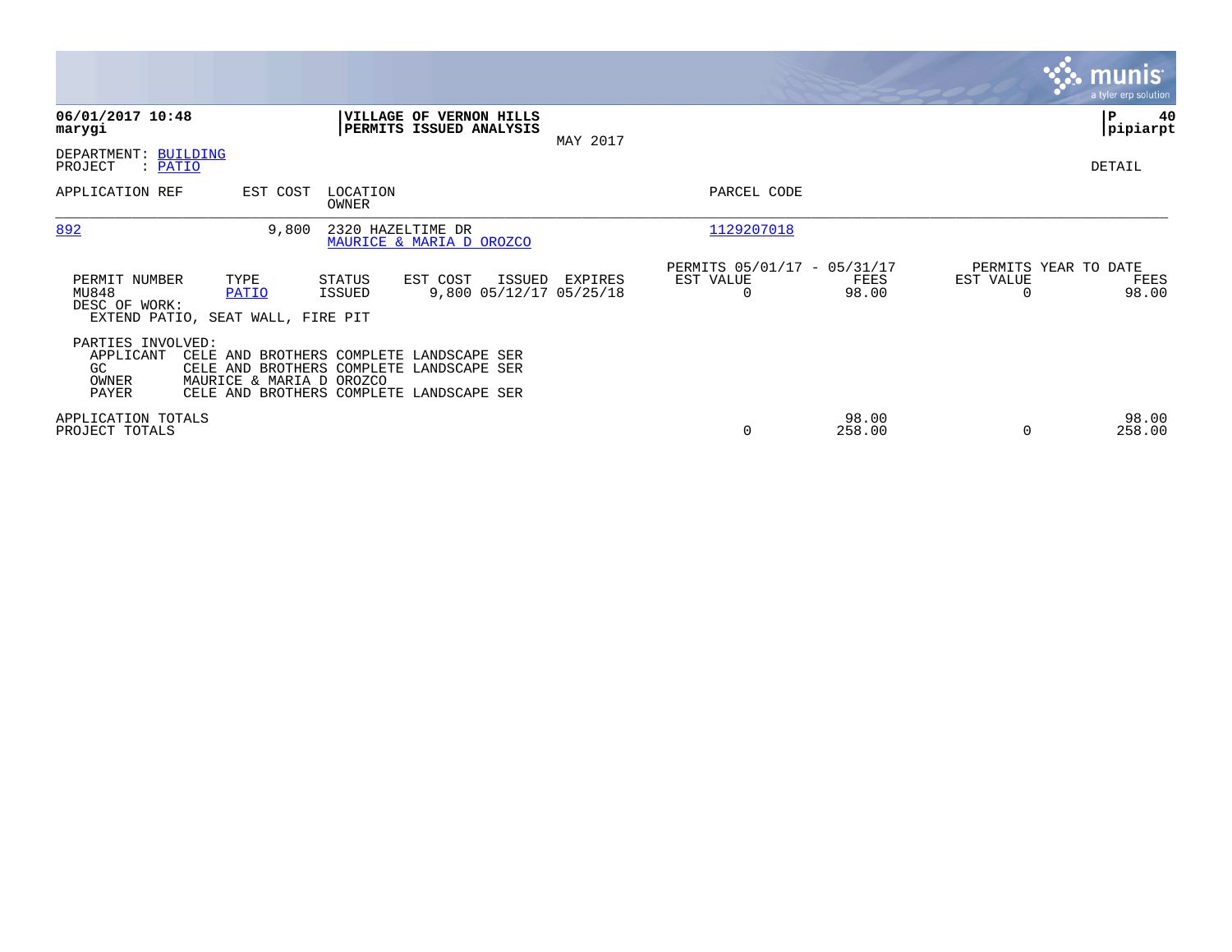**06/01/2017 10:48**
**marygi**

**VILLAGE OF VERNON HILLS**
**PERMITS ISSUED ANALYSIS**

MAY 2017

**P 40**
**pipiarpt**

DEPARTMENT: BUILDING
PROJECT : PATIO

DETAIL

| APPLICATION REF | EST COST | LOCATION / OWNER | PARCEL CODE |
|---|---|---|---|
| 892 | 9,800 | 2320 HAZELTIME DR / MAURICE & MARIA D OROZCO | 1129207018 |

| PERMIT NUMBER | TYPE | STATUS | EST COST | ISSUED | EXPIRES | PERMITS 05/01/17 - 05/31/17 EST VALUE | FEES | PERMITS YEAR TO DATE EST VALUE | FEES |
|---|---|---|---|---|---|---|---|---|---|
| MU848 | PATIO | ISSUED | 9,800 | 05/12/17 | 05/25/18 | 0 | 98.00 | 0 | 98.00 |

DESC OF WORK:
EXTEND PATIO, SEAT WALL, FIRE PIT

PARTIES INVOLVED:

| | |
|---|---|
| APPLICANT | CELE AND BROTHERS COMPLETE LANDSCAPE SER |
| GC | CELE AND BROTHERS COMPLETE LANDSCAPE SER |
| OWNER | MAURICE & MARIA D OROZCO |
| PAYER | CELE AND BROTHERS COMPLETE LANDSCAPE SER |

| | EST VALUE | FEES | EST VALUE | FEES |
|---|---|---|---|---|
| APPLICATION TOTALS | | 98.00 | | 98.00 |
| PROJECT TOTALS | 0 | 258.00 | 0 | 258.00 |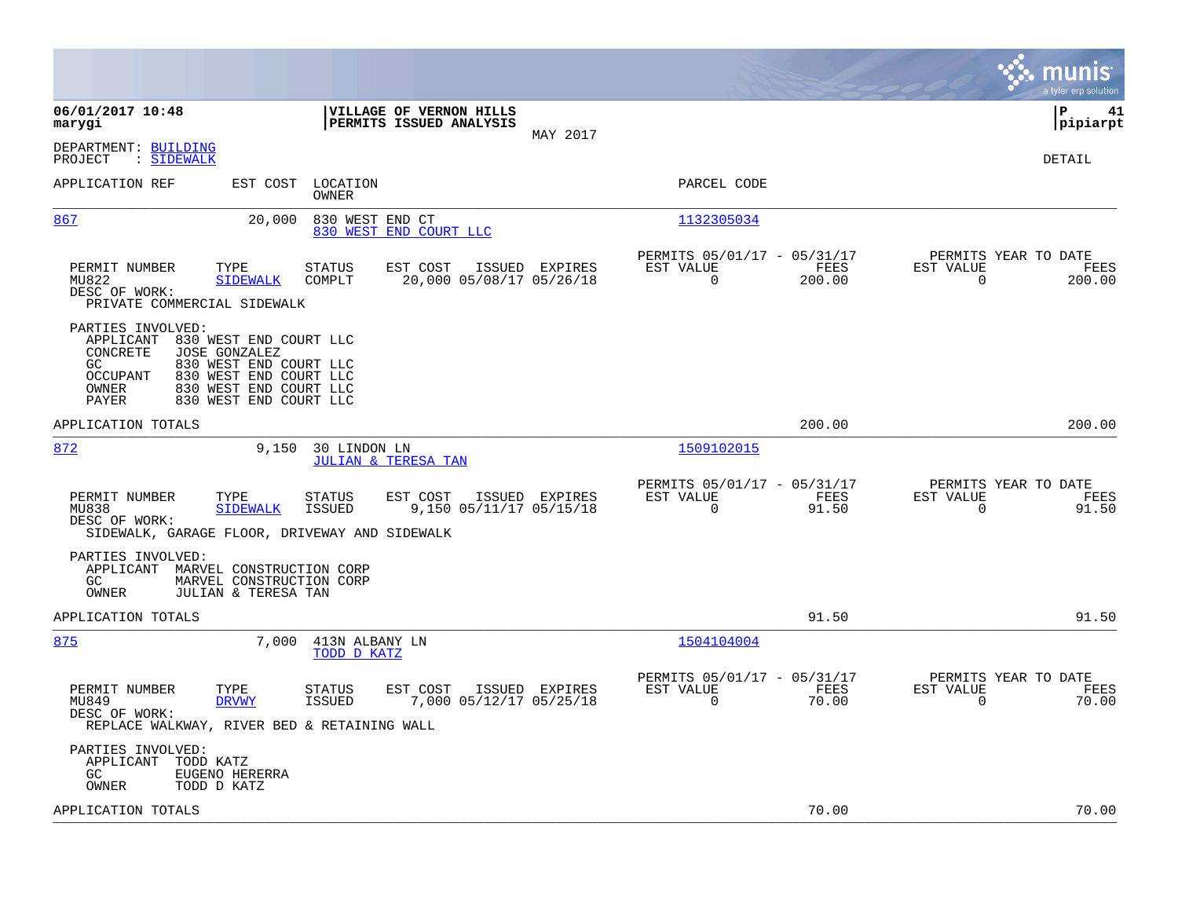06/01/2017 10:48
marygi

**VILLAGE OF VERNON HILLS**
**PERMITS ISSUED ANALYSIS**

MAY 2017

P 41
pipiarpt

DEPARTMENT: BUILDING
PROJECT : SIDEWALK

DETAIL

| APPLICATION REF | EST COST | LOCATION / OWNER | PARCEL CODE |
|---|---|---|---|
| 867 | 20,000 | 830 WEST END CT / 830 WEST END COURT LLC | 1132305034 |

| PERMIT NUMBER | TYPE | STATUS | EST COST | ISSUED | EXPIRES | PERMITS 05/01/17 - 05/31/17 EST VALUE | FEES | PERMITS YEAR TO DATE EST VALUE | FEES |
|---|---|---|---|---|---|---|---|---|---|
| MU822 | SIDEWALK | COMPLT | 20,000 | 05/08/17 | 05/26/18 | 0 | 200.00 | 0 | 200.00 |

DESC OF WORK:
PRIVATE COMMERCIAL SIDEWALK

PARTIES INVOLVED:
- APPLICANT 830 WEST END COURT LLC
- CONCRETE JOSE GONZALEZ
- GC 830 WEST END COURT LLC
- OCCUPANT 830 WEST END COURT LLC
- OWNER 830 WEST END COURT LLC
- PAYER 830 WEST END COURT LLC

APPLICATION TOTALS 200.00 200.00

| APPLICATION REF | EST COST | LOCATION / OWNER | PARCEL CODE |
|---|---|---|---|
| 872 | 9,150 | 30 LINDON LN / JULIAN & TERESA TAN | 1509102015 |

| PERMIT NUMBER | TYPE | STATUS | EST COST | ISSUED | EXPIRES | PERMITS 05/01/17 - 05/31/17 EST VALUE | FEES | PERMITS YEAR TO DATE EST VALUE | FEES |
|---|---|---|---|---|---|---|---|---|---|
| MU838 | SIDEWALK | ISSUED | 9,150 | 05/11/17 | 05/15/18 | 0 | 91.50 | 0 | 91.50 |

DESC OF WORK:
SIDEWALK, GARAGE FLOOR, DRIVEWAY AND SIDEWALK

PARTIES INVOLVED:
- APPLICANT MARVEL CONSTRUCTION CORP
- GC MARVEL CONSTRUCTION CORP
- OWNER JULIAN & TERESA TAN

APPLICATION TOTALS 91.50 91.50

| APPLICATION REF | EST COST | LOCATION / OWNER | PARCEL CODE |
|---|---|---|---|
| 875 | 7,000 | 413N ALBANY LN / TODD D KATZ | 1504104004 |

| PERMIT NUMBER | TYPE | STATUS | EST COST | ISSUED | EXPIRES | PERMITS 05/01/17 - 05/31/17 EST VALUE | FEES | PERMITS YEAR TO DATE EST VALUE | FEES |
|---|---|---|---|---|---|---|---|---|---|
| MU849 | DRVWY | ISSUED | 7,000 | 05/12/17 | 05/25/18 | 0 | 70.00 | 0 | 70.00 |

DESC OF WORK:
REPLACE WALKWAY, RIVER BED & RETAINING WALL

PARTIES INVOLVED:
- APPLICANT TODD KATZ
- GC EUGENO HERERRA
- OWNER TODD D KATZ

APPLICATION TOTALS 70.00 70.00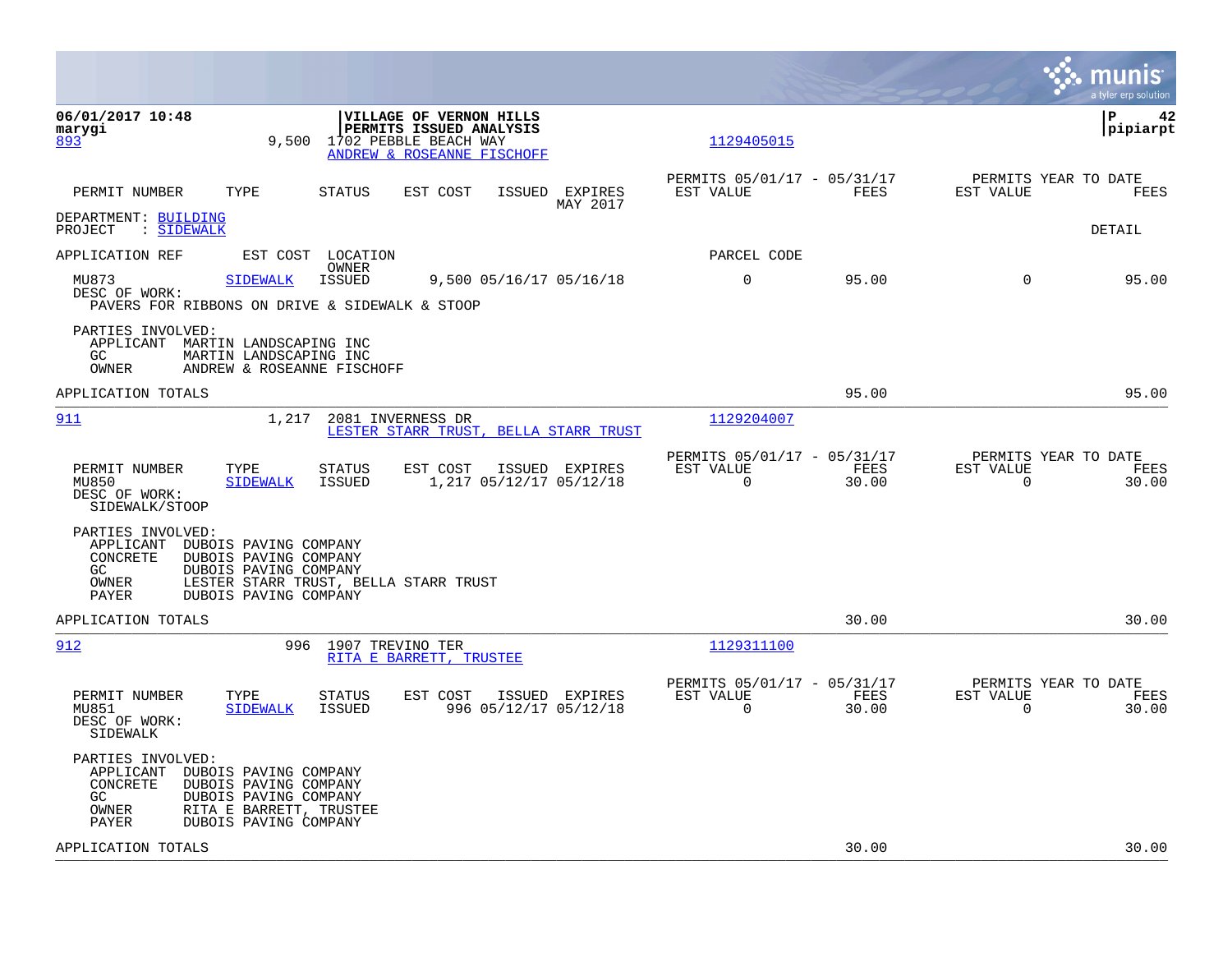06/01/2017 10:48
marygi

**VILLAGE OF VERNON HILLS**
**PERMITS ISSUED ANALYSIS**

P 42
pipiarpt

893 | 9,500 | 1702 PEBBLE BEACH WAY | ANDREW & ROSEANNE FISCHOFF | 1129405015

| PERMIT NUMBER | TYPE | STATUS | EST COST | ISSUED | EXPIRES MAY 2017 | PERMITS 05/01/17 - 05/31/17 EST VALUE | FEES | PERMITS YEAR TO DATE EST VALUE | FEES |
|---|---|---|---|---|---|---|---|---|---|

DEPARTMENT: BUILDING
PROJECT : SIDEWALK

DETAIL

APPLICATION REF | EST COST | LOCATION OWNER | PARCEL CODE

| PERMIT NUMBER | TYPE | STATUS | EST COST | ISSUED | EXPIRES | EST VALUE | FEES | EST VALUE | FEES |
|---|---|---|---|---|---|---|---|---|---|
| MU873 | SIDEWALK | ISSUED | 9,500 | 05/16/17 | 05/16/18 | 0 | 95.00 | 0 | 95.00 |

DESC OF WORK:
PAVERS FOR RIBBONS ON DRIVE & SIDEWALK & STOOP

PARTIES INVOLVED:
APPLICANT MARTIN LANDSCAPING INC
GC MARTIN LANDSCAPING INC
OWNER ANDREW & ROSEANNE FISCHOFF

APPLICATION TOTALS 95.00 95.00

---

911 | 1,217 | 2081 INVERNESS DR | LESTER STARR TRUST, BELLA STARR TRUST | 1129204007

| PERMIT NUMBER | TYPE | STATUS | EST COST | ISSUED | EXPIRES | PERMITS 05/01/17 - 05/31/17 EST VALUE | FEES | PERMITS YEAR TO DATE EST VALUE | FEES |
|---|---|---|---|---|---|---|---|---|---|
| MU850 | SIDEWALK | ISSUED | 1,217 | 05/12/17 | 05/12/18 | 0 | 30.00 | 0 | 30.00 |

DESC OF WORK:
SIDEWALK/STOOP

PARTIES INVOLVED:
APPLICANT DUBOIS PAVING COMPANY
CONCRETE DUBOIS PAVING COMPANY
GC DUBOIS PAVING COMPANY
OWNER LESTER STARR TRUST, BELLA STARR TRUST
PAYER DUBOIS PAVING COMPANY

APPLICATION TOTALS 30.00 30.00

---

912 | 996 | 1907 TREVINO TER | RITA E BARRETT, TRUSTEE | 1129311100

| PERMIT NUMBER | TYPE | STATUS | EST COST | ISSUED | EXPIRES | PERMITS 05/01/17 - 05/31/17 EST VALUE | FEES | PERMITS YEAR TO DATE EST VALUE | FEES |
|---|---|---|---|---|---|---|---|---|---|
| MU851 | SIDEWALK | ISSUED | 996 | 05/12/17 | 05/12/18 | 0 | 30.00 | 0 | 30.00 |

DESC OF WORK:
SIDEWALK

PARTIES INVOLVED:
APPLICANT DUBOIS PAVING COMPANY
CONCRETE DUBOIS PAVING COMPANY
GC DUBOIS PAVING COMPANY
OWNER RITA E BARRETT, TRUSTEE
PAYER DUBOIS PAVING COMPANY

APPLICATION TOTALS 30.00 30.00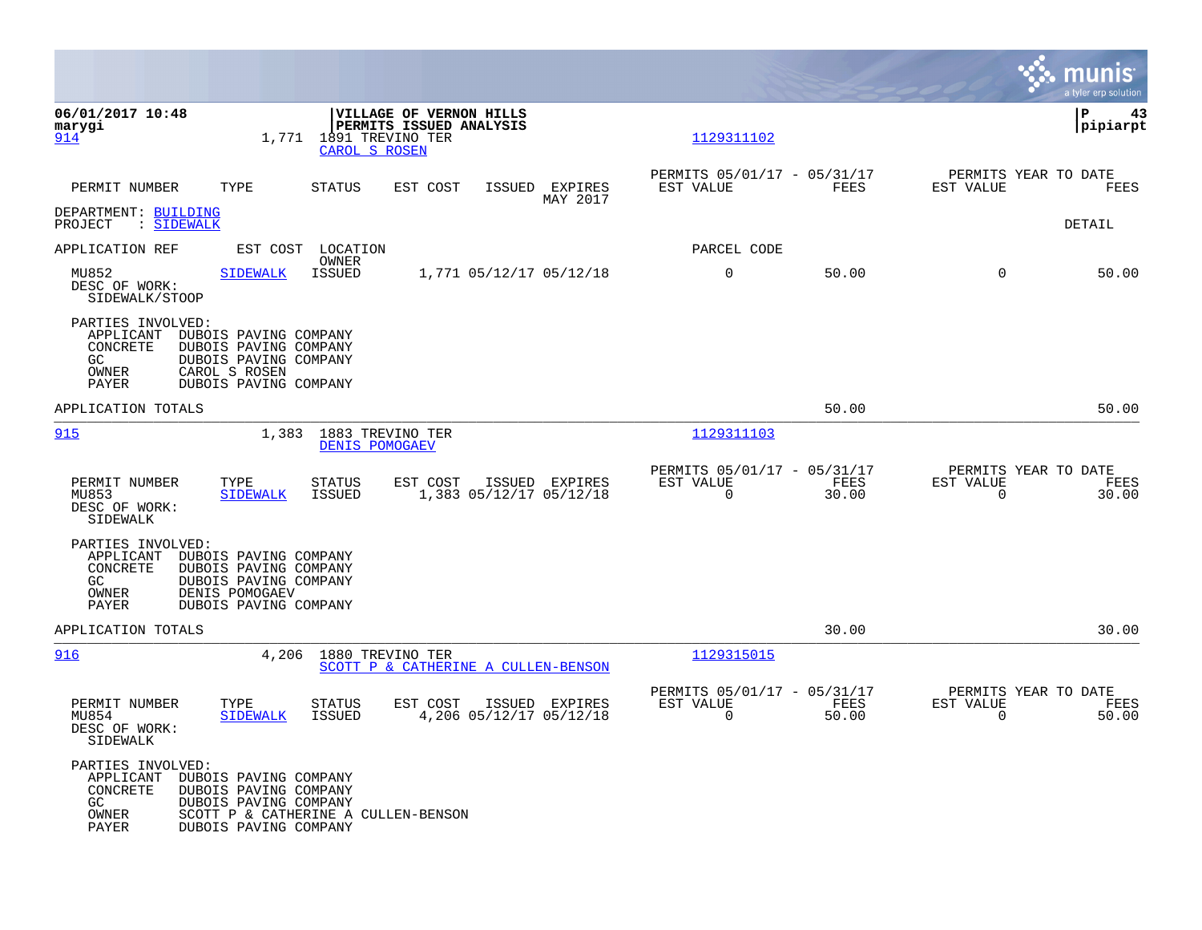06/01/2017 10:48 | VILLAGE OF VERNON HILLS
marygi | PERMITS ISSUED ANALYSIS | P 43 | pipiarpt

914 1,771 1891 TREVINO TER 1129311102
CAROL S ROSEN

| PERMIT NUMBER | TYPE | STATUS | EST COST | ISSUED | EXPIRES | PERMITS 05/01/17 - 05/31/17 EST VALUE | FEES | PERMITS YEAR TO DATE EST VALUE | FEES |
|---|---|---|---|---|---|---|---|---|---|
| | | | | | MAY 2017 | | | | |

DEPARTMENT: BUILDING
PROJECT : SIDEWALK DETAIL

APPLICATION REF EST COST LOCATION PARCEL CODE
OWNER

| | | | | | | | | | |
|---|---|---|---|---|---|---|---|---|---|
| MU852 | SIDEWALK | ISSUED | 1,771 | 05/12/17 | 05/12/18 | 0 | 50.00 | 0 | 50.00 |

DESC OF WORK:
SIDEWALK/STOOP

PARTIES INVOLVED:
APPLICANT DUBOIS PAVING COMPANY
CONCRETE DUBOIS PAVING COMPANY
GC DUBOIS PAVING COMPANY
OWNER CAROL S ROSEN
PAYER DUBOIS PAVING COMPANY

APPLICATION TOTALS 50.00 50.00

915 1,383 1883 TREVINO TER 1129311103
DENIS POMOGAEV

| PERMIT NUMBER | TYPE | STATUS | EST COST | ISSUED | EXPIRES | PERMITS 05/01/17 - 05/31/17 EST VALUE | FEES | PERMITS YEAR TO DATE EST VALUE | FEES |
|---|---|---|---|---|---|---|---|---|---|
| MU853 | SIDEWALK | ISSUED | 1,383 | 05/12/17 | 05/12/18 | 0 | 30.00 | 0 | 30.00 |

DESC OF WORK:
SIDEWALK

PARTIES INVOLVED:
APPLICANT DUBOIS PAVING COMPANY
CONCRETE DUBOIS PAVING COMPANY
GC DUBOIS PAVING COMPANY
OWNER DENIS POMOGAEV
PAYER DUBOIS PAVING COMPANY

APPLICATION TOTALS 30.00 30.00

916 4,206 1880 TREVINO TER 1129315015
SCOTT P & CATHERINE A CULLEN-BENSON

| PERMIT NUMBER | TYPE | STATUS | EST COST | ISSUED | EXPIRES | PERMITS 05/01/17 - 05/31/17 EST VALUE | FEES | PERMITS YEAR TO DATE EST VALUE | FEES |
|---|---|---|---|---|---|---|---|---|---|
| MU854 | SIDEWALK | ISSUED | 4,206 | 05/12/17 | 05/12/18 | 0 | 50.00 | 0 | 50.00 |

DESC OF WORK:
SIDEWALK

PARTIES INVOLVED:
APPLICANT DUBOIS PAVING COMPANY
CONCRETE DUBOIS PAVING COMPANY
GC DUBOIS PAVING COMPANY
OWNER SCOTT P & CATHERINE A CULLEN-BENSON
PAYER DUBOIS PAVING COMPANY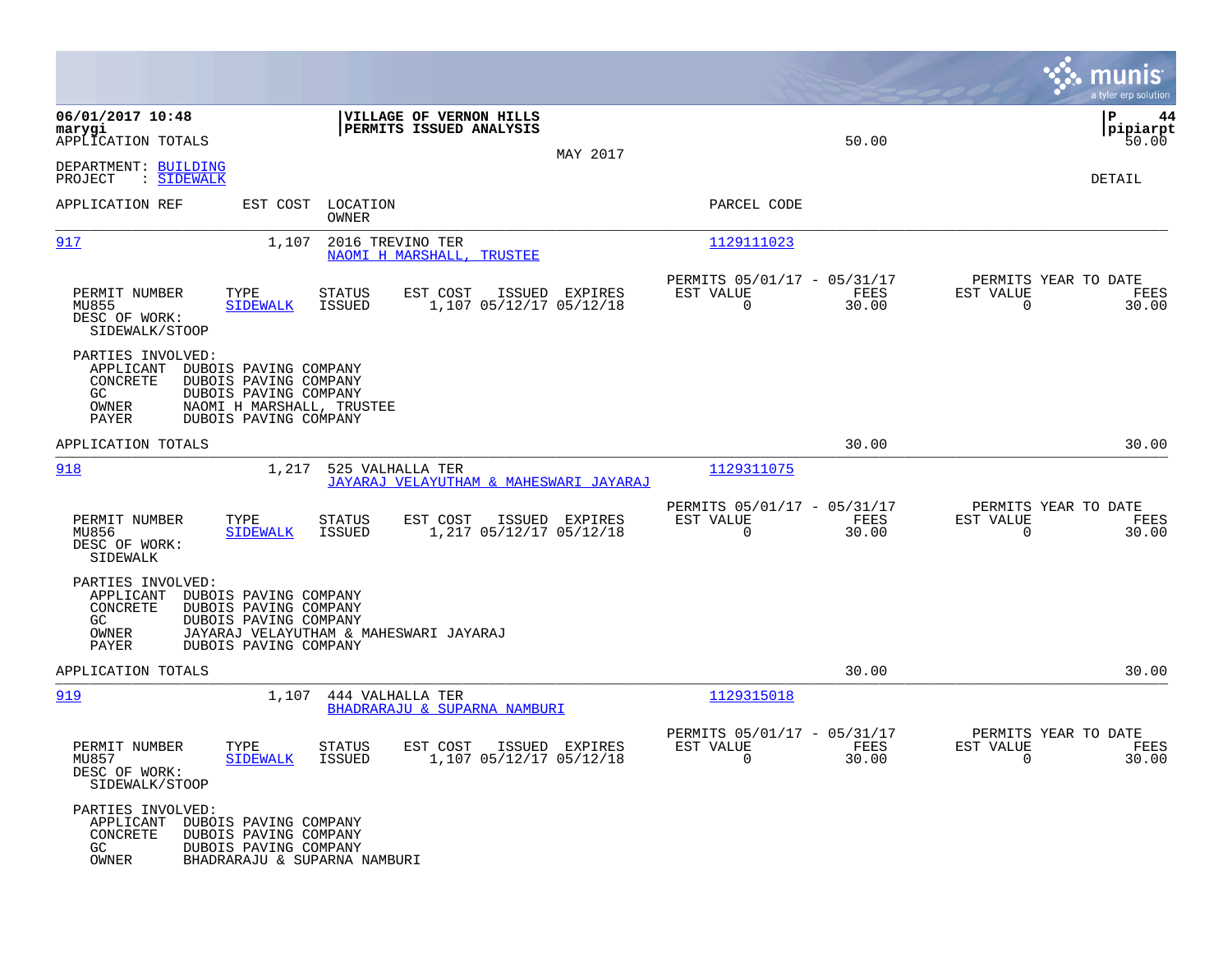06/01/2017 10:48
marygi
APPLICATION TOTALS

**VILLAGE OF VERNON HILLS**
**PERMITS ISSUED ANALYSIS**

MAY 2017

50.00

P 44
pipiarpt
50.00

DEPARTMENT: BUILDING
PROJECT : SIDEWALK

DETAIL

| APPLICATION REF | EST COST | LOCATION / OWNER | PARCEL CODE |
|---|---|---|---|
| 917 | 1,107 | 2016 TREVINO TER / NAOMI H MARSHALL, TRUSTEE | 1129111023 |

| PERMIT NUMBER | TYPE | STATUS | EST COST | ISSUED | EXPIRES | PERMITS 05/01/17 - 05/31/17 EST VALUE | FEES | PERMITS YEAR TO DATE EST VALUE | FEES |
|---|---|---|---|---|---|---|---|---|---|
| MU855 | SIDEWALK | ISSUED | 1,107 | 05/12/17 | 05/12/18 | 0 | 30.00 | 0 | 30.00 |

DESC OF WORK:
SIDEWALK/STOOP

PARTIES INVOLVED:
- APPLICANT DUBOIS PAVING COMPANY
- CONCRETE DUBOIS PAVING COMPANY
- GC DUBOIS PAVING COMPANY
- OWNER NAOMI H MARSHALL, TRUSTEE
- PAYER DUBOIS PAVING COMPANY

APPLICATION TOTALS 30.00 30.00

| APPLICATION REF | EST COST | LOCATION / OWNER | PARCEL CODE |
|---|---|---|---|
| 918 | 1,217 | 525 VALHALLA TER / JAYARAJ VELAYUTHAM & MAHESWARI JAYARAJ | 1129311075 |

| PERMIT NUMBER | TYPE | STATUS | EST COST | ISSUED | EXPIRES | PERMITS 05/01/17 - 05/31/17 EST VALUE | FEES | PERMITS YEAR TO DATE EST VALUE | FEES |
|---|---|---|---|---|---|---|---|---|---|
| MU856 | SIDEWALK | ISSUED | 1,217 | 05/12/17 | 05/12/18 | 0 | 30.00 | 0 | 30.00 |

DESC OF WORK:
SIDEWALK

PARTIES INVOLVED:
- APPLICANT DUBOIS PAVING COMPANY
- CONCRETE DUBOIS PAVING COMPANY
- GC DUBOIS PAVING COMPANY
- OWNER JAYARAJ VELAYUTHAM & MAHESWARI JAYARAJ
- PAYER DUBOIS PAVING COMPANY

APPLICATION TOTALS 30.00 30.00

| APPLICATION REF | EST COST | LOCATION / OWNER | PARCEL CODE |
|---|---|---|---|
| 919 | 1,107 | 444 VALHALLA TER / BHADRARAJU & SUPARNA NAMBURI | 1129315018 |

| PERMIT NUMBER | TYPE | STATUS | EST COST | ISSUED | EXPIRES | PERMITS 05/01/17 - 05/31/17 EST VALUE | FEES | PERMITS YEAR TO DATE EST VALUE | FEES |
|---|---|---|---|---|---|---|---|---|---|
| MU857 | SIDEWALK | ISSUED | 1,107 | 05/12/17 | 05/12/18 | 0 | 30.00 | 0 | 30.00 |

DESC OF WORK:
SIDEWALK/STOOP

PARTIES INVOLVED:
- APPLICANT DUBOIS PAVING COMPANY
- CONCRETE DUBOIS PAVING COMPANY
- GC DUBOIS PAVING COMPANY
- OWNER BHADRARAJU & SUPARNA NAMBURI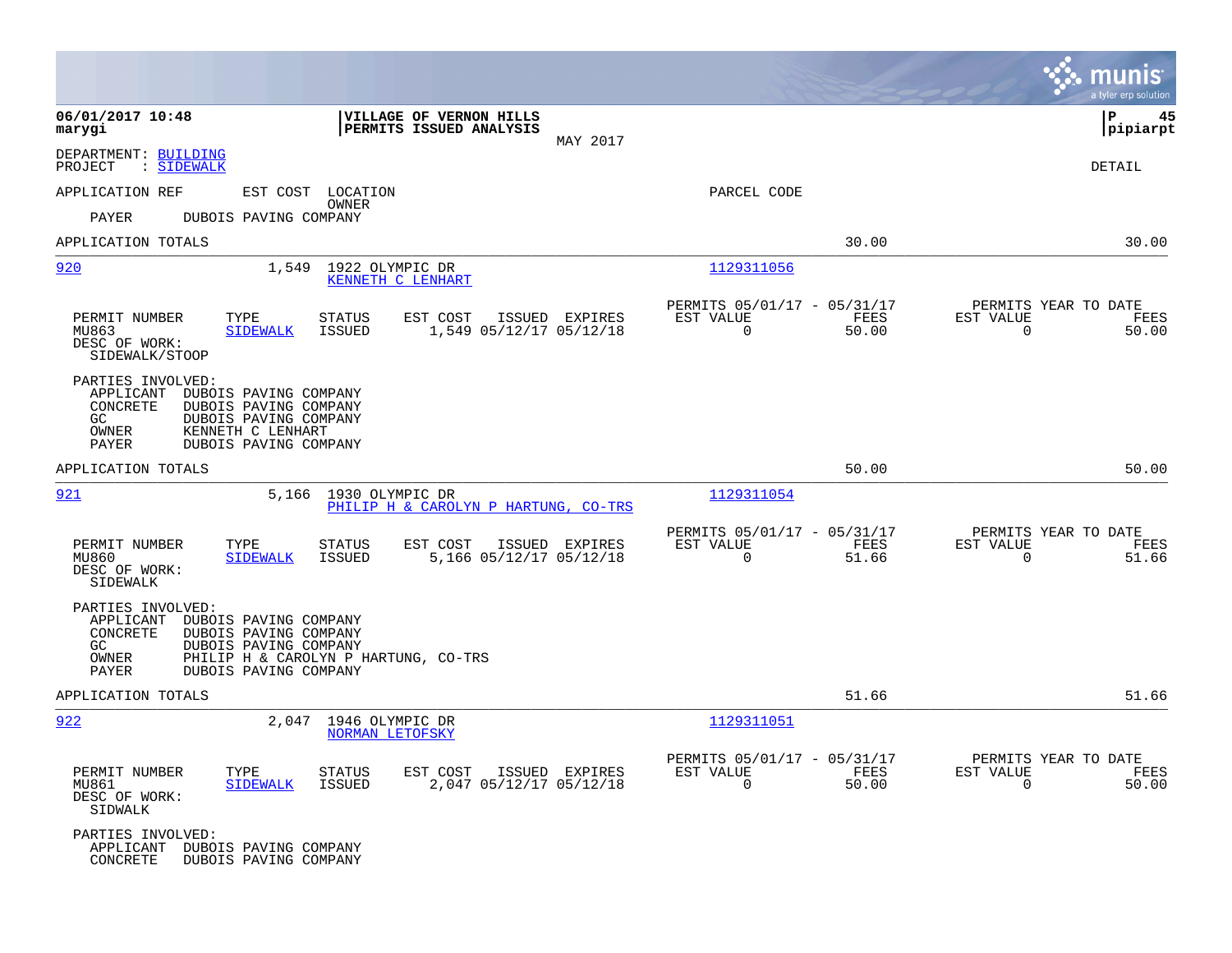06/01/2017 10:48 | VILLAGE OF VERNON HILLS | P 45
marygi | PERMITS ISSUED ANALYSIS | pipiarpt
MAY 2017

DEPARTMENT: BUILDING
PROJECT : SIDEWALK

DETAIL

APPLICATION REF  EST COST  LOCATION  PARCEL CODE
OWNER
PAYER  DUBOIS PAVING COMPANY

APPLICATION TOTALS  30.00  30.00

---

**920**  1,549  1922 OLYMPIC DR  1129311056
KENNETH C LENHART

| PERMIT NUMBER | TYPE | STATUS | EST COST | ISSUED | EXPIRES | PERMITS 05/01/17 - 05/31/17 EST VALUE | FEES | PERMITS YEAR TO DATE EST VALUE | FEES |
|---|---|---|---|---|---|---|---|---|---|
| MU863 | SIDEWALK | ISSUED | 1,549 | 05/12/17 | 05/12/18 | 0 | 50.00 | 0 | 50.00 |

DESC OF WORK:
SIDEWALK/STOOP

PARTIES INVOLVED:
APPLICANT DUBOIS PAVING COMPANY
CONCRETE DUBOIS PAVING COMPANY
GC DUBOIS PAVING COMPANY
OWNER KENNETH C LENHART
PAYER DUBOIS PAVING COMPANY

APPLICATION TOTALS  50.00  50.00

---

**921**  5,166  1930 OLYMPIC DR  1129311054
PHILIP H & CAROLYN P HARTUNG, CO-TRS

| PERMIT NUMBER | TYPE | STATUS | EST COST | ISSUED | EXPIRES | PERMITS 05/01/17 - 05/31/17 EST VALUE | FEES | PERMITS YEAR TO DATE EST VALUE | FEES |
|---|---|---|---|---|---|---|---|---|---|
| MU860 | SIDEWALK | ISSUED | 5,166 | 05/12/17 | 05/12/18 | 0 | 51.66 | 0 | 51.66 |

DESC OF WORK:
SIDEWALK

PARTIES INVOLVED:
APPLICANT DUBOIS PAVING COMPANY
CONCRETE DUBOIS PAVING COMPANY
GC DUBOIS PAVING COMPANY
OWNER PHILIP H & CAROLYN P HARTUNG, CO-TRS
PAYER DUBOIS PAVING COMPANY

APPLICATION TOTALS  51.66  51.66

---

**922**  2,047  1946 OLYMPIC DR  1129311051
NORMAN LETOFSKY

| PERMIT NUMBER | TYPE | STATUS | EST COST | ISSUED | EXPIRES | PERMITS 05/01/17 - 05/31/17 EST VALUE | FEES | PERMITS YEAR TO DATE EST VALUE | FEES |
|---|---|---|---|---|---|---|---|---|---|
| MU861 | SIDEWALK | ISSUED | 2,047 | 05/12/17 | 05/12/18 | 0 | 50.00 | 0 | 50.00 |

DESC OF WORK:
SIDWALK

PARTIES INVOLVED:
APPLICANT DUBOIS PAVING COMPANY
CONCRETE DUBOIS PAVING COMPANY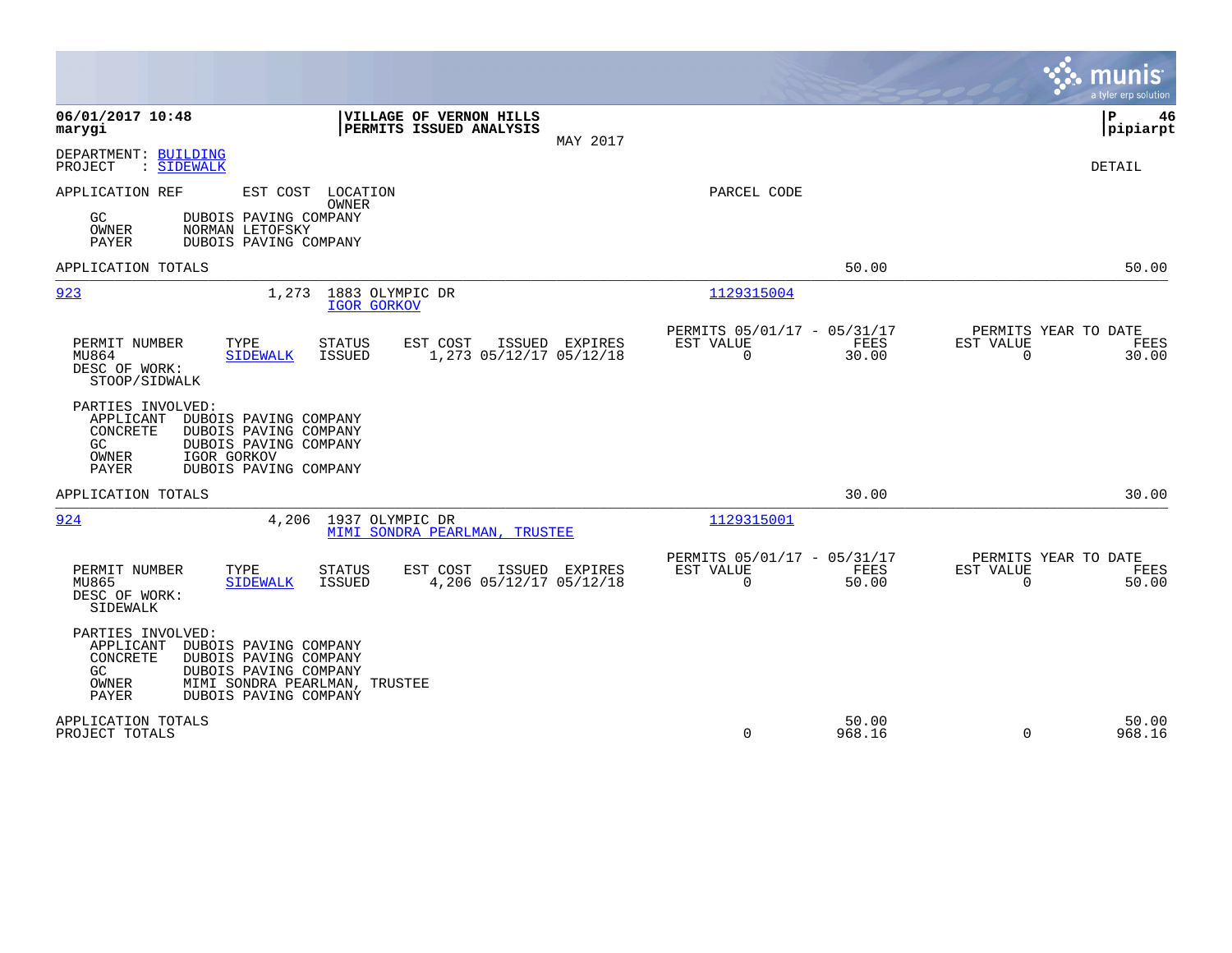**06/01/2017 10:48**
**marygi**

**VILLAGE OF VERNON HILLS**
**PERMITS ISSUED ANALYSIS**

MAY 2017

**P 46**
**pipiarpt**

DEPARTMENT: BUILDING
PROJECT : SIDEWALK

DETAIL

APPLICATION REF | EST COST | LOCATION / OWNER | PARCEL CODE

GC DUBOIS PAVING COMPANY
OWNER NORMAN LETOFSKY
PAYER DUBOIS PAVING COMPANY

APPLICATION TOTALS 50.00 50.00

---

**923** 1,273 1883 OLYMPIC DR — IGOR GORKOV — Parcel 1129315004

| PERMIT NUMBER | TYPE | STATUS | EST COST | ISSUED | EXPIRES | PERMITS 05/01/17 - 05/31/17 EST VALUE | FEES | PERMITS YEAR TO DATE EST VALUE | FEES |
|---|---|---|---|---|---|---|---|---|---|
| MU864 | SIDEWALK | ISSUED | 1,273 | 05/12/17 | 05/12/18 | 0 | 30.00 | 0 | 30.00 |

DESC OF WORK:
STOOP/SIDWALK

PARTIES INVOLVED:
APPLICANT DUBOIS PAVING COMPANY
CONCRETE DUBOIS PAVING COMPANY
GC DUBOIS PAVING COMPANY
OWNER IGOR GORKOV
PAYER DUBOIS PAVING COMPANY

APPLICATION TOTALS 30.00 30.00

---

**924** 4,206 1937 OLYMPIC DR — MIMI SONDRA PEARLMAN, TRUSTEE — Parcel 1129315001

| PERMIT NUMBER | TYPE | STATUS | EST COST | ISSUED | EXPIRES | PERMITS 05/01/17 - 05/31/17 EST VALUE | FEES | PERMITS YEAR TO DATE EST VALUE | FEES |
|---|---|---|---|---|---|---|---|---|---|
| MU865 | SIDEWALK | ISSUED | 4,206 | 05/12/17 | 05/12/18 | 0 | 50.00 | 0 | 50.00 |

DESC OF WORK:
SIDEWALK

PARTIES INVOLVED:
APPLICANT DUBOIS PAVING COMPANY
CONCRETE DUBOIS PAVING COMPANY
GC DUBOIS PAVING COMPANY
OWNER MIMI SONDRA PEARLMAN, TRUSTEE
PAYER DUBOIS PAVING COMPANY

| | EST VALUE | FEES | YTD EST VALUE | YTD FEES |
|---|---|---|---|---|
| APPLICATION TOTALS | | 50.00 | | 50.00 |
| PROJECT TOTALS | 0 | 968.16 | 0 | 968.16 |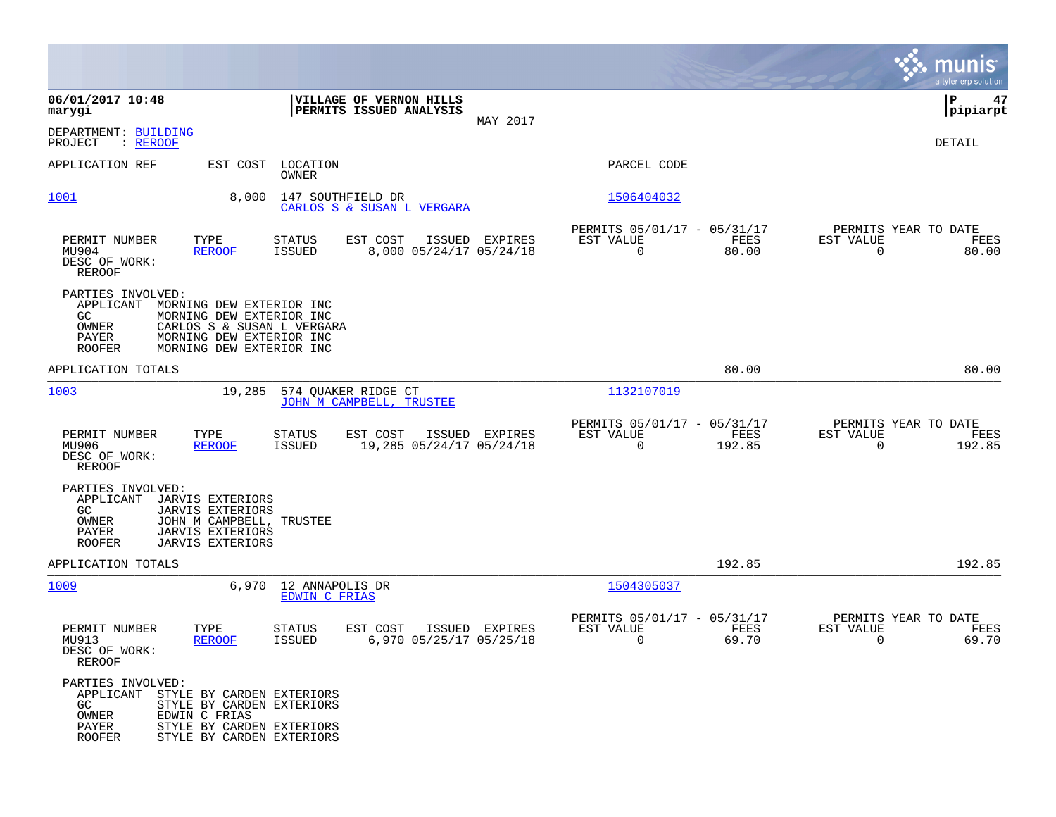06/01/2017 10:48
marygi

VILLAGE OF VERNON HILLS
PERMITS ISSUED ANALYSIS

MAY 2017

pipiarpt

DEPARTMENT: BUILDING
PROJECT : REROOF

DETAIL

| APPLICATION REF | EST COST | LOCATION / OWNER | PARCEL CODE |
|---|---|---|---|
| 1001 | 8,000 | 147 SOUTHFIELD DR / CARLOS S & SUSAN L VERGARA | 1506404032 |

| PERMIT NUMBER | TYPE | STATUS | EST COST | ISSUED | EXPIRES | PERMITS 05/01/17 - 05/31/17 EST VALUE | FEES | PERMITS YEAR TO DATE EST VALUE | FEES |
|---|---|---|---|---|---|---|---|---|---|
| MU904 | REROOF | ISSUED | 8,000 | 05/24/17 | 05/24/18 | 0 | 80.00 | 0 | 80.00 |

DESC OF WORK:
REROOF

PARTIES INVOLVED:
APPLICANT MORNING DEW EXTERIOR INC
GC MORNING DEW EXTERIOR INC
OWNER CARLOS S & SUSAN L VERGARA
PAYER MORNING DEW EXTERIOR INC
ROOFER MORNING DEW EXTERIOR INC

APPLICATION TOTALS 80.00 80.00

| APPLICATION REF | EST COST | LOCATION / OWNER | PARCEL CODE |
|---|---|---|---|
| 1003 | 19,285 | 574 QUAKER RIDGE CT / JOHN M CAMPBELL, TRUSTEE | 1132107019 |

| PERMIT NUMBER | TYPE | STATUS | EST COST | ISSUED | EXPIRES | PERMITS 05/01/17 - 05/31/17 EST VALUE | FEES | PERMITS YEAR TO DATE EST VALUE | FEES |
|---|---|---|---|---|---|---|---|---|---|
| MU906 | REROOF | ISSUED | 19,285 | 05/24/17 | 05/24/18 | 0 | 192.85 | 0 | 192.85 |

DESC OF WORK:
REROOF

PARTIES INVOLVED:
APPLICANT JARVIS EXTERIORS
GC JARVIS EXTERIORS
OWNER JOHN M CAMPBELL, TRUSTEE
PAYER JARVIS EXTERIORS
ROOFER JARVIS EXTERIORS

APPLICATION TOTALS 192.85 192.85

| APPLICATION REF | EST COST | LOCATION / OWNER | PARCEL CODE |
|---|---|---|---|
| 1009 | 6,970 | 12 ANNAPOLIS DR / EDWIN C FRIAS | 1504305037 |

| PERMIT NUMBER | TYPE | STATUS | EST COST | ISSUED | EXPIRES | PERMITS 05/01/17 - 05/31/17 EST VALUE | FEES | PERMITS YEAR TO DATE EST VALUE | FEES |
|---|---|---|---|---|---|---|---|---|---|
| MU913 | REROOF | ISSUED | 6,970 | 05/25/17 | 05/25/18 | 0 | 69.70 | 0 | 69.70 |

DESC OF WORK:
REROOF

PARTIES INVOLVED:
APPLICANT STYLE BY CARDEN EXTERIORS
GC STYLE BY CARDEN EXTERIORS
OWNER EDWIN C FRIAS
PAYER STYLE BY CARDEN EXTERIORS
ROOFER STYLE BY CARDEN EXTERIORS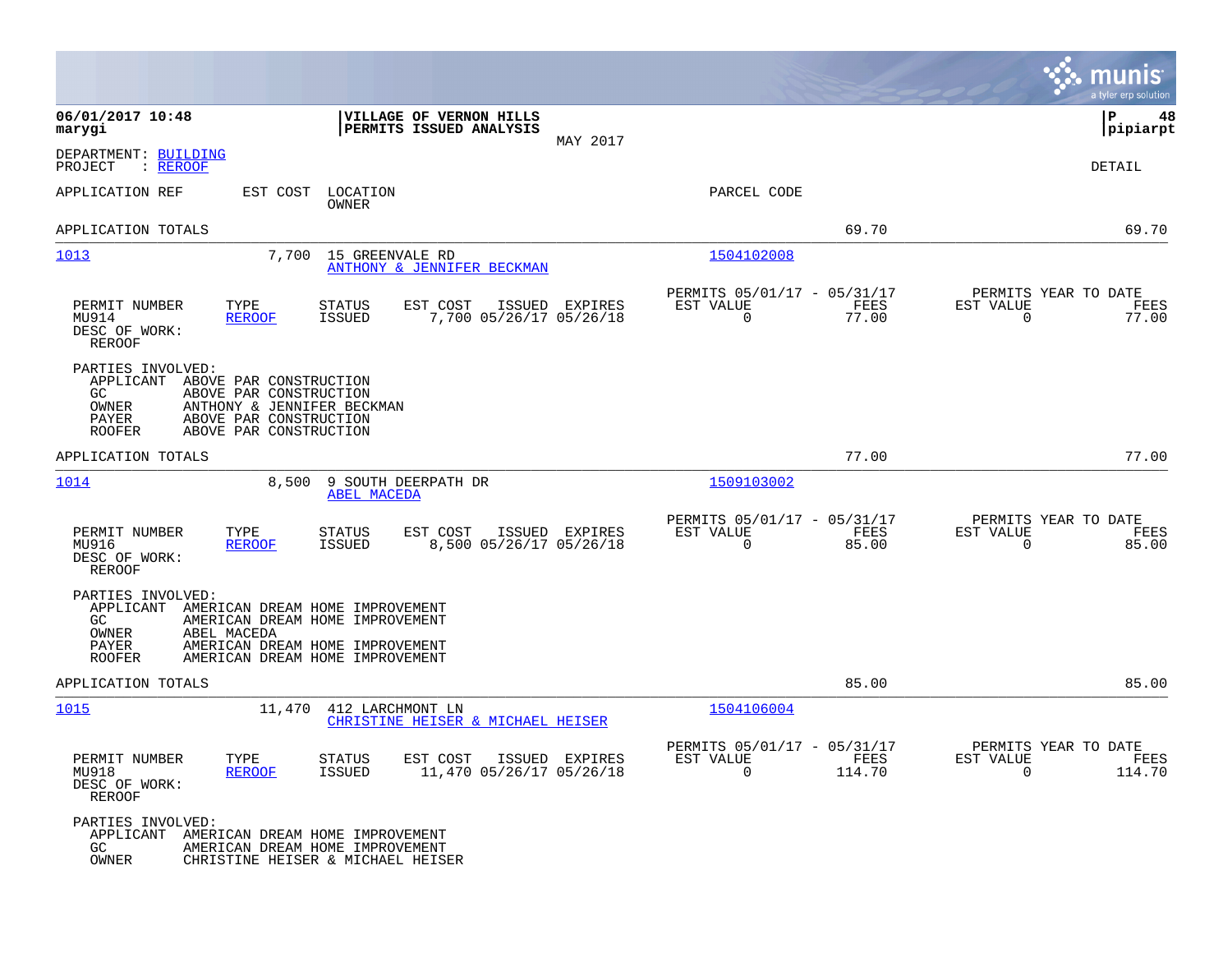06/01/2017 10:48
marygi

**VILLAGE OF VERNON HILLS**
**PERMITS ISSUED ANALYSIS**

MAY 2017

P 48
pipiarpt

DEPARTMENT: BUILDING
PROJECT : REROOF

DETAIL

| APPLICATION REF | EST COST | LOCATION / OWNER | PARCEL CODE | | |
|---|---|---|---|---|---|
| APPLICATION TOTALS | | | | 69.70 | 69.70 |
| 1013 | 7,700 | 15 GREENVALE RD / ANTHONY & JENNIFER BECKMAN | 1504102008 | | |

| PERMIT NUMBER | TYPE | STATUS | EST COST | ISSUED | EXPIRES | PERMITS 05/01/17 - 05/31/17 EST VALUE | FEES | PERMITS YEAR TO DATE EST VALUE | FEES |
|---|---|---|---|---|---|---|---|---|---|
| MU914 | REROOF | ISSUED | 7,700 | 05/26/17 | 05/26/18 | 0 | 77.00 | 0 | 77.00 |

DESC OF WORK:
REROOF

PARTIES INVOLVED:
APPLICANT ABOVE PAR CONSTRUCTION
GC ABOVE PAR CONSTRUCTION
OWNER ANTHONY & JENNIFER BECKMAN
PAYER ABOVE PAR CONSTRUCTION
ROOFER ABOVE PAR CONSTRUCTION

| APPLICATION TOTALS | | | | 77.00 | 77.00 |
|---|---|---|---|---|---|
| 1014 | 8,500 | 9 SOUTH DEERPATH DR / ABEL MACEDA | 1509103002 | | |

| PERMIT NUMBER | TYPE | STATUS | EST COST | ISSUED | EXPIRES | PERMITS 05/01/17 - 05/31/17 EST VALUE | FEES | PERMITS YEAR TO DATE EST VALUE | FEES |
|---|---|---|---|---|---|---|---|---|---|
| MU916 | REROOF | ISSUED | 8,500 | 05/26/17 | 05/26/18 | 0 | 85.00 | 0 | 85.00 |

DESC OF WORK:
REROOF

PARTIES INVOLVED:
APPLICANT AMERICAN DREAM HOME IMPROVEMENT
GC AMERICAN DREAM HOME IMPROVEMENT
OWNER ABEL MACEDA
PAYER AMERICAN DREAM HOME IMPROVEMENT
ROOFER AMERICAN DREAM HOME IMPROVEMENT

| APPLICATION TOTALS | | | | 85.00 | 85.00 |
|---|---|---|---|---|---|
| 1015 | 11,470 | 412 LARCHMONT LN / CHRISTINE HEISER & MICHAEL HEISER | 1504106004 | | |

| PERMIT NUMBER | TYPE | STATUS | EST COST | ISSUED | EXPIRES | PERMITS 05/01/17 - 05/31/17 EST VALUE | FEES | PERMITS YEAR TO DATE EST VALUE | FEES |
|---|---|---|---|---|---|---|---|---|---|
| MU918 | REROOF | ISSUED | 11,470 | 05/26/17 | 05/26/18 | 0 | 114.70 | 0 | 114.70 |

DESC OF WORK:
REROOF

PARTIES INVOLVED:
APPLICANT AMERICAN DREAM HOME IMPROVEMENT
GC AMERICAN DREAM HOME IMPROVEMENT
OWNER CHRISTINE HEISER & MICHAEL HEISER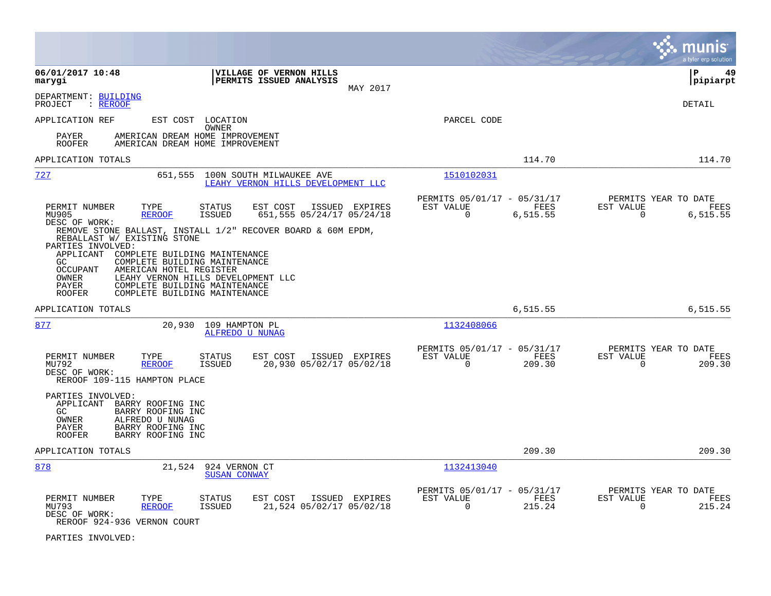**06/01/2017 10:48**
**marygi**

**VILLAGE OF VERNON HILLS**
**PERMITS ISSUED ANALYSIS**
MAY 2017

**P 49**
**pipiarpt**

DEPARTMENT: BUILDING
PROJECT : REROOF

DETAIL

APPLICATION REF    EST COST    LOCATION / OWNER    PARCEL CODE

PAYER    AMERICAN DREAM HOME IMPROVEMENT
ROOFER    AMERICAN DREAM HOME IMPROVEMENT

APPLICATION TOTALS    114.70    114.70

---

**727**    651,555    100N SOUTH MILWAUKEE AVE
LEAHY VERNON HILLS DEVELOPMENT LLC    1510102031

| PERMIT NUMBER | TYPE | STATUS | EST COST | ISSUED | EXPIRES | PERMITS 05/01/17 - 05/31/17 EST VALUE | FEES | PERMITS YEAR TO DATE EST VALUE | FEES |
|---|---|---|---|---|---|---|---|---|---|
| MU905 | REROOF | ISSUED | 651,555 | 05/24/17 | 05/24/18 | 0 | 6,515.55 | 0 | 6,515.55 |

DESC OF WORK:
REMOVE STONE BALLAST, INSTALL 1/2" RECOVER BOARD & 60M EPDM,
REBALLAST W/ EXISTING STONE

PARTIES INVOLVED:
APPLICANT    COMPLETE BUILDING MAINTENANCE
GC    COMPLETE BUILDING MAINTENANCE
OCCUPANT    AMERICAN HOTEL REGISTER
OWNER    LEAHY VERNON HILLS DEVELOPMENT LLC
PAYER    COMPLETE BUILDING MAINTENANCE
ROOFER    COMPLETE BUILDING MAINTENANCE

APPLICATION TOTALS    6,515.55    6,515.55

---

**877**    20,930    109 HAMPTON PL
ALFREDO U NUNAG    1132408066

| PERMIT NUMBER | TYPE | STATUS | EST COST | ISSUED | EXPIRES | PERMITS 05/01/17 - 05/31/17 EST VALUE | FEES | PERMITS YEAR TO DATE EST VALUE | FEES |
|---|---|---|---|---|---|---|---|---|---|
| MU792 | REROOF | ISSUED | 20,930 | 05/02/17 | 05/02/18 | 0 | 209.30 | 0 | 209.30 |

DESC OF WORK:
REROOF 109-115 HAMPTON PLACE

PARTIES INVOLVED:
APPLICANT    BARRY ROOFING INC
GC    BARRY ROOFING INC
OWNER    ALFREDO U NUNAG
PAYER    BARRY ROOFING INC
ROOFER    BARRY ROOFING INC

APPLICATION TOTALS    209.30    209.30

---

**878**    21,524    924 VERNON CT
SUSAN CONWAY    1132413040

| PERMIT NUMBER | TYPE | STATUS | EST COST | ISSUED | EXPIRES | PERMITS 05/01/17 - 05/31/17 EST VALUE | FEES | PERMITS YEAR TO DATE EST VALUE | FEES |
|---|---|---|---|---|---|---|---|---|---|
| MU793 | REROOF | ISSUED | 21,524 | 05/02/17 | 05/02/18 | 0 | 215.24 | 0 | 215.24 |

DESC OF WORK:
REROOF 924-936 VERNON COURT

PARTIES INVOLVED: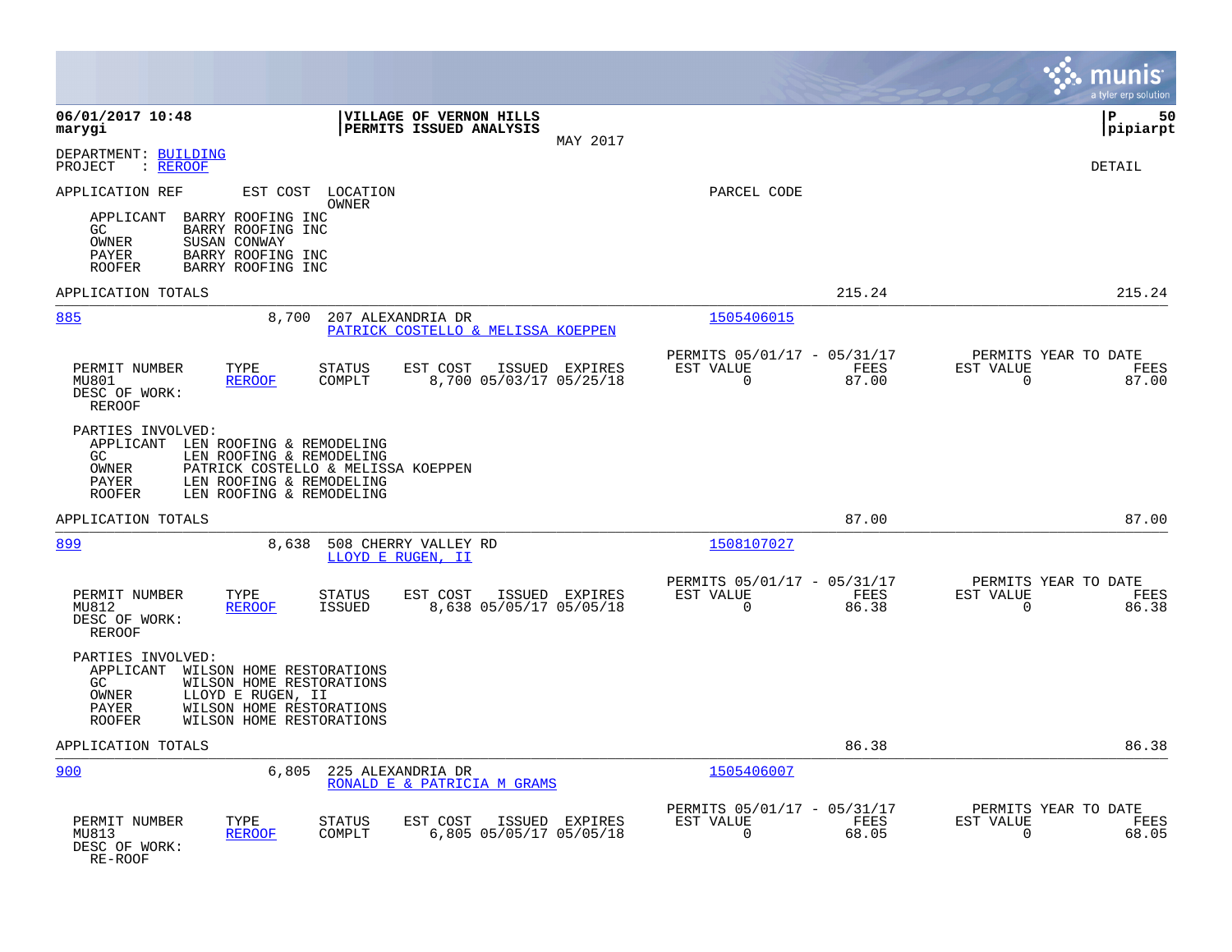**06/01/2017 10:48** | **VILLAGE OF VERNON HILLS** | **P 50**
**marygi** | **PERMITS ISSUED ANALYSIS** | **pipiarpt**

MAY 2017

DEPARTMENT: BUILDING
PROJECT : REROOF

DETAIL

APPLICATION REF    EST COST    LOCATION    PARCEL CODE
OWNER

APPLICANT  BARRY ROOFING INC
GC         BARRY ROOFING INC
OWNER      SUSAN CONWAY
PAYER      BARRY ROOFING INC
ROOFER     BARRY ROOFING INC

APPLICATION TOTALS    215.24    215.24

---

**885**    8,700    207 ALEXANDRIA DR    1505406015
PATRICK COSTELLO & MELISSA KOEPPEN

| PERMIT NUMBER | TYPE | STATUS | EST COST | ISSUED | EXPIRES | PERMITS 05/01/17 - 05/31/17 EST VALUE | FEES | PERMITS YEAR TO DATE EST VALUE | FEES |
|---|---|---|---|---|---|---|---|---|---|
| MU801 | REROOF | COMPLT | 8,700 | 05/03/17 | 05/25/18 | 0 | 87.00 | 0 | 87.00 |

DESC OF WORK:
REROOF

PARTIES INVOLVED:
APPLICANT  LEN ROOFING & REMODELING
GC         LEN ROOFING & REMODELING
OWNER      PATRICK COSTELLO & MELISSA KOEPPEN
PAYER      LEN ROOFING & REMODELING
ROOFER     LEN ROOFING & REMODELING

APPLICATION TOTALS    87.00    87.00

---

**899**    8,638    508 CHERRY VALLEY RD    1508107027
LLOYD E RUGEN, II

| PERMIT NUMBER | TYPE | STATUS | EST COST | ISSUED | EXPIRES | PERMITS 05/01/17 - 05/31/17 EST VALUE | FEES | PERMITS YEAR TO DATE EST VALUE | FEES |
|---|---|---|---|---|---|---|---|---|---|
| MU812 | REROOF | ISSUED | 8,638 | 05/05/17 | 05/05/18 | 0 | 86.38 | 0 | 86.38 |

DESC OF WORK:
REROOF

PARTIES INVOLVED:
APPLICANT  WILSON HOME RESTORATIONS
GC         WILSON HOME RESTORATIONS
OWNER      LLOYD E RUGEN, II
PAYER      WILSON HOME RESTORATIONS
ROOFER     WILSON HOME RESTORATIONS

APPLICATION TOTALS    86.38    86.38

---

**900**    6,805    225 ALEXANDRIA DR    1505406007
RONALD E & PATRICIA M GRAMS

| PERMIT NUMBER | TYPE | STATUS | EST COST | ISSUED | EXPIRES | PERMITS 05/01/17 - 05/31/17 EST VALUE | FEES | PERMITS YEAR TO DATE EST VALUE | FEES |
|---|---|---|---|---|---|---|---|---|---|
| MU813 | REROOF | COMPLT | 6,805 | 05/05/17 | 05/05/18 | 0 | 68.05 | 0 | 68.05 |

DESC OF WORK:
RE-ROOF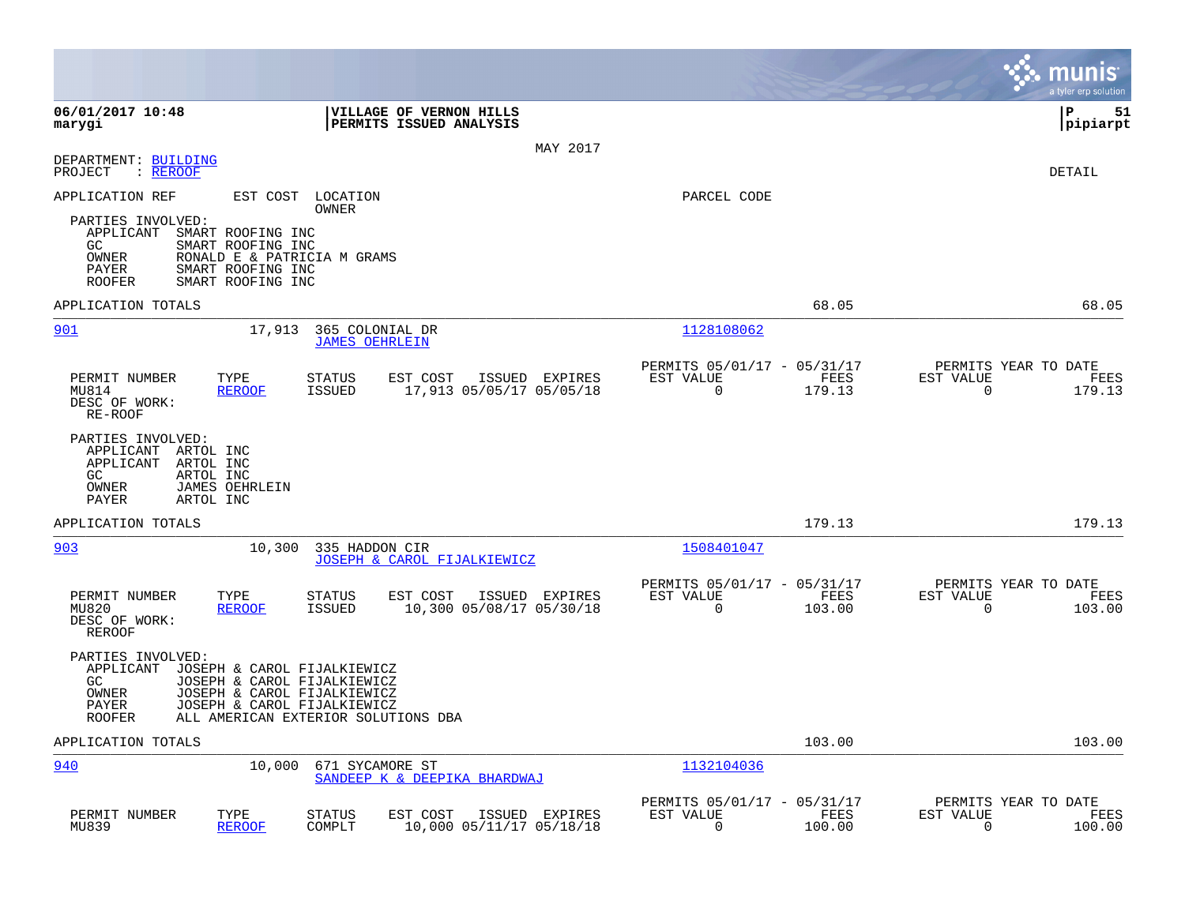06/01/2017 10:48
marygi

**VILLAGE OF VERNON HILLS**
**PERMITS ISSUED ANALYSIS**

P 51
pipiarpt

MAY 2017

DEPARTMENT: BUILDING
PROJECT : REROOF

DETAIL

APPLICATION REF | EST COST | LOCATION / OWNER | PARCEL CODE

PARTIES INVOLVED:
APPLICANT SMART ROOFING INC
GC SMART ROOFING INC
OWNER RONALD E & PATRICIA M GRAMS
PAYER SMART ROOFING INC
ROOFER SMART ROOFING INC

APPLICATION TOTALS 68.05 68.05

---

**901** 17,913 365 COLONIAL DR — JAMES OEHRLEIN — Parcel 1128108062

| PERMIT NUMBER | TYPE | STATUS | EST COST | ISSUED | EXPIRES | PERMITS 05/01/17 - 05/31/17 EST VALUE | FEES | PERMITS YEAR TO DATE EST VALUE | FEES |
|---|---|---|---|---|---|---|---|---|---|
| MU814 | REROOF | ISSUED | 17,913 | 05/05/17 | 05/05/18 | 0 | 179.13 | 0 | 179.13 |

DESC OF WORK:
RE-ROOF

PARTIES INVOLVED:
APPLICANT ARTOL INC
APPLICANT ARTOL INC
GC ARTOL INC
OWNER JAMES OEHRLEIN
PAYER ARTOL INC

APPLICATION TOTALS 179.13 179.13

---

**903** 10,300 335 HADDON CIR — JOSEPH & CAROL FIJALKIEWICZ — Parcel 1508401047

| PERMIT NUMBER | TYPE | STATUS | EST COST | ISSUED | EXPIRES | PERMITS 05/01/17 - 05/31/17 EST VALUE | FEES | PERMITS YEAR TO DATE EST VALUE | FEES |
|---|---|---|---|---|---|---|---|---|---|
| MU820 | REROOF | ISSUED | 10,300 | 05/08/17 | 05/30/18 | 0 | 103.00 | 0 | 103.00 |

DESC OF WORK:
REROOF

PARTIES INVOLVED:
APPLICANT JOSEPH & CAROL FIJALKIEWICZ
GC JOSEPH & CAROL FIJALKIEWICZ
OWNER JOSEPH & CAROL FIJALKIEWICZ
PAYER JOSEPH & CAROL FIJALKIEWICZ
ROOFER ALL AMERICAN EXTERIOR SOLUTIONS DBA

APPLICATION TOTALS 103.00 103.00

---

**940** 10,000 671 SYCAMORE ST — SANDEEP K & DEEPIKA BHARDWAJ — Parcel 1132104036

| PERMIT NUMBER | TYPE | STATUS | EST COST | ISSUED | EXPIRES | PERMITS 05/01/17 - 05/31/17 EST VALUE | FEES | PERMITS YEAR TO DATE EST VALUE | FEES |
|---|---|---|---|---|---|---|---|---|---|
| MU839 | REROOF | COMPLT | 10,000 | 05/11/17 | 05/18/18 | 0 | 100.00 | 0 | 100.00 |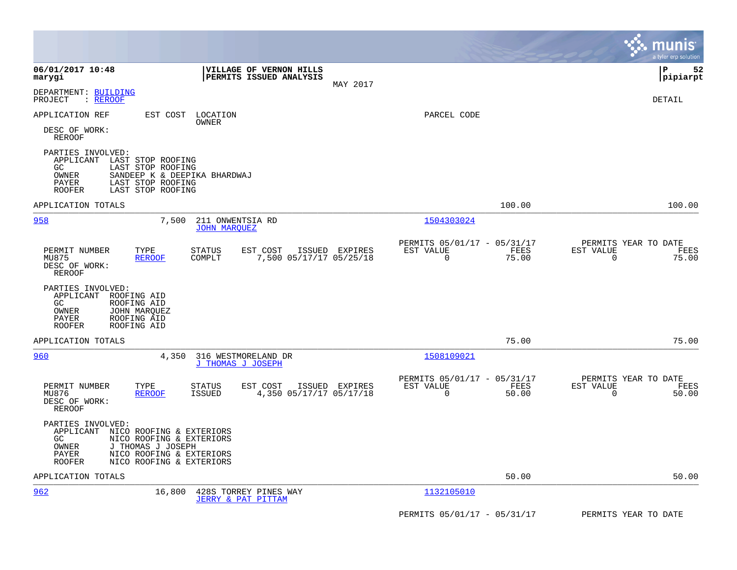**06/01/2017 10:48**
**marygi**

**VILLAGE OF VERNON HILLS**
**PERMITS ISSUED ANALYSIS**
MAY 2017

**P 52**
**pipiarpt**

DEPARTMENT: BUILDING
PROJECT : REROOF

DETAIL

APPLICATION REF | EST COST | LOCATION / OWNER | PARCEL CODE

DESC OF WORK:
REROOF

PARTIES INVOLVED:
- APPLICANT LAST STOP ROOFING
- GC LAST STOP ROOFING
- OWNER SANDEEP K & DEEPIKA BHARDWAJ
- PAYER LAST STOP ROOFING
- ROOFER LAST STOP ROOFING

APPLICATION TOTALS 100.00 100.00

---

**958** — 7,500 — 211 ONWENTSIA RD — JOHN MARQUEZ — Parcel 1504303024

| PERMIT NUMBER | TYPE | STATUS | EST COST | ISSUED | EXPIRES | PERMITS 05/01/17 - 05/31/17 EST VALUE | FEES | PERMITS YEAR TO DATE EST VALUE | FEES |
|---|---|---|---|---|---|---|---|---|---|
| MU875 | REROOF | COMPLT | 7,500 | 05/17/17 | 05/25/18 | 0 | 75.00 | 0 | 75.00 |

DESC OF WORK:
REROOF

PARTIES INVOLVED:
- APPLICANT ROOFING AID
- GC ROOFING AID
- OWNER JOHN MARQUEZ
- PAYER ROOFING AID
- ROOFER ROOFING AID

APPLICATION TOTALS 75.00 75.00

---

**960** — 4,350 — 316 WESTMORELAND DR — J THOMAS J JOSEPH — Parcel 1508109021

| PERMIT NUMBER | TYPE | STATUS | EST COST | ISSUED | EXPIRES | PERMITS 05/01/17 - 05/31/17 EST VALUE | FEES | PERMITS YEAR TO DATE EST VALUE | FEES |
|---|---|---|---|---|---|---|---|---|---|
| MU876 | REROOF | ISSUED | 4,350 | 05/17/17 | 05/17/18 | 0 | 50.00 | 0 | 50.00 |

DESC OF WORK:
REROOF

PARTIES INVOLVED:
- APPLICANT NICO ROOFING & EXTERIORS
- GC NICO ROOFING & EXTERIORS
- OWNER J THOMAS J JOSEPH
- PAYER NICO ROOFING & EXTERIORS
- ROOFER NICO ROOFING & EXTERIORS

APPLICATION TOTALS 50.00 50.00

---

**962** — 16,800 — 428S TORREY PINES WAY — JERRY & PAT PITTAM — Parcel 1132105010

PERMITS 05/01/17 - 05/31/17 PERMITS YEAR TO DATE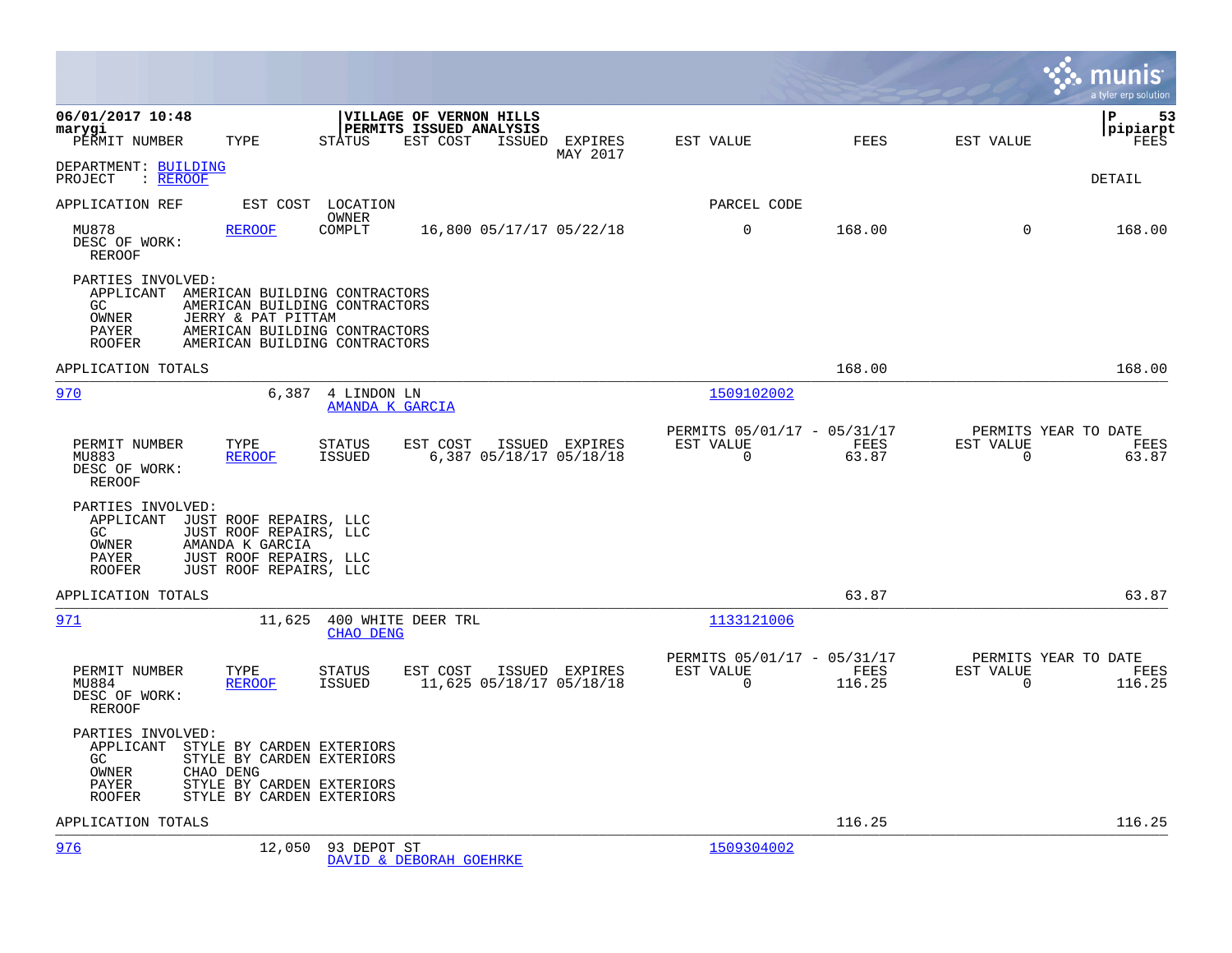06/01/2017 10:48 — VILLAGE OF VERNON HILLS — PERMITS ISSUED ANALYSIS
marygi — pipiarpt

DEPARTMENT: BUILDING
PROJECT : REROOF

DETAIL

| APPLICATION REF | EST COST | LOCATION / OWNER | | PARCEL CODE | | | |
|---|---|---|---|---|---|---|---|

| PERMIT NUMBER | TYPE | STATUS | EST COST | ISSUED | EXPIRES | EST VALUE | FEES | EST VALUE (YTD) | FEES (YTD) |
|---|---|---|---|---|---|---|---|---|---|
| MU878 | REROOF | COMPLT | 16,800 | 05/17/17 | 05/22/18 | 0 | 168.00 | 0 | 168.00 |

DESC OF WORK:
REROOF

PARTIES INVOLVED:
- APPLICANT AMERICAN BUILDING CONTRACTORS
- GC AMERICAN BUILDING CONTRACTORS
- OWNER JERRY & PAT PITTAM
- PAYER AMERICAN BUILDING CONTRACTORS
- ROOFER AMERICAN BUILDING CONTRACTORS

APPLICATION TOTALS — FEES 168.00 — YTD FEES 168.00

---

**970** — EST COST 6,387 — 4 LINDON LN — OWNER AMANDA K GARCIA — PARCEL CODE 1509102002

| PERMIT NUMBER | TYPE | STATUS | EST COST | ISSUED | EXPIRES | PERMITS 05/01/17 - 05/31/17 EST VALUE | FEES | PERMITS YEAR TO DATE EST VALUE | FEES |
|---|---|---|---|---|---|---|---|---|---|
| MU883 | REROOF | ISSUED | 6,387 | 05/18/17 | 05/18/18 | 0 | 63.87 | 0 | 63.87 |

DESC OF WORK:
REROOF

PARTIES INVOLVED:
- APPLICANT JUST ROOF REPAIRS, LLC
- GC JUST ROOF REPAIRS, LLC
- OWNER AMANDA K GARCIA
- PAYER JUST ROOF REPAIRS, LLC
- ROOFER JUST ROOF REPAIRS, LLC

APPLICATION TOTALS — FEES 63.87 — YTD FEES 63.87

---

**971** — EST COST 11,625 — 400 WHITE DEER TRL — OWNER CHAO DENG — PARCEL CODE 1133121006

| PERMIT NUMBER | TYPE | STATUS | EST COST | ISSUED | EXPIRES | PERMITS 05/01/17 - 05/31/17 EST VALUE | FEES | PERMITS YEAR TO DATE EST VALUE | FEES |
|---|---|---|---|---|---|---|---|---|---|
| MU884 | REROOF | ISSUED | 11,625 | 05/18/17 | 05/18/18 | 0 | 116.25 | 0 | 116.25 |

DESC OF WORK:
REROOF

PARTIES INVOLVED:
- APPLICANT STYLE BY CARDEN EXTERIORS
- GC STYLE BY CARDEN EXTERIORS
- OWNER CHAO DENG
- PAYER STYLE BY CARDEN EXTERIORS
- ROOFER STYLE BY CARDEN EXTERIORS

APPLICATION TOTALS — FEES 116.25 — YTD FEES 116.25

---

**976** — EST COST 12,050 — 93 DEPOT ST — OWNER DAVID & DEBORAH GOEHRKE — PARCEL CODE 1509304002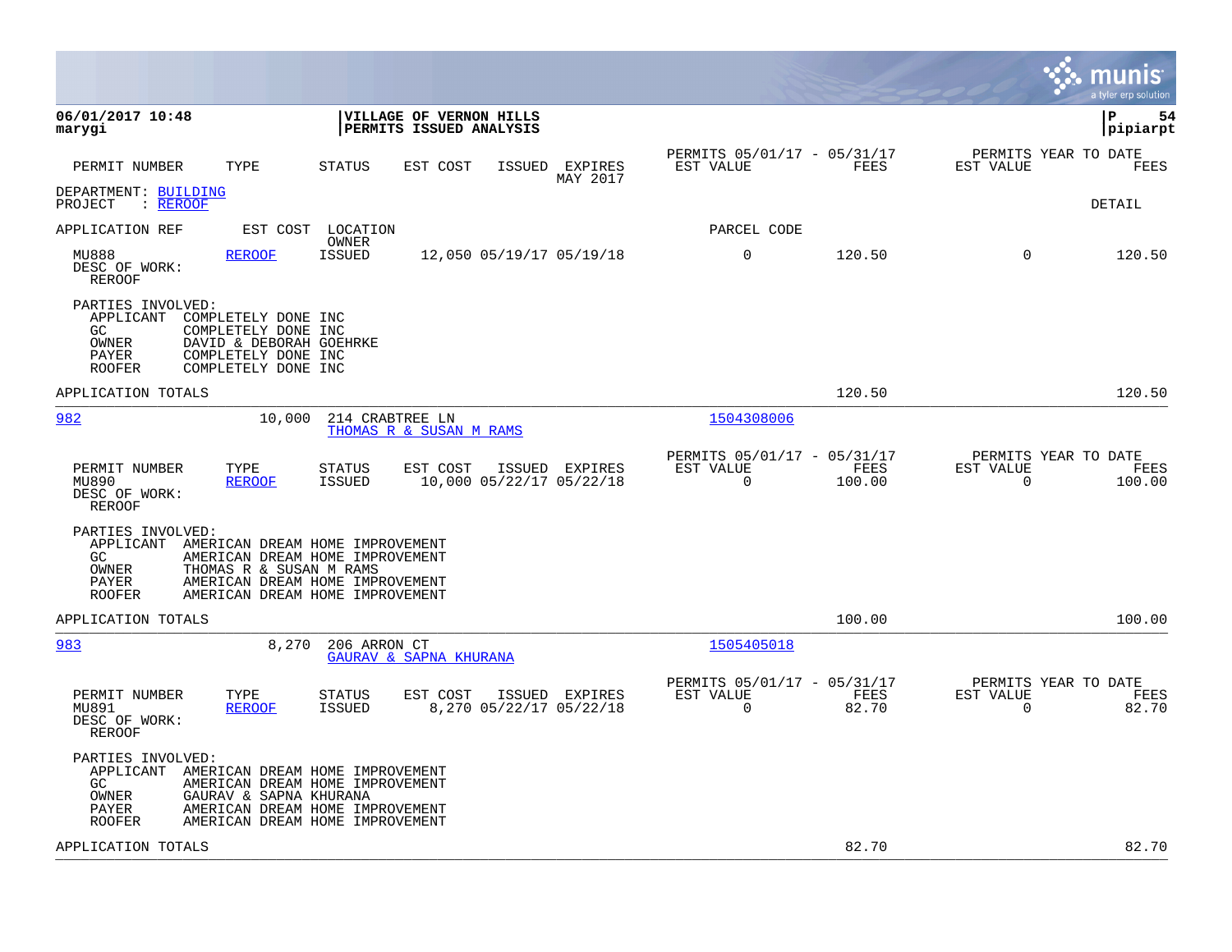**06/01/2017 10:48**
**marygi**

**VILLAGE OF VERNON HILLS**
**PERMITS ISSUED ANALYSIS**

**pipiarpt**

| PERMIT NUMBER | TYPE | STATUS | EST COST | ISSUED | EXPIRES | PERMITS 05/01/17 - 05/31/17 EST VALUE | FEES | PERMITS YEAR TO DATE EST VALUE | FEES |
|---|---|---|---|---|---|---|---|---|---|
| | | | | | MAY 2017 | | | | |

DEPARTMENT: BUILDING
PROJECT : REROOF

DETAIL

APPLICATION REF — EST COST — LOCATION / OWNER — PARCEL CODE

| PERMIT NUMBER | TYPE | STATUS | EST COST | ISSUED | EXPIRES | EST VALUE | FEES | YTD EST VALUE | YTD FEES |
|---|---|---|---|---|---|---|---|---|---|
| MU888 | REROOF | ISSUED | 12,050 | 05/19/17 | 05/19/18 | 0 | 120.50 | 0 | 120.50 |

DESC OF WORK:
REROOF

PARTIES INVOLVED:
- APPLICANT COMPLETELY DONE INC
- GC COMPLETELY DONE INC
- OWNER DAVID & DEBORAH GOEHRKE
- PAYER COMPLETELY DONE INC
- ROOFER COMPLETELY DONE INC

APPLICATION TOTALS — 120.50 — 120.50

---

982 — 10,000 — 214 CRABTREE LN — THOMAS R & SUSAN M RAMS — 1504308006

| PERMIT NUMBER | TYPE | STATUS | EST COST | ISSUED | EXPIRES | PERMITS 05/01/17 - 05/31/17 EST VALUE | FEES | PERMITS YEAR TO DATE EST VALUE | FEES |
|---|---|---|---|---|---|---|---|---|---|
| MU890 | REROOF | ISSUED | 10,000 | 05/22/17 | 05/22/18 | 0 | 100.00 | 0 | 100.00 |

DESC OF WORK:
REROOF

PARTIES INVOLVED:
- APPLICANT AMERICAN DREAM HOME IMPROVEMENT
- GC AMERICAN DREAM HOME IMPROVEMENT
- OWNER THOMAS R & SUSAN M RAMS
- PAYER AMERICAN DREAM HOME IMPROVEMENT
- ROOFER AMERICAN DREAM HOME IMPROVEMENT

APPLICATION TOTALS — 100.00 — 100.00

---

983 — 8,270 — 206 ARRON CT — GAURAV & SAPNA KHURANA — 1505405018

| PERMIT NUMBER | TYPE | STATUS | EST COST | ISSUED | EXPIRES | PERMITS 05/01/17 - 05/31/17 EST VALUE | FEES | PERMITS YEAR TO DATE EST VALUE | FEES |
|---|---|---|---|---|---|---|---|---|---|
| MU891 | REROOF | ISSUED | 8,270 | 05/22/17 | 05/22/18 | 0 | 82.70 | 0 | 82.70 |

DESC OF WORK:
REROOF

PARTIES INVOLVED:
- APPLICANT AMERICAN DREAM HOME IMPROVEMENT
- GC AMERICAN DREAM HOME IMPROVEMENT
- OWNER GAURAV & SAPNA KHURANA
- PAYER AMERICAN DREAM HOME IMPROVEMENT
- ROOFER AMERICAN DREAM HOME IMPROVEMENT

APPLICATION TOTALS — 82.70 — 82.70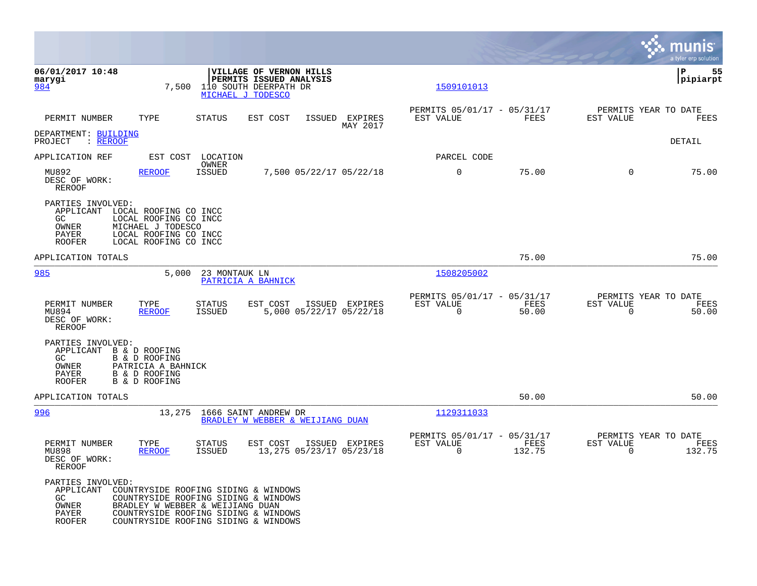06/01/2017 10:48 | VILLAGE OF VERNON HILLS
marygi | PERMITS ISSUED ANALYSIS | pipiarpt

984 | 7,500 | 110 SOUTH DEERPATH DR | 1509101013
MICHAEL J TODESCO

| PERMIT NUMBER | TYPE | STATUS | EST COST | ISSUED | EXPIRES | PERMITS 05/01/17 - 05/31/17 EST VALUE | FEES | PERMITS YEAR TO DATE EST VALUE | FEES |
|---|---|---|---|---|---|---|---|---|---|
| | | | | | MAY 2017 | | | | |

DEPARTMENT: BUILDING
PROJECT : REROOF

DETAIL

| APPLICATION REF | EST COST | LOCATION / OWNER | | | | PARCEL CODE | | | |
|---|---|---|---|---|---|---|---|---|---|
| MU892 | REROOF | ISSUED | 7,500 | 05/22/17 | 05/22/18 | 0 | 75.00 | 0 | 75.00 |

DESC OF WORK:
REROOF

PARTIES INVOLVED:
APPLICANT LOCAL ROOFING CO INCC
GC LOCAL ROOFING CO INCC
OWNER MICHAEL J TODESCO
PAYER LOCAL ROOFING CO INCC
ROOFER LOCAL ROOFING CO INCC

APPLICATION TOTALS 75.00 75.00

985 | 5,000 | 23 MONTAUK LN | 1508205002
PATRICIA A BAHNICK

| PERMIT NUMBER | TYPE | STATUS | EST COST | ISSUED | EXPIRES | PERMITS 05/01/17 - 05/31/17 EST VALUE | FEES | PERMITS YEAR TO DATE EST VALUE | FEES |
|---|---|---|---|---|---|---|---|---|---|
| MU894 | REROOF | ISSUED | 5,000 | 05/22/17 | 05/22/18 | 0 | 50.00 | 0 | 50.00 |

DESC OF WORK:
REROOF

PARTIES INVOLVED:
APPLICANT B & D ROOFING
GC B & D ROOFING
OWNER PATRICIA A BAHNICK
PAYER B & D ROOFING
ROOFER B & D ROOFING

APPLICATION TOTALS 50.00 50.00

996 | 13,275 | 1666 SAINT ANDREW DR | 1129311033
BRADLEY W WEBBER & WEIJIANG DUAN

| PERMIT NUMBER | TYPE | STATUS | EST COST | ISSUED | EXPIRES | PERMITS 05/01/17 - 05/31/17 EST VALUE | FEES | PERMITS YEAR TO DATE EST VALUE | FEES |
|---|---|---|---|---|---|---|---|---|---|
| MU898 | REROOF | ISSUED | 13,275 | 05/23/17 | 05/23/18 | 0 | 132.75 | 0 | 132.75 |

DESC OF WORK:
REROOF

PARTIES INVOLVED:
APPLICANT COUNTRYSIDE ROOFING SIDING & WINDOWS
GC COUNTRYSIDE ROOFING SIDING & WINDOWS
OWNER BRADLEY W WEBBER & WEIJIANG DUAN
PAYER COUNTRYSIDE ROOFING SIDING & WINDOWS
ROOFER COUNTRYSIDE ROOFING SIDING & WINDOWS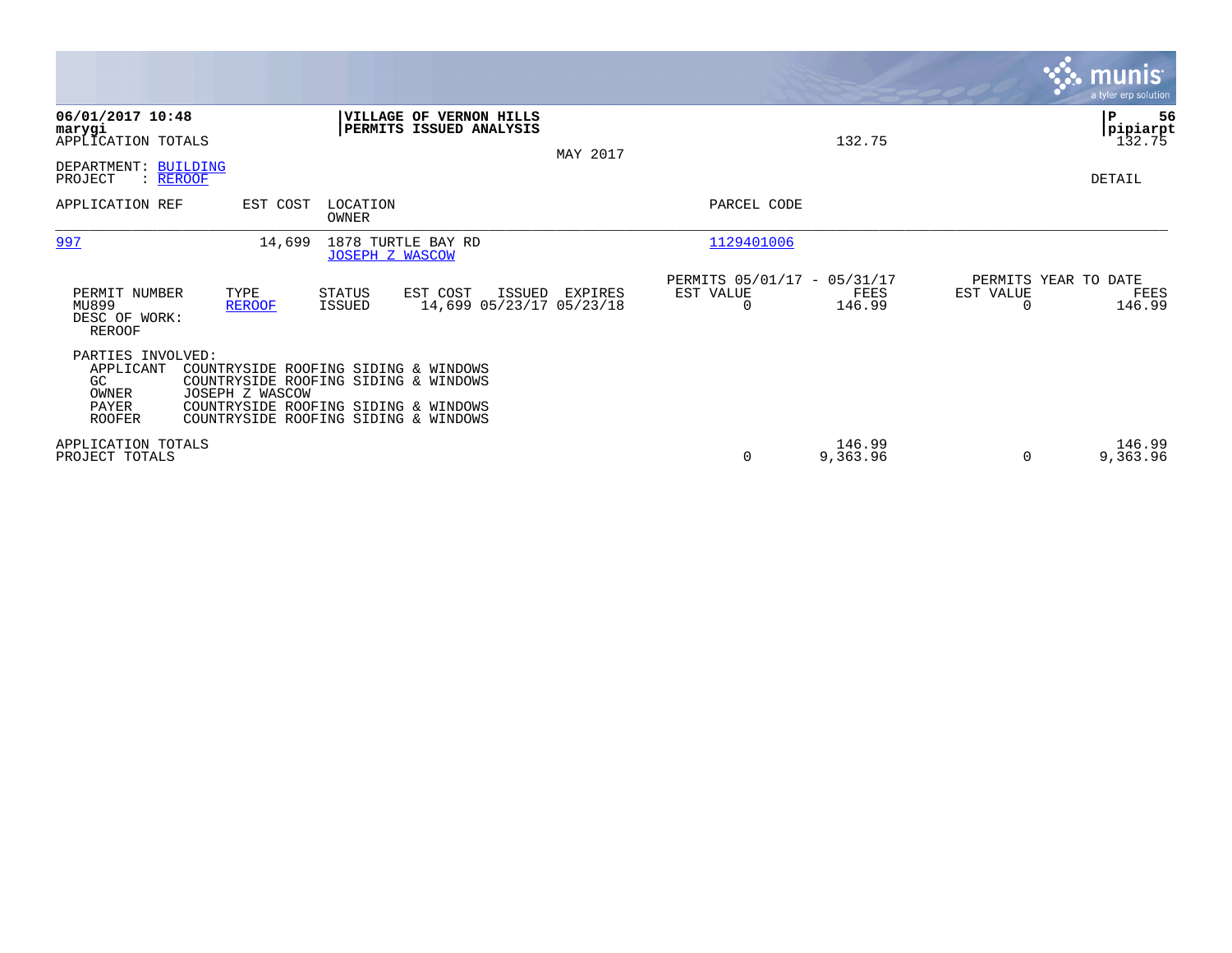**06/01/2017 10:48**
**marygi**
APPLICATION TOTALS

**VILLAGE OF VERNON HILLS**
**PERMITS ISSUED ANALYSIS**

MAY 2017

132.75

**P 56**
**pipiarpt**
132.75

DEPARTMENT: BUILDING
PROJECT : REROOF

DETAIL

| APPLICATION REF | EST COST | LOCATION / OWNER | PARCEL CODE |
|---|---|---|---|
| 997 | 14,699 | 1878 TURTLE BAY RD / JOSEPH Z WASCOW | 1129401006 |

| PERMIT NUMBER | TYPE | STATUS | EST COST | ISSUED | EXPIRES | PERMITS 05/01/17 - 05/31/17 EST VALUE | FEES | PERMITS YEAR TO DATE EST VALUE | FEES |
|---|---|---|---|---|---|---|---|---|---|
| MU899 | REROOF | ISSUED | 14,699 | 05/23/17 | 05/23/18 | 0 | 146.99 | 0 | 146.99 |

DESC OF WORK:
REROOF

PARTIES INVOLVED:

| | |
|---|---|
| APPLICANT | COUNTRYSIDE ROOFING SIDING & WINDOWS |
| GC | COUNTRYSIDE ROOFING SIDING & WINDOWS |
| OWNER | JOSEPH Z WASCOW |
| PAYER | COUNTRYSIDE ROOFING SIDING & WINDOWS |
| ROOFER | COUNTRYSIDE ROOFING SIDING & WINDOWS |

| | EST VALUE | FEES | EST VALUE | FEES |
|---|---|---|---|---|
| APPLICATION TOTALS | | 146.99 | | 146.99 |
| PROJECT TOTALS | 0 | 9,363.96 | 0 | 9,363.96 |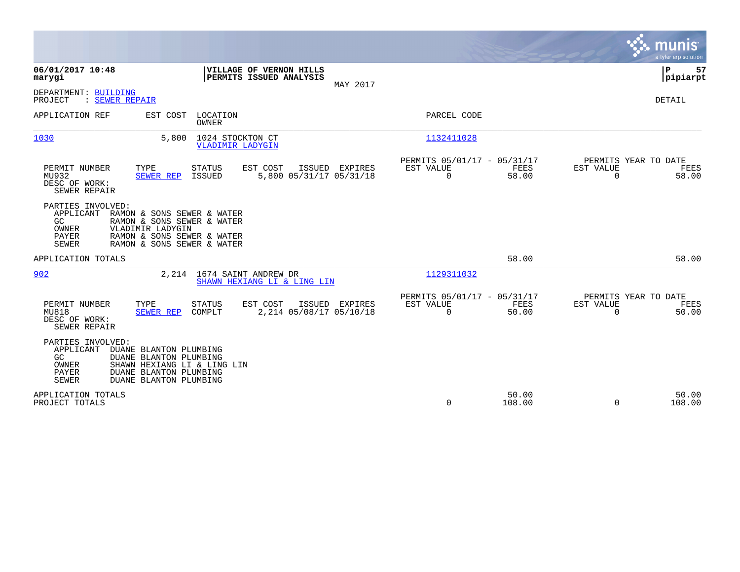**06/01/2017 10:48**
**marygi**

**VILLAGE OF VERNON HILLS**
**PERMITS ISSUED ANALYSIS**

MAY 2017

**P 57**
**pipiarpt**

DEPARTMENT: BUILDING
PROJECT : SEWER REPAIR

DETAIL

| APPLICATION REF | EST COST | LOCATION / OWNER | PARCEL CODE |
|---|---|---|---|
| 1030 | 5,800 | 1024 STOCKTON CT / VLADIMIR LADYGIN | 1132411028 |

| PERMIT NUMBER | TYPE | STATUS | EST COST | ISSUED | EXPIRES | PERMITS 05/01/17 - 05/31/17 EST VALUE | FEES | PERMITS YEAR TO DATE EST VALUE | FEES |
|---|---|---|---|---|---|---|---|---|---|
| MU932 | SEWER REP | ISSUED | 5,800 | 05/31/17 | 05/31/18 | 0 | 58.00 | 0 | 58.00 |

DESC OF WORK:
SEWER REPAIR

PARTIES INVOLVED:
APPLICANT RAMON & SONS SEWER & WATER
GC RAMON & SONS SEWER & WATER
OWNER VLADIMIR LADYGIN
PAYER RAMON & SONS SEWER & WATER
SEWER RAMON & SONS SEWER & WATER

APPLICATION TOTALS 58.00 58.00

| APPLICATION REF | EST COST | LOCATION / OWNER | PARCEL CODE |
|---|---|---|---|
| 902 | 2,214 | 1674 SAINT ANDREW DR / SHAWN HEXIANG LI & LING LIN | 1129311032 |

| PERMIT NUMBER | TYPE | STATUS | EST COST | ISSUED | EXPIRES | PERMITS 05/01/17 - 05/31/17 EST VALUE | FEES | PERMITS YEAR TO DATE EST VALUE | FEES |
|---|---|---|---|---|---|---|---|---|---|
| MU818 | SEWER REP | COMPLT | 2,214 | 05/08/17 | 05/10/18 | 0 | 50.00 | 0 | 50.00 |

DESC OF WORK:
SEWER REPAIR

PARTIES INVOLVED:
APPLICANT DUANE BLANTON PLUMBING
GC DUANE BLANTON PLUMBING
OWNER SHAWN HEXIANG LI & LING LIN
PAYER DUANE BLANTON PLUMBING
SEWER DUANE BLANTON PLUMBING

| | EST VALUE | FEES | EST VALUE | FEES |
|---|---|---|---|---|
| APPLICATION TOTALS | | 50.00 | | 50.00 |
| PROJECT TOTALS | 0 | 108.00 | 0 | 108.00 |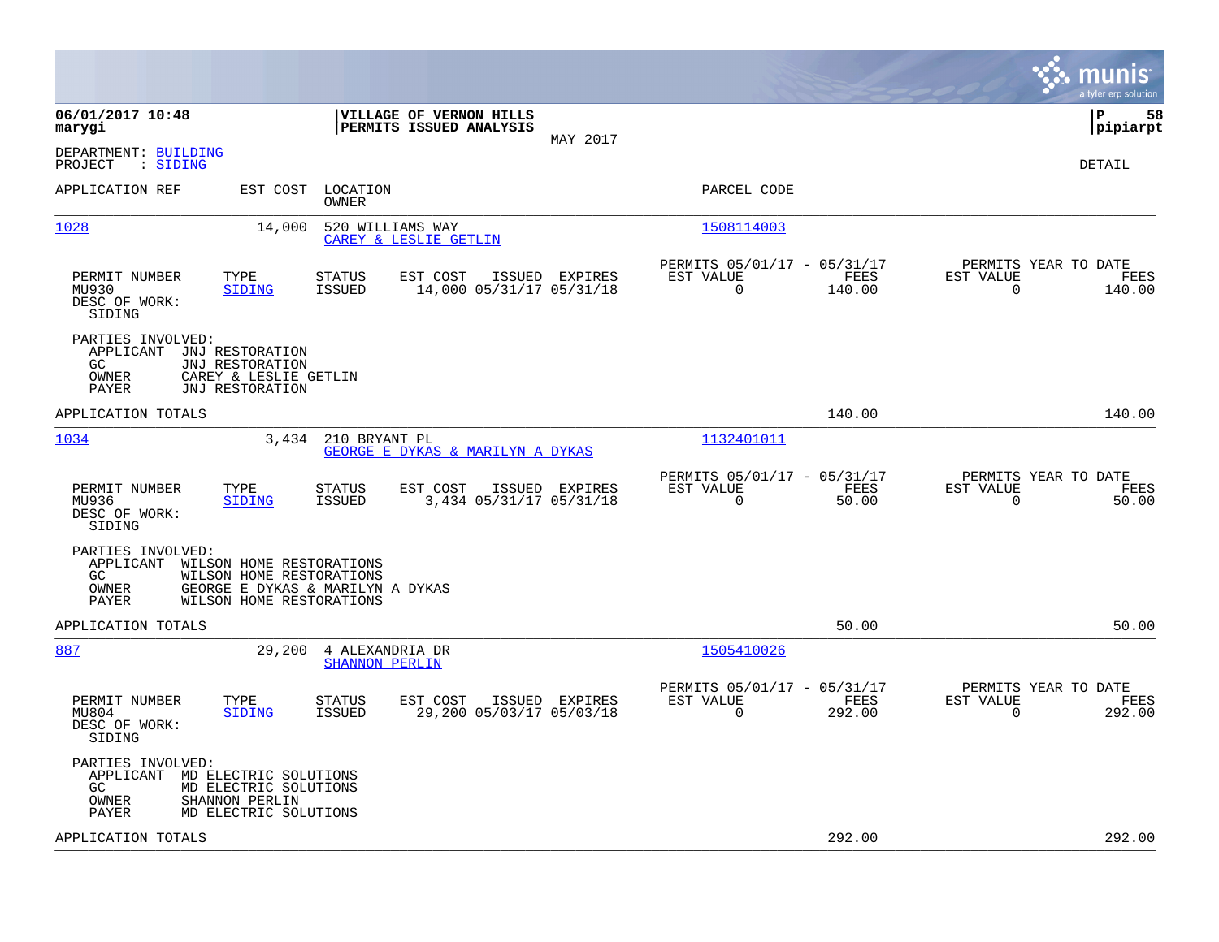**06/01/2017 10:48**
**marygi**

**VILLAGE OF VERNON HILLS**
**PERMITS ISSUED ANALYSIS**

MAY 2017

**P 58**
**pipiarpt**

DEPARTMENT: BUILDING
PROJECT : SIDING

DETAIL

| APPLICATION REF | EST COST | LOCATION / OWNER | PARCEL CODE |
|---|---|---|---|
| 1028 | 14,000 | 520 WILLIAMS WAY / CAREY & LESLIE GETLIN | 1508114003 |

| PERMIT NUMBER | TYPE | STATUS | EST COST | ISSUED | EXPIRES | PERMITS 05/01/17 - 05/31/17 EST VALUE | FEES | PERMITS YEAR TO DATE EST VALUE | FEES |
|---|---|---|---|---|---|---|---|---|---|
| MU930 | SIDING | ISSUED | 14,000 | 05/31/17 | 05/31/18 | 0 | 140.00 | 0 | 140.00 |

DESC OF WORK:
SIDING

PARTIES INVOLVED:
- APPLICANT JNJ RESTORATION
- GC JNJ RESTORATION
- OWNER CAREY & LESLIE GETLIN
- PAYER JNJ RESTORATION

APPLICATION TOTALS: 140.00 | 140.00

| APPLICATION REF | EST COST | LOCATION / OWNER | PARCEL CODE |
|---|---|---|---|
| 1034 | 3,434 | 210 BRYANT PL / GEORGE E DYKAS & MARILYN A DYKAS | 1132401011 |

| PERMIT NUMBER | TYPE | STATUS | EST COST | ISSUED | EXPIRES | PERMITS 05/01/17 - 05/31/17 EST VALUE | FEES | PERMITS YEAR TO DATE EST VALUE | FEES |
|---|---|---|---|---|---|---|---|---|---|
| MU936 | SIDING | ISSUED | 3,434 | 05/31/17 | 05/31/18 | 0 | 50.00 | 0 | 50.00 |

DESC OF WORK:
SIDING

PARTIES INVOLVED:
- APPLICANT WILSON HOME RESTORATIONS
- GC WILSON HOME RESTORATIONS
- OWNER GEORGE E DYKAS & MARILYN A DYKAS
- PAYER WILSON HOME RESTORATIONS

APPLICATION TOTALS: 50.00 | 50.00

| APPLICATION REF | EST COST | LOCATION / OWNER | PARCEL CODE |
|---|---|---|---|
| 887 | 29,200 | 4 ALEXANDRIA DR / SHANNON PERLIN | 1505410026 |

| PERMIT NUMBER | TYPE | STATUS | EST COST | ISSUED | EXPIRES | PERMITS 05/01/17 - 05/31/17 EST VALUE | FEES | PERMITS YEAR TO DATE EST VALUE | FEES |
|---|---|---|---|---|---|---|---|---|---|
| MU804 | SIDING | ISSUED | 29,200 | 05/03/17 | 05/03/18 | 0 | 292.00 | 0 | 292.00 |

DESC OF WORK:
SIDING

PARTIES INVOLVED:
- APPLICANT MD ELECTRIC SOLUTIONS
- GC MD ELECTRIC SOLUTIONS
- OWNER SHANNON PERLIN
- PAYER MD ELECTRIC SOLUTIONS

APPLICATION TOTALS: 292.00 | 292.00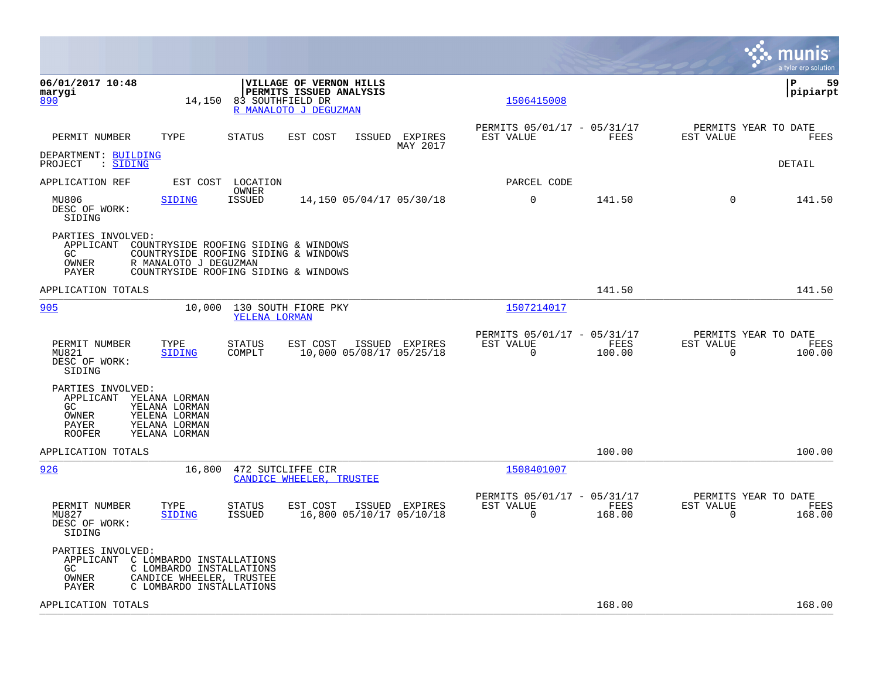06/01/2017 10:48
marygi

**VILLAGE OF VERNON HILLS**
**PERMITS ISSUED ANALYSIS**

pipiarpt

890 | 14,150 | 83 SOUTHFIELD DR | R MANALOTO J DEGUZMAN | 1506415008

| PERMIT NUMBER | TYPE | STATUS | EST COST | ISSUED | EXPIRES MAY 2017 | PERMITS 05/01/17 - 05/31/17 EST VALUE | FEES | PERMITS YEAR TO DATE EST VALUE | FEES |
|---|---|---|---|---|---|---|---|---|---|

DEPARTMENT: BUILDING
PROJECT : SIDING

DETAIL

| APPLICATION REF | EST COST | LOCATION OWNER | | | | PARCEL CODE | | | |
|---|---|---|---|---|---|---|---|---|---|
| MU806 | SIDING | ISSUED | 14,150 | 05/04/17 | 05/30/18 | 0 | 141.50 | 0 | 141.50 |

DESC OF WORK:
SIDING

PARTIES INVOLVED:
- APPLICANT COUNTRYSIDE ROOFING SIDING & WINDOWS
- GC COUNTRYSIDE ROOFING SIDING & WINDOWS
- OWNER R MANALOTO J DEGUZMAN
- PAYER COUNTRYSIDE ROOFING SIDING & WINDOWS

APPLICATION TOTALS — 141.50 — 141.50

---

905 | 10,000 | 130 SOUTH FIORE PKY | YELANA LORMAN | 1507214017

| PERMIT NUMBER | TYPE | STATUS | EST COST | ISSUED | EXPIRES | PERMITS 05/01/17 - 05/31/17 EST VALUE | FEES | PERMITS YEAR TO DATE EST VALUE | FEES |
|---|---|---|---|---|---|---|---|---|---|
| MU821 | SIDING | COMPLT | 10,000 | 05/08/17 | 05/25/18 | 0 | 100.00 | 0 | 100.00 |

DESC OF WORK:
SIDING

PARTIES INVOLVED:
- APPLICANT YELANA LORMAN
- GC YELANA LORMAN
- OWNER YELENA LORMAN
- PAYER YELANA LORMAN
- ROOFER YELANA LORMAN

APPLICATION TOTALS — 100.00 — 100.00

---

926 | 16,800 | 472 SUTCLIFFE CIR | CANDICE WHEELER, TRUSTEE | 1508401007

| PERMIT NUMBER | TYPE | STATUS | EST COST | ISSUED | EXPIRES | PERMITS 05/01/17 - 05/31/17 EST VALUE | FEES | PERMITS YEAR TO DATE EST VALUE | FEES |
|---|---|---|---|---|---|---|---|---|---|
| MU827 | SIDING | ISSUED | 16,800 | 05/10/17 | 05/10/18 | 0 | 168.00 | 0 | 168.00 |

DESC OF WORK:
SIDING

PARTIES INVOLVED:
- APPLICANT C LOMBARDO INSTALLATIONS
- GC C LOMBARDO INSTALLATIONS
- OWNER CANDICE WHEELER, TRUSTEE
- PAYER C LOMBARDO INSTALLATIONS

APPLICATION TOTALS — 168.00 — 168.00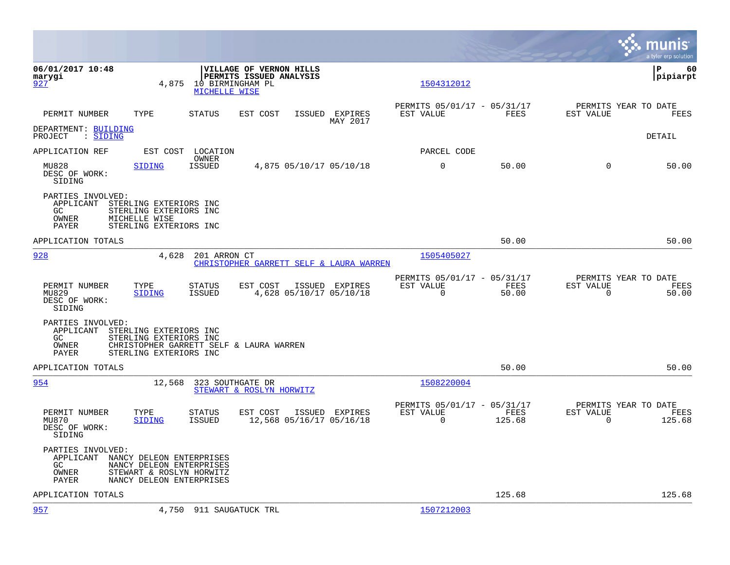06/01/2017 10:48 | VILLAGE OF VERNON HILLS | P 60
marygi | PERMITS ISSUED ANALYSIS | pipiarpt

927 — 4,875 — 10 BIRMINGHAM PL — MICHELLE WISE — 1504312012

| PERMIT NUMBER | TYPE | STATUS | EST COST | ISSUED | EXPIRES MAY 2017 | PERMITS 05/01/17 - 05/31/17 EST VALUE | FEES | PERMITS YEAR TO DATE EST VALUE | FEES |
|---|---|---|---|---|---|---|---|---|---|

DEPARTMENT: BUILDING
PROJECT : SIDING — DETAIL

| APPLICATION REF | EST COST | LOCATION OWNER | | | | PARCEL CODE | | | |
|---|---|---|---|---|---|---|---|---|---|
| MU828 | SIDING | ISSUED | 4,875 | 05/10/17 | 05/10/18 | 0 | 50.00 | 0 | 50.00 |

DESC OF WORK:
SIDING

PARTIES INVOLVED:
- APPLICANT STERLING EXTERIORS INC
- GC STERLING EXTERIORS INC
- OWNER MICHELLE WISE
- PAYER STERLING EXTERIORS INC

APPLICATION TOTALS — 50.00 — 50.00

928 — 4,628 — 201 ARRON CT — CHRISTOPHER GARRETT SELF & LAURA WARREN — 1505405027

| PERMIT NUMBER | TYPE | STATUS | EST COST | ISSUED | EXPIRES | PERMITS 05/01/17 - 05/31/17 EST VALUE | FEES | PERMITS YEAR TO DATE EST VALUE | FEES |
|---|---|---|---|---|---|---|---|---|---|
| MU829 | SIDING | ISSUED | 4,628 | 05/10/17 | 05/10/18 | 0 | 50.00 | 0 | 50.00 |

DESC OF WORK:
SIDING

PARTIES INVOLVED:
- APPLICANT STERLING EXTERIORS INC
- GC STERLING EXTERIORS INC
- OWNER CHRISTOPHER GARRETT SELF & LAURA WARREN
- PAYER STERLING EXTERIORS INC

APPLICATION TOTALS — 50.00 — 50.00

954 — 12,568 — 323 SOUTHGATE DR — STEWART & ROSLYN HORWITZ — 1508220004

| PERMIT NUMBER | TYPE | STATUS | EST COST | ISSUED | EXPIRES | PERMITS 05/01/17 - 05/31/17 EST VALUE | FEES | PERMITS YEAR TO DATE EST VALUE | FEES |
|---|---|---|---|---|---|---|---|---|---|
| MU870 | SIDING | ISSUED | 12,568 | 05/16/17 | 05/16/18 | 0 | 125.68 | 0 | 125.68 |

DESC OF WORK:
SIDING

PARTIES INVOLVED:
- APPLICANT NANCY DELEON ENTERPRISES
- GC NANCY DELEON ENTERPRISES
- OWNER STEWART & ROSLYN HORWITZ
- PAYER NANCY DELEON ENTERPRISES

APPLICATION TOTALS — 125.68 — 125.68

957 — 4,750 — 911 SAUGATUCK TRL — 1507212003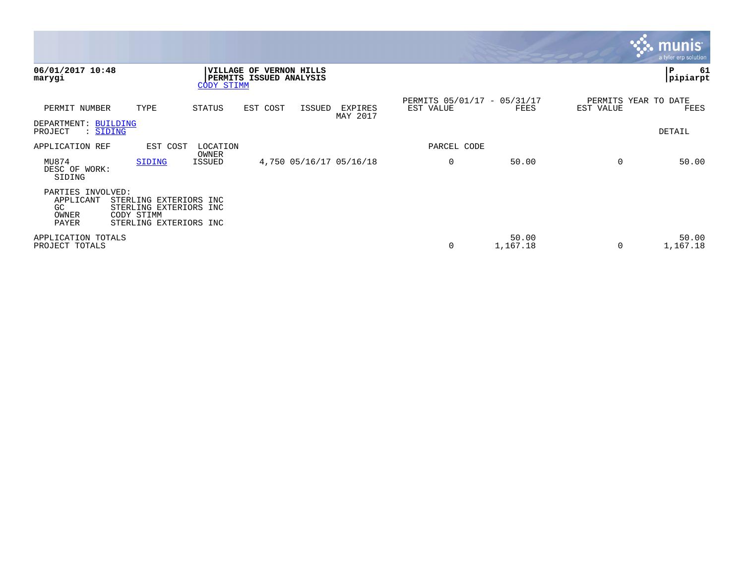**06/01/2017 10:48**
**marygi**

**VILLAGE OF VERNON HILLS**
**PERMITS ISSUED ANALYSIS**
CODY STIMM

**P 61**
**pipiarpt**

| PERMIT NUMBER | TYPE | STATUS | EST COST | ISSUED | EXPIRES | PERMITS 05/01/17 - 05/31/17 EST VALUE | FEES | PERMITS YEAR TO DATE EST VALUE | FEES |
|---|---|---|---|---|---|---|---|---|---|
| | | | | | MAY 2017 | | | | |

DEPARTMENT: BUILDING
PROJECT : SIDING

DETAIL

| APPLICATION REF | EST COST | LOCATION / OWNER | | | | PARCEL CODE | | | |
|---|---|---|---|---|---|---|---|---|---|
| MU874 | SIDING | ISSUED | 4,750 | 05/16/17 | 05/16/18 | 0 | 50.00 | 0 | 50.00 |

DESC OF WORK:
SIDING

PARTIES INVOLVED:
APPLICANT STERLING EXTERIORS INC
GC STERLING EXTERIORS INC
OWNER CODY STIMM
PAYER STERLING EXTERIORS INC

| | EST VALUE | FEES | EST VALUE | FEES |
|---|---|---|---|---|
| APPLICATION TOTALS | | 50.00 | | 50.00 |
| PROJECT TOTALS | 0 | 1,167.18 | 0 | 1,167.18 |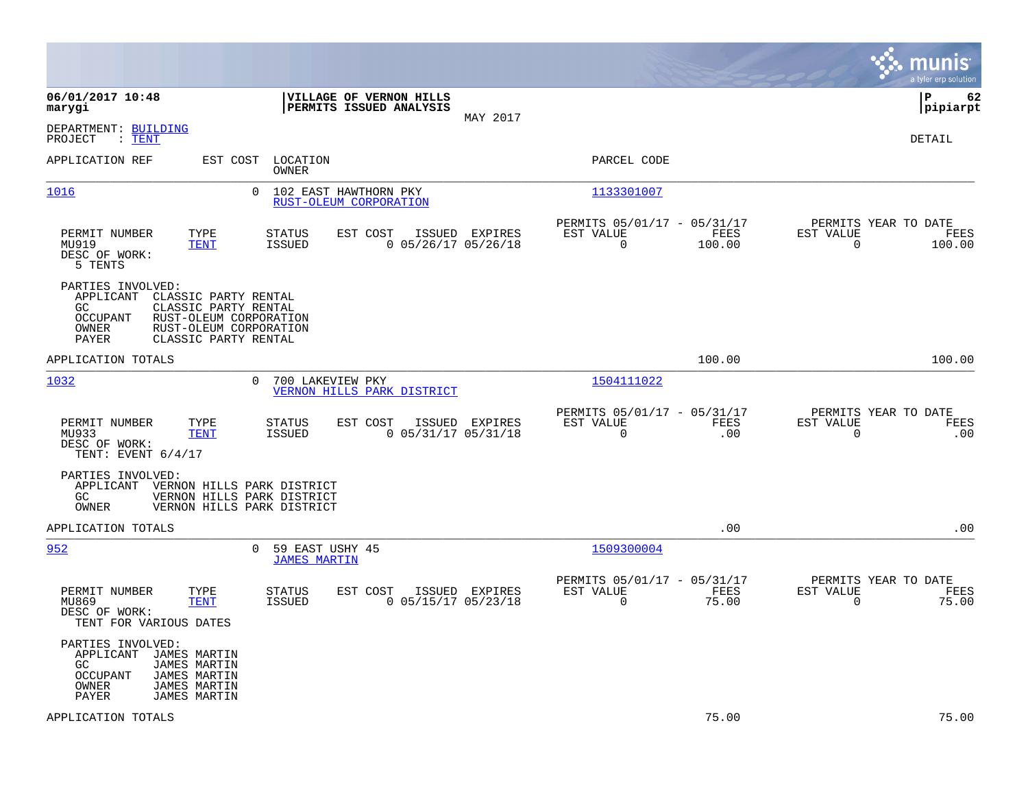06/01/2017 10:48
marygi

**VILLAGE OF VERNON HILLS**
**PERMITS ISSUED ANALYSIS**

MAY 2017

P 62
pipiarpt

DEPARTMENT: BUILDING
PROJECT : TENT

DETAIL

| APPLICATION REF | EST COST | LOCATION / OWNER | PARCEL CODE |
|---|---|---|---|
| 1016 | 0 | 102 EAST HAWTHORN PKY / RUST-OLEUM CORPORATION | 1133301007 |

| PERMIT NUMBER | TYPE | STATUS | EST COST | ISSUED | EXPIRES | PERMITS 05/01/17 - 05/31/17 EST VALUE | FEES | PERMITS YEAR TO DATE EST VALUE | FEES |
|---|---|---|---|---|---|---|---|---|---|
| MU919 | TENT | ISSUED | 0 | 05/26/17 | 05/26/18 | 0 | 100.00 | 0 | 100.00 |

DESC OF WORK:
5 TENTS

PARTIES INVOLVED:
- APPLICANT CLASSIC PARTY RENTAL
- GC CLASSIC PARTY RENTAL
- OCCUPANT RUST-OLEUM CORPORATION
- OWNER RUST-OLEUM CORPORATION
- PAYER CLASSIC PARTY RENTAL

APPLICATION TOTALS 100.00 100.00

| APPLICATION REF | EST COST | LOCATION / OWNER | PARCEL CODE |
|---|---|---|---|
| 1032 | 0 | 700 LAKEVIEW PKY / VERNON HILLS PARK DISTRICT | 1504111022 |

| PERMIT NUMBER | TYPE | STATUS | EST COST | ISSUED | EXPIRES | PERMITS 05/01/17 - 05/31/17 EST VALUE | FEES | PERMITS YEAR TO DATE EST VALUE | FEES |
|---|---|---|---|---|---|---|---|---|---|
| MU933 | TENT | ISSUED | 0 | 05/31/17 | 05/31/18 | 0 | .00 | 0 | .00 |

DESC OF WORK:
TENT: EVENT 6/4/17

PARTIES INVOLVED:
- APPLICANT VERNON HILLS PARK DISTRICT
- GC VERNON HILLS PARK DISTRICT
- OWNER VERNON HILLS PARK DISTRICT

APPLICATION TOTALS .00 .00

| APPLICATION REF | EST COST | LOCATION / OWNER | PARCEL CODE |
|---|---|---|---|
| 952 | 0 | 59 EAST USHY 45 / JAMES MARTIN | 1509300004 |

| PERMIT NUMBER | TYPE | STATUS | EST COST | ISSUED | EXPIRES | PERMITS 05/01/17 - 05/31/17 EST VALUE | FEES | PERMITS YEAR TO DATE EST VALUE | FEES |
|---|---|---|---|---|---|---|---|---|---|
| MU869 | TENT | ISSUED | 0 | 05/15/17 | 05/23/18 | 0 | 75.00 | 0 | 75.00 |

DESC OF WORK:
TENT FOR VARIOUS DATES

PARTIES INVOLVED:
- APPLICANT JAMES MARTIN
- GC JAMES MARTIN
- OCCUPANT JAMES MARTIN
- OWNER JAMES MARTIN
- PAYER JAMES MARTIN

APPLICATION TOTALS 75.00 75.00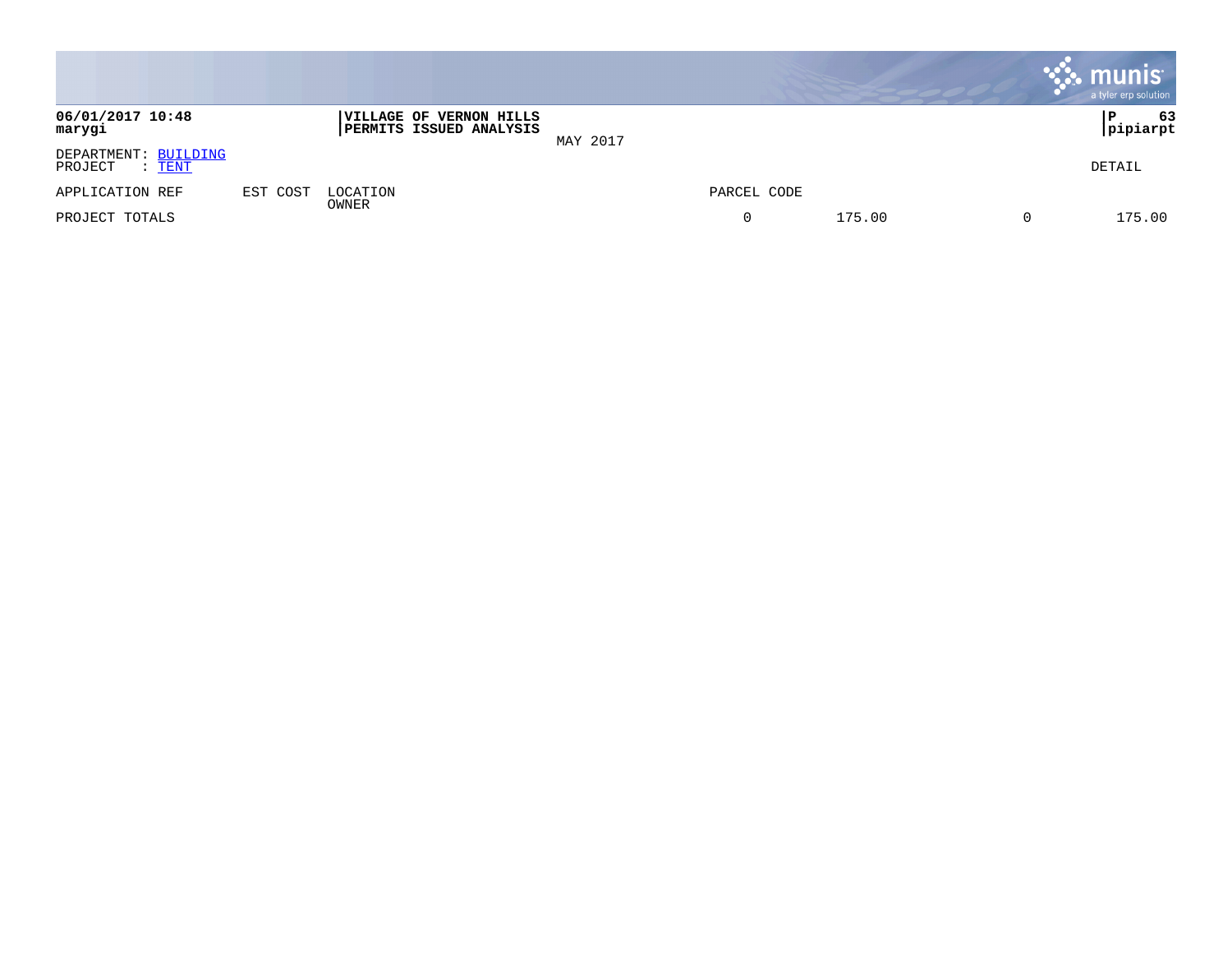**06/01/2017 10:48**
**marygi**

**VILLAGE OF VERNON HILLS**
**PERMITS ISSUED ANALYSIS**

MAY 2017

**P 63**
**pipiarpt**

DEPARTMENT: BUILDING
PROJECT : TENT

DETAIL

| APPLICATION REF | EST COST | LOCATION<br>OWNER | PARCEL CODE | | | |
|---|---|---|---|---|---|---|
| PROJECT TOTALS | | | 0 | 175.00 | 0 | 175.00 |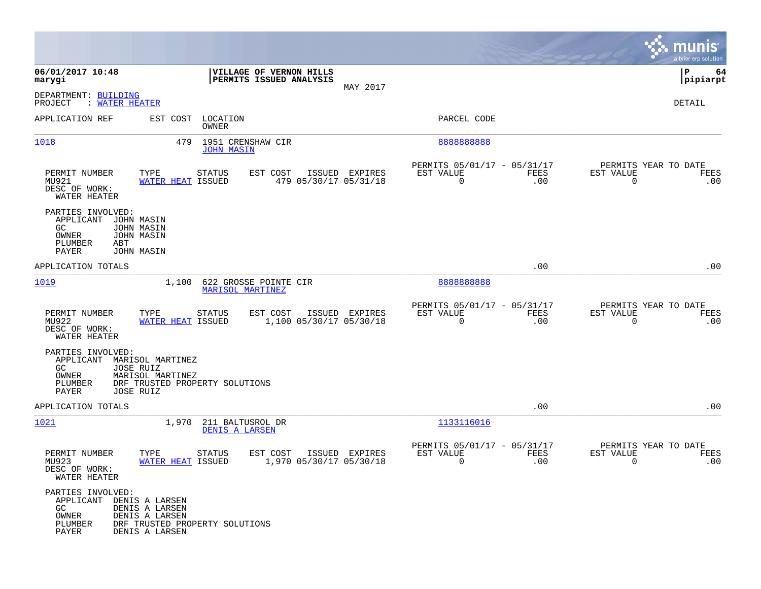**06/01/2017 10:48**
**marygi**

**VILLAGE OF VERNON HILLS**
**PERMITS ISSUED ANALYSIS**

MAY 2017

**pipiarpt**

DEPARTMENT: BUILDING
PROJECT : WATER HEATER

DETAIL

| APPLICATION REF | EST COST | LOCATION / OWNER | PARCEL CODE |
|---|---|---|---|
| 1018 | 479 | 1951 CRENSHAW CIR / JOHN MASIN | 8888888888 |

| PERMIT NUMBER | TYPE | STATUS | EST COST | ISSUED | EXPIRES | PERMITS 05/01/17 - 05/31/17 EST VALUE | FEES | PERMITS YEAR TO DATE EST VALUE | FEES |
|---|---|---|---|---|---|---|---|---|---|
| MU921 | WATER HEAT | ISSUED | 479 | 05/30/17 | 05/31/18 | 0 | .00 | 0 | .00 |

DESC OF WORK:
WATER HEATER

PARTIES INVOLVED:
- APPLICANT JOHN MASIN
- GC JOHN MASIN
- OWNER JOHN MASIN
- PLUMBER ABT
- PAYER JOHN MASIN

APPLICATION TOTALS .00 .00

| APPLICATION REF | EST COST | LOCATION / OWNER | PARCEL CODE |
|---|---|---|---|
| 1019 | 1,100 | 622 GROSSE POINTE CIR / MARISOL MARTINEZ | 8888888888 |

| PERMIT NUMBER | TYPE | STATUS | EST COST | ISSUED | EXPIRES | PERMITS 05/01/17 - 05/31/17 EST VALUE | FEES | PERMITS YEAR TO DATE EST VALUE | FEES |
|---|---|---|---|---|---|---|---|---|---|
| MU922 | WATER HEAT | ISSUED | 1,100 | 05/30/17 | 05/30/18 | 0 | .00 | 0 | .00 |

DESC OF WORK:
WATER HEATER

PARTIES INVOLVED:
- APPLICANT MARISOL MARTINEZ
- GC JOSE RUIZ
- OWNER MARISOL MARTINEZ
- PLUMBER DRF TRUSTED PROPERTY SOLUTIONS
- PAYER JOSE RUIZ

APPLICATION TOTALS .00 .00

| APPLICATION REF | EST COST | LOCATION / OWNER | PARCEL CODE |
|---|---|---|---|
| 1021 | 1,970 | 211 BALTUSROL DR / DENIS A LARSEN | 1133116016 |

| PERMIT NUMBER | TYPE | STATUS | EST COST | ISSUED | EXPIRES | PERMITS 05/01/17 - 05/31/17 EST VALUE | FEES | PERMITS YEAR TO DATE EST VALUE | FEES |
|---|---|---|---|---|---|---|---|---|---|
| MU923 | WATER HEAT | ISSUED | 1,970 | 05/30/17 | 05/30/18 | 0 | .00 | 0 | .00 |

DESC OF WORK:
WATER HEATER

PARTIES INVOLVED:
- APPLICANT DENIS A LARSEN
- GC DENIS A LARSEN
- OWNER DENIS A LARSEN
- PLUMBER DRF TRUSTED PROPERTY SOLUTIONS
- PAYER DENIS A LARSEN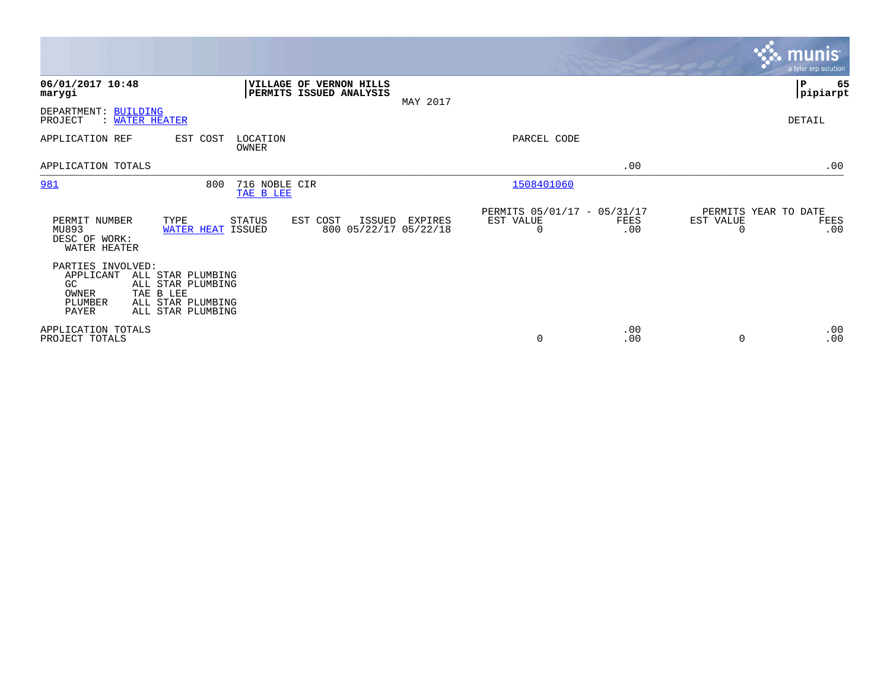06/01/2017 10:48
marygi

**VILLAGE OF VERNON HILLS**
**PERMITS ISSUED ANALYSIS**

MAY 2017

P 65
pipiarpt

DEPARTMENT: BUILDING
PROJECT : WATER HEATER

DETAIL

| APPLICATION REF | EST COST | LOCATION / OWNER | PARCEL CODE | | |
|---|---|---|---|---|---|
| APPLICATION TOTALS | | | | .00 | .00 |
| 981 | 800 | 716 NOBLE CIR / TAE B LEE | 1508401060 | | |

| PERMIT NUMBER | TYPE | STATUS | EST COST | ISSUED | EXPIRES | PERMITS 05/01/17 - 05/31/17 EST VALUE | FEES | PERMITS YEAR TO DATE EST VALUE | FEES |
|---|---|---|---|---|---|---|---|---|---|
| MU893 | WATER HEAT | ISSUED | 800 | 05/22/17 | 05/22/18 | 0 | .00 | 0 | .00 |

DESC OF WORK:
WATER HEATER

PARTIES INVOLVED:

| | |
|---|---|
| APPLICANT | ALL STAR PLUMBING |
| GC | ALL STAR PLUMBING |
| OWNER | TAE B LEE |
| PLUMBER | ALL STAR PLUMBING |
| PAYER | ALL STAR PLUMBING |

| | EST VALUE | FEES | EST VALUE | FEES |
|---|---|---|---|---|
| APPLICATION TOTALS | | .00 | | .00 |
| PROJECT TOTALS | 0 | .00 | 0 | .00 |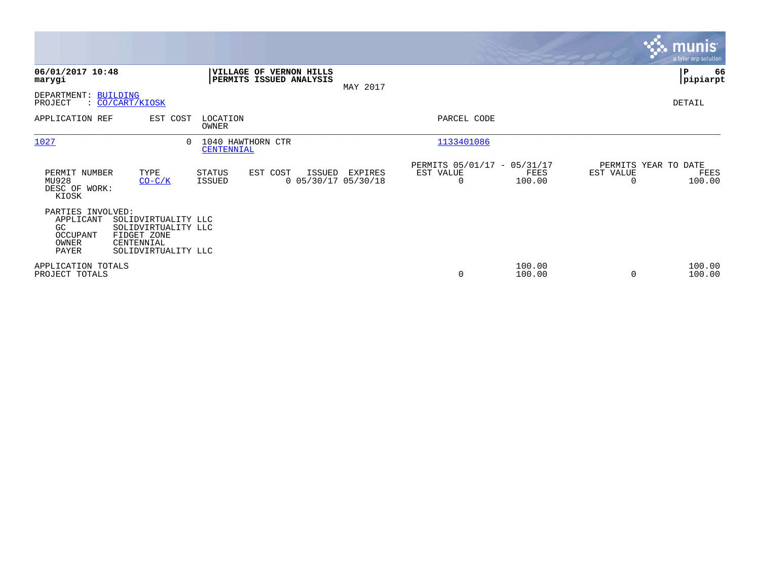**06/01/2017 10:48**
**marygi**

**VILLAGE OF VERNON HILLS**
**PERMITS ISSUED ANALYSIS**

MAY 2017

**P 66**
**pipiarpt**

DEPARTMENT: BUILDING
PROJECT : CO/CART/KIOSK

DETAIL

| APPLICATION REF | EST COST | LOCATION / OWNER | PARCEL CODE |
|---|---|---|---|
| 1027 | 0 | 1040 HAWTHORN CTR / CENTENNIAL | 1133401086 |

| PERMIT NUMBER | TYPE | STATUS | EST COST | ISSUED | EXPIRES | PERMITS 05/01/17 - 05/31/17 EST VALUE | PERMITS 05/01/17 - 05/31/17 FEES | PERMITS YEAR TO DATE EST VALUE | PERMITS YEAR TO DATE FEES |
|---|---|---|---|---|---|---|---|---|---|
| MU928 | CO-C/K | ISSUED | 0 | 05/30/17 | 05/30/18 | 0 | 100.00 | 0 | 100.00 |

DESC OF WORK:
KIOSK

PARTIES INVOLVED:

| | |
|---|---|
| APPLICANT | SOLIDVIRTUALITY LLC |
| GC | SOLIDVIRTUALITY LLC |
| OCCUPANT | FIDGET ZONE |
| OWNER | CENTENNIAL |
| PAYER | SOLIDVIRTUALITY LLC |

| | EST VALUE | FEES | YTD EST VALUE | YTD FEES |
|---|---|---|---|---|
| APPLICATION TOTALS | | 100.00 | | 100.00 |
| PROJECT TOTALS | 0 | 100.00 | 0 | 100.00 |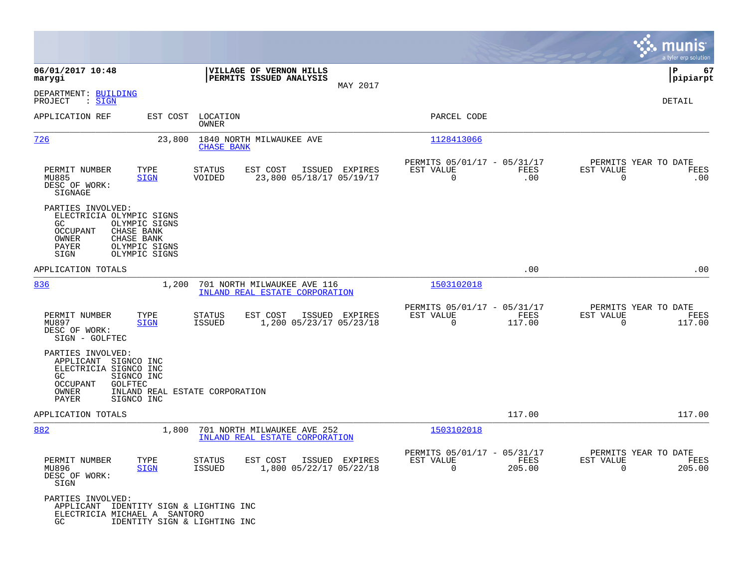06/01/2017 10:48
marygi

VILLAGE OF VERNON HILLS
PERMITS ISSUED ANALYSIS
MAY 2017

P 67
pipiarpt

DEPARTMENT: BUILDING
PROJECT : SIGN

DETAIL

| APPLICATION REF | EST COST | LOCATION / OWNER | PARCEL CODE |
|---|---|---|---|
| 726 | 23,800 | 1840 NORTH MILWAUKEE AVE / CHASE BANK | 1128413066 |

| PERMIT NUMBER | TYPE | STATUS | EST COST | ISSUED | EXPIRES | PERMITS 05/01/17 - 05/31/17 EST VALUE | FEES | PERMITS YEAR TO DATE EST VALUE | FEES |
|---|---|---|---|---|---|---|---|---|---|
| MU885 | SIGN | VOIDED | 23,800 | 05/18/17 | 05/19/17 | 0 | .00 | 0 | .00 |

DESC OF WORK:
SIGNAGE

PARTIES INVOLVED:
ELECTRICIA OLYMPIC SIGNS
GC OLYMPIC SIGNS
OCCUPANT CHASE BANK
OWNER CHASE BANK
PAYER OLYMPIC SIGNS
SIGN OLYMPIC SIGNS

APPLICATION TOTALS .00 .00

| APPLICATION REF | EST COST | LOCATION / OWNER | PARCEL CODE |
|---|---|---|---|
| 836 | 1,200 | 701 NORTH MILWAUKEE AVE 116 / INLAND REAL ESTATE CORPORATION | 1503102018 |

| PERMIT NUMBER | TYPE | STATUS | EST COST | ISSUED | EXPIRES | PERMITS 05/01/17 - 05/31/17 EST VALUE | FEES | PERMITS YEAR TO DATE EST VALUE | FEES |
|---|---|---|---|---|---|---|---|---|---|
| MU897 | SIGN | ISSUED | 1,200 | 05/23/17 | 05/23/18 | 0 | 117.00 | 0 | 117.00 |

DESC OF WORK:
SIGN - GOLFTEC

PARTIES INVOLVED:
APPLICANT SIGNCO INC
ELECTRICIA SIGNCO INC
GC SIGNCO INC
OCCUPANT GOLFTEC
OWNER INLAND REAL ESTATE CORPORATION
PAYER SIGNCO INC

APPLICATION TOTALS 117.00 117.00

| APPLICATION REF | EST COST | LOCATION / OWNER | PARCEL CODE |
|---|---|---|---|
| 882 | 1,800 | 701 NORTH MILWAUKEE AVE 252 / INLAND REAL ESTATE CORPORATION | 1503102018 |

| PERMIT NUMBER | TYPE | STATUS | EST COST | ISSUED | EXPIRES | PERMITS 05/01/17 - 05/31/17 EST VALUE | FEES | PERMITS YEAR TO DATE EST VALUE | FEES |
|---|---|---|---|---|---|---|---|---|---|
| MU896 | SIGN | ISSUED | 1,800 | 05/22/17 | 05/22/18 | 0 | 205.00 | 0 | 205.00 |

DESC OF WORK:
SIGN

PARTIES INVOLVED:
APPLICANT IDENTITY SIGN & LIGHTING INC
ELECTRICIA MICHAEL A SANTORO
GC IDENTITY SIGN & LIGHTING INC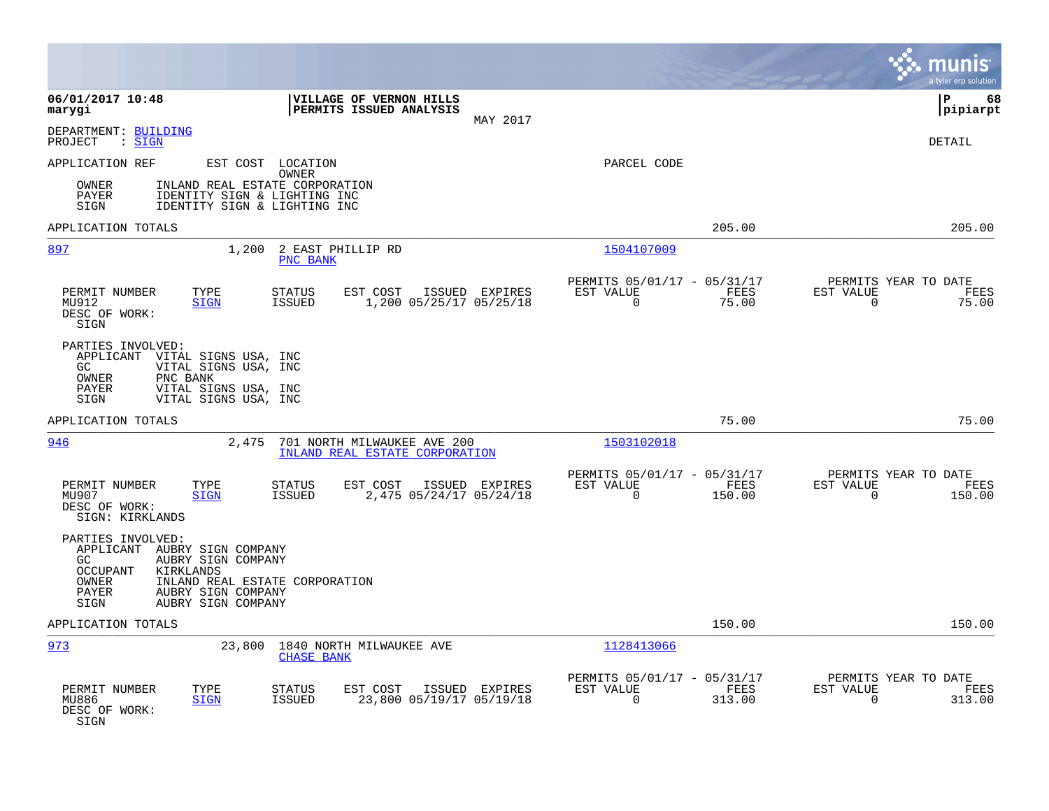**06/01/2017 10:48**
**marygi**

**VILLAGE OF VERNON HILLS**
**PERMITS ISSUED ANALYSIS**
MAY 2017

**P 68**
**pipiarpt**

DEPARTMENT: BUILDING
PROJECT : SIGN

DETAIL

APPLICATION REF | EST COST | LOCATION / OWNER | PARCEL CODE

OWNER INLAND REAL ESTATE CORPORATION
PAYER IDENTITY SIGN & LIGHTING INC
SIGN IDENTITY SIGN & LIGHTING INC

APPLICATION TOTALS 205.00 205.00

---

**897** 1,200 2 EAST PHILLIP RD — PNC BANK — 1504107009

| PERMIT NUMBER | TYPE | STATUS | EST COST | ISSUED | EXPIRES | PERMITS 05/01/17 - 05/31/17 EST VALUE | FEES | PERMITS YEAR TO DATE EST VALUE | FEES |
|---|---|---|---|---|---|---|---|---|---|
| MU912 | SIGN | ISSUED | 1,200 | 05/25/17 | 05/25/18 | 0 | 75.00 | 0 | 75.00 |

DESC OF WORK:
SIGN

PARTIES INVOLVED:
APPLICANT VITAL SIGNS USA, INC
GC VITAL SIGNS USA, INC
OWNER PNC BANK
PAYER VITAL SIGNS USA, INC
SIGN VITAL SIGNS USA, INC

APPLICATION TOTALS 75.00 75.00

---

**946** 2,475 701 NORTH MILWAUKEE AVE 200 — INLAND REAL ESTATE CORPORATION — 1503102018

| PERMIT NUMBER | TYPE | STATUS | EST COST | ISSUED | EXPIRES | PERMITS 05/01/17 - 05/31/17 EST VALUE | FEES | PERMITS YEAR TO DATE EST VALUE | FEES |
|---|---|---|---|---|---|---|---|---|---|
| MU907 | SIGN | ISSUED | 2,475 | 05/24/17 | 05/24/18 | 0 | 150.00 | 0 | 150.00 |

DESC OF WORK:
SIGN: KIRKLANDS

PARTIES INVOLVED:
APPLICANT AUBRY SIGN COMPANY
GC AUBRY SIGN COMPANY
OCCUPANT KIRKLANDS
OWNER INLAND REAL ESTATE CORPORATION
PAYER AUBRY SIGN COMPANY
SIGN AUBRY SIGN COMPANY

APPLICATION TOTALS 150.00 150.00

---

**973** 23,800 1840 NORTH MILWAUKEE AVE — CHASE BANK — 1128413066

| PERMIT NUMBER | TYPE | STATUS | EST COST | ISSUED | EXPIRES | PERMITS 05/01/17 - 05/31/17 EST VALUE | FEES | PERMITS YEAR TO DATE EST VALUE | FEES |
|---|---|---|---|---|---|---|---|---|---|
| MU886 | SIGN | ISSUED | 23,800 | 05/19/17 | 05/19/18 | 0 | 313.00 | 0 | 313.00 |

DESC OF WORK:
SIGN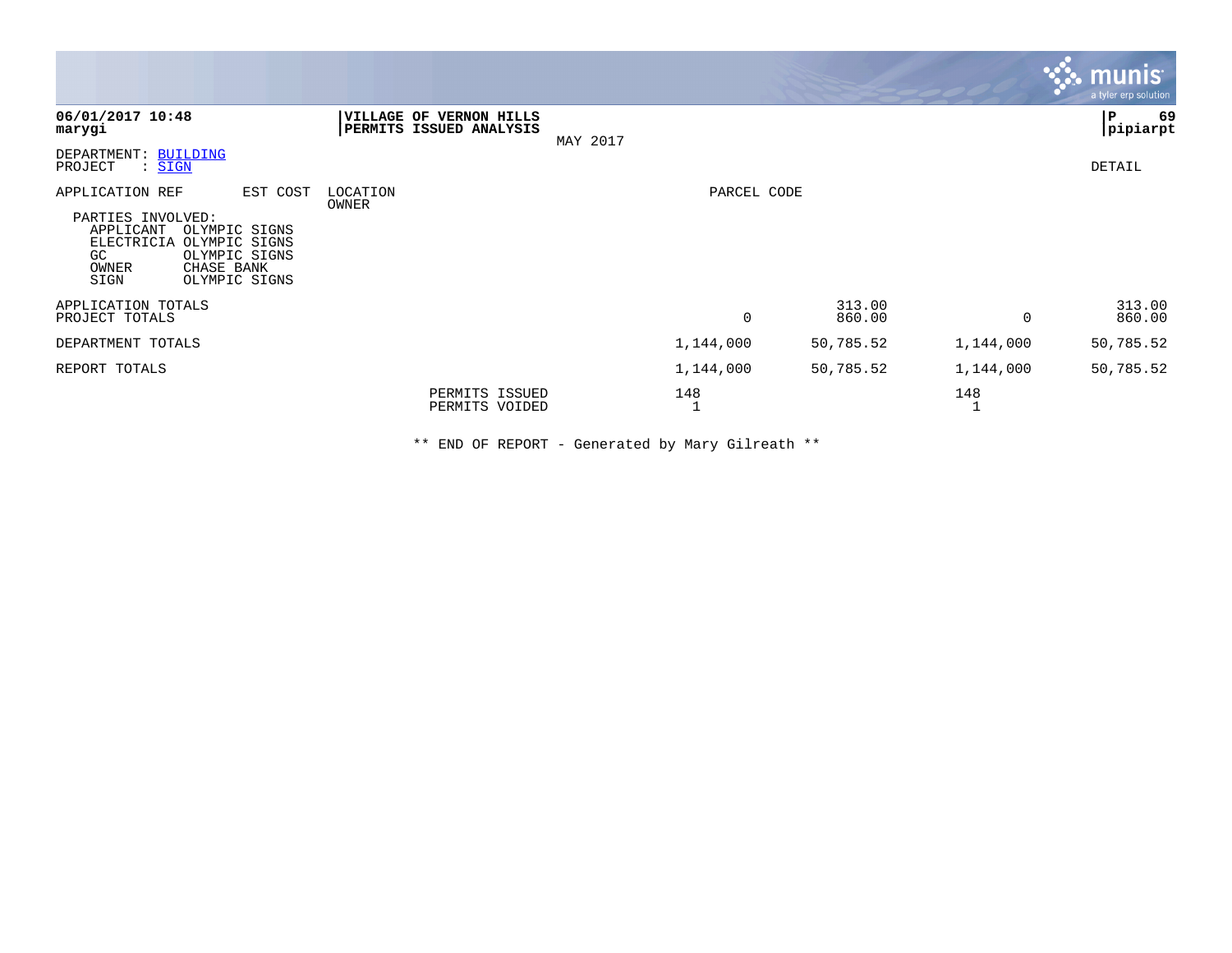**06/01/2017 10:48**
**marygi**

**VILLAGE OF VERNON HILLS**
**PERMITS ISSUED ANALYSIS**

MAY 2017

**P 69**
**pipiarpt**

DEPARTMENT: BUILDING
PROJECT : SIGN

DETAIL

| APPLICATION REF | EST COST | LOCATION OWNER | PARCEL CODE | | | |
|---|---|---|---|---|---|---|

PARTIES INVOLVED:

| | |
|---|---|
| APPLICANT | OLYMPIC SIGNS |
| ELECTRICIA | OLYMPIC SIGNS |
| GC | OLYMPIC SIGNS |
| OWNER | CHASE BANK |
| SIGN | OLYMPIC SIGNS |

| | | | | |
|---|---|---|---|---|
| APPLICATION TOTALS | | 313.00 | | 313.00 |
| PROJECT TOTALS | 0 | 860.00 | 0 | 860.00 |
| DEPARTMENT TOTALS | 1,144,000 | 50,785.52 | 1,144,000 | 50,785.52 |
| REPORT TOTALS | 1,144,000 | 50,785.52 | 1,144,000 | 50,785.52 |
| PERMITS ISSUED | 148 | | 148 | |
| PERMITS VOIDED | 1 | | 1 | |

** END OF REPORT - Generated by Mary Gilreath **